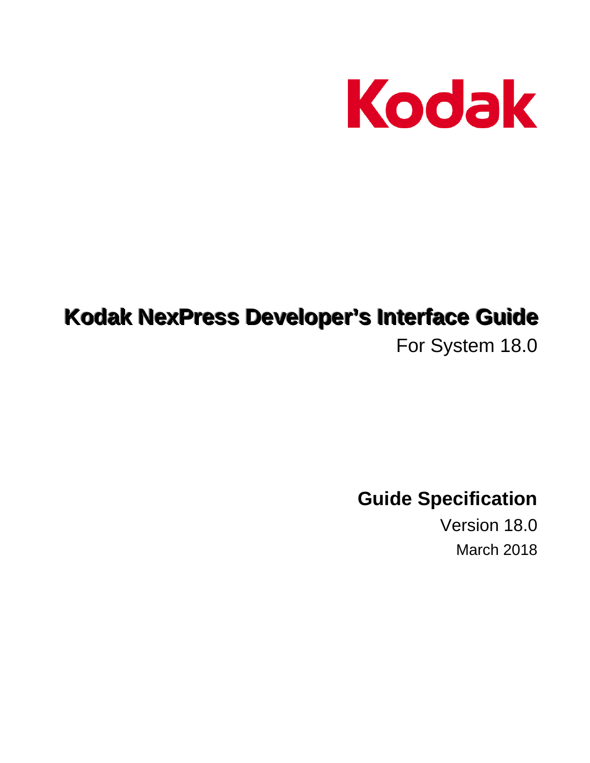Kodak

# Kodak NexPress Developer's Interface Guide

For System 18.0

## Guide Specification

Version 18.0

March 2018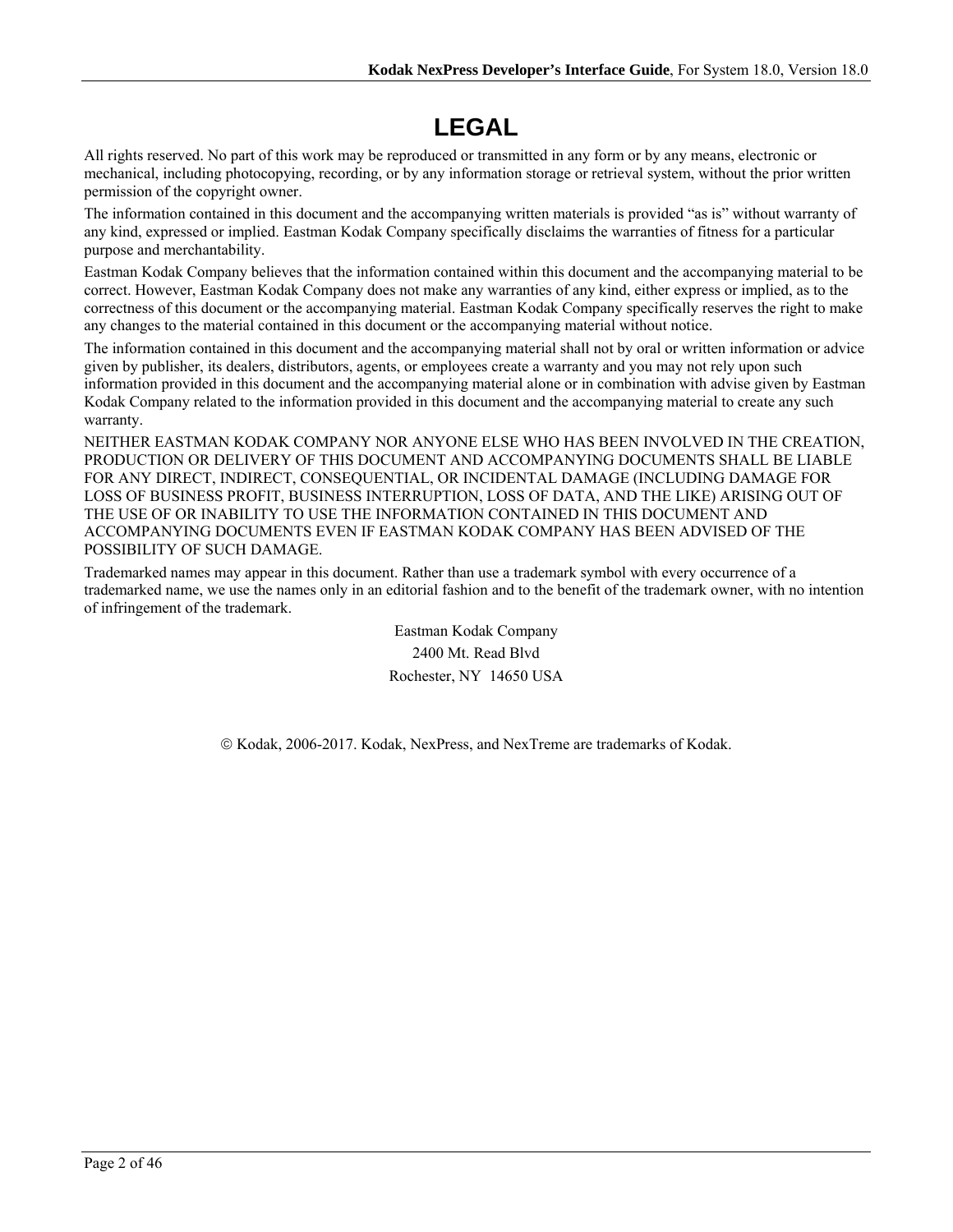# LEGAL

All rights reserved. No part of this work may be reproduced or transmitted in any form or by any means, electronic or mechanical, including photocopying, recording, or by any information storage or retrieval system, without the prior written permission of the copyright owner.

The information contained in this document and the accompanying written materials is provided "as is" without warranty of any kind, expressed or implied. Eastman Kodak Company specifically disclaims the warranties of fitness for a particular purpose and merchantability.

Eastman Kodak Company believes that the information contained within this document and the accompanying material to be correct. However, Eastman Kodak Company does not make any warranties of any kind, either express or implied, as to the correctness of this document or the accompanying material. Eastman Kodak Company specifically reserves the right to make any changes to the material contained in this document or the accompanying material without notice.

The information contained in this document and the accompanying material shall not by oral or written information or advice given by publisher, its dealers, distributors, agents, or employees create a warranty and you may not rely upon such information provided in this document and the accompanying material alone or in combination with advise given by Eastman Kodak Company related to the information provided in this document and the accompanying material to create any such warranty.

NEITHER EASTMAN KODAK COMPANY NOR ANYONE ELSE WHO HAS BEEN INVOLVED IN THE CREATION, PRODUCTION OR DELIVERY OF THIS DOCUMENT AND ACCOMPANYING DOCUMENTS SHALL BE LIABLE FOR ANY DIRECT, INDIRECT, CONSEQUENTIAL, OR INCIDENTAL DAMAGE (INCLUDING DAMAGE FOR LOSS OF BUSINESS PROFIT, BUSINESS INTERRUPTION, LOSS OF DATA, AND THE LIKE) ARISING OUT OF THE USE OF OR INABILITY TO USE THE INFORMATION CONTAINED IN THIS DOCUMENT AND ACCOMPANYING DOCUMENTS EVEN IF EASTMAN KODAK COMPANY HAS BEEN ADVISED OF THE POSSIBILITY OF SUCH DAMAGE.

Trademarked names may appear in this document. Rather than use a trademark symbol with every occurrence of a trademarked name, we use the names only in an editorial fashion and to the benefit of the trademark owner, with no intention of infringement of the trademark.

Eastman Kodak Company
2400 Mt. Read Blvd
Rochester, NY 14650 USA

© Kodak, 2006-2017. Kodak, NexPress, and NexTreme are trademarks of Kodak.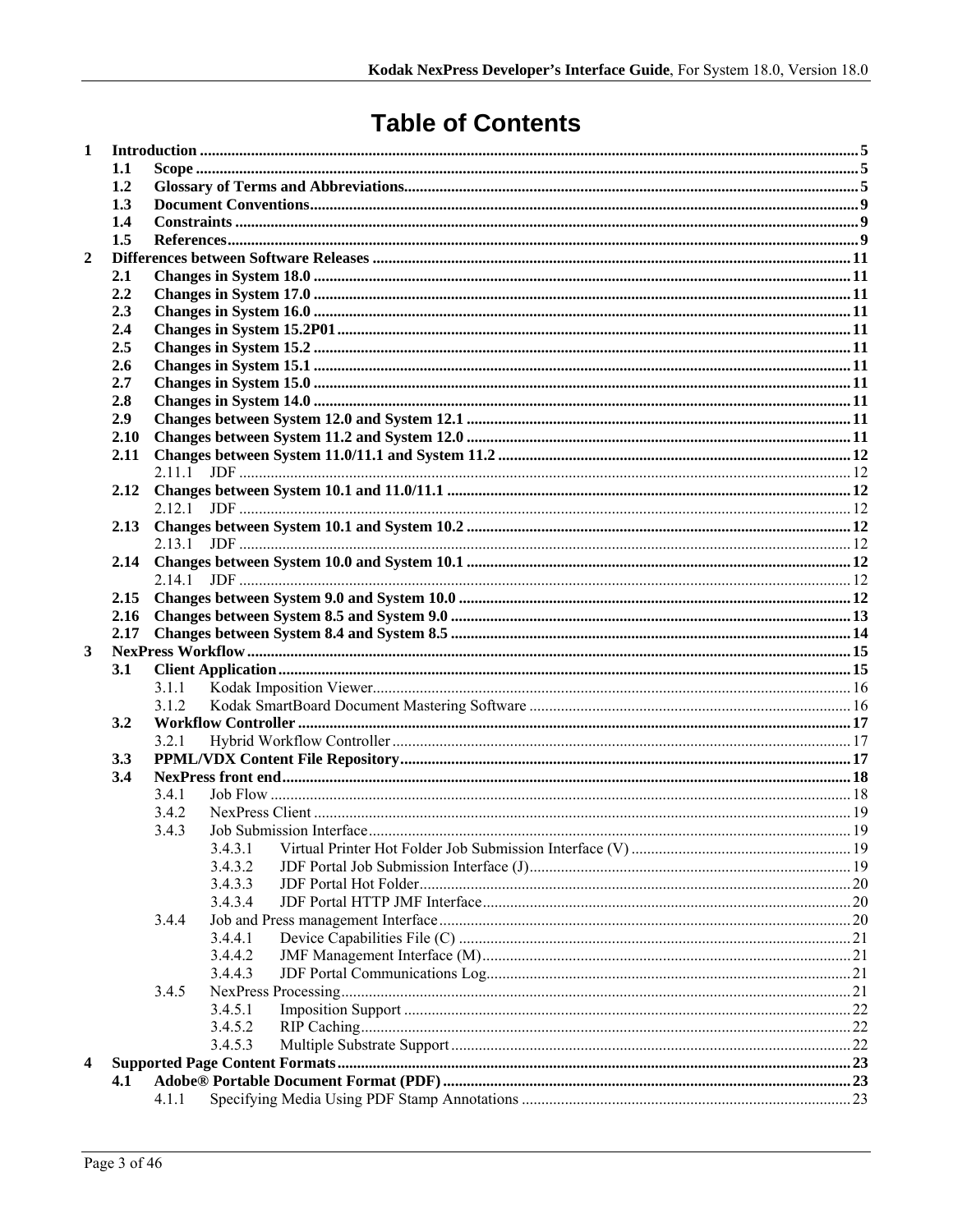# Table of Contents

1 Introduction ....... 5
  1.1 Scope ....... 5
  1.2 Glossary of Terms and Abbreviations ....... 5
  1.3 Document Conventions ....... 9
  1.4 Constraints ....... 9
  1.5 References ....... 9
2 Differences between Software Releases ....... 11
  2.1 Changes in System 18.0 ....... 11
  2.2 Changes in System 17.0 ....... 11
  2.3 Changes in System 16.0 ....... 11
  2.4 Changes in System 15.2P01 ....... 11
  2.5 Changes in System 15.2 ....... 11
  2.6 Changes in System 15.1 ....... 11
  2.7 Changes in System 15.0 ....... 11
  2.8 Changes in System 14.0 ....... 11
  2.9 Changes between System 12.0 and System 12.1 ....... 11
  2.10 Changes between System 11.2 and System 12.0 ....... 11
  2.11 Changes between System 11.0/11.1 and System 11.2 ....... 12
    2.11.1 JDF ....... 12
  2.12 Changes between System 10.1 and 11.0/11.1 ....... 12
    2.12.1 JDF ....... 12
  2.13 Changes between System 10.1 and System 10.2 ....... 12
    2.13.1 JDF ....... 12
  2.14 Changes between System 10.0 and System 10.1 ....... 12
    2.14.1 JDF ....... 12
  2.15 Changes between System 9.0 and System 10.0 ....... 12
  2.16 Changes between System 8.5 and System 9.0 ....... 13
  2.17 Changes between System 8.4 and System 8.5 ....... 14
3 NexPress Workflow ....... 15
  3.1 Client Application ....... 15
    3.1.1 Kodak Imposition Viewer ....... 16
    3.1.2 Kodak SmartBoard Document Mastering Software ....... 16
  3.2 Workflow Controller ....... 17
    3.2.1 Hybrid Workflow Controller ....... 17
  3.3 PPML/VDX Content File Repository ....... 17
  3.4 NexPress front end ....... 18
    3.4.1 Job Flow ....... 18
    3.4.2 NexPress Client ....... 19
    3.4.3 Job Submission Interface ....... 19
      3.4.3.1 Virtual Printer Hot Folder Job Submission Interface (V) ....... 19
      3.4.3.2 JDF Portal Job Submission Interface (J) ....... 19
      3.4.3.3 JDF Portal Hot Folder ....... 20
      3.4.3.4 JDF Portal HTTP JMF Interface ....... 20
    3.4.4 Job and Press management Interface ....... 20
      3.4.4.1 Device Capabilities File (C) ....... 21
      3.4.4.2 JMF Management Interface (M) ....... 21
      3.4.4.3 JDF Portal Communications Log ....... 21
    3.4.5 NexPress Processing ....... 21
      3.4.5.1 Imposition Support ....... 22
      3.4.5.2 RIP Caching ....... 22
      3.4.5.3 Multiple Substrate Support ....... 22
4 Supported Page Content Formats ....... 23
  4.1 Adobe® Portable Document Format (PDF) ....... 23
    4.1.1 Specifying Media Using PDF Stamp Annotations ....... 23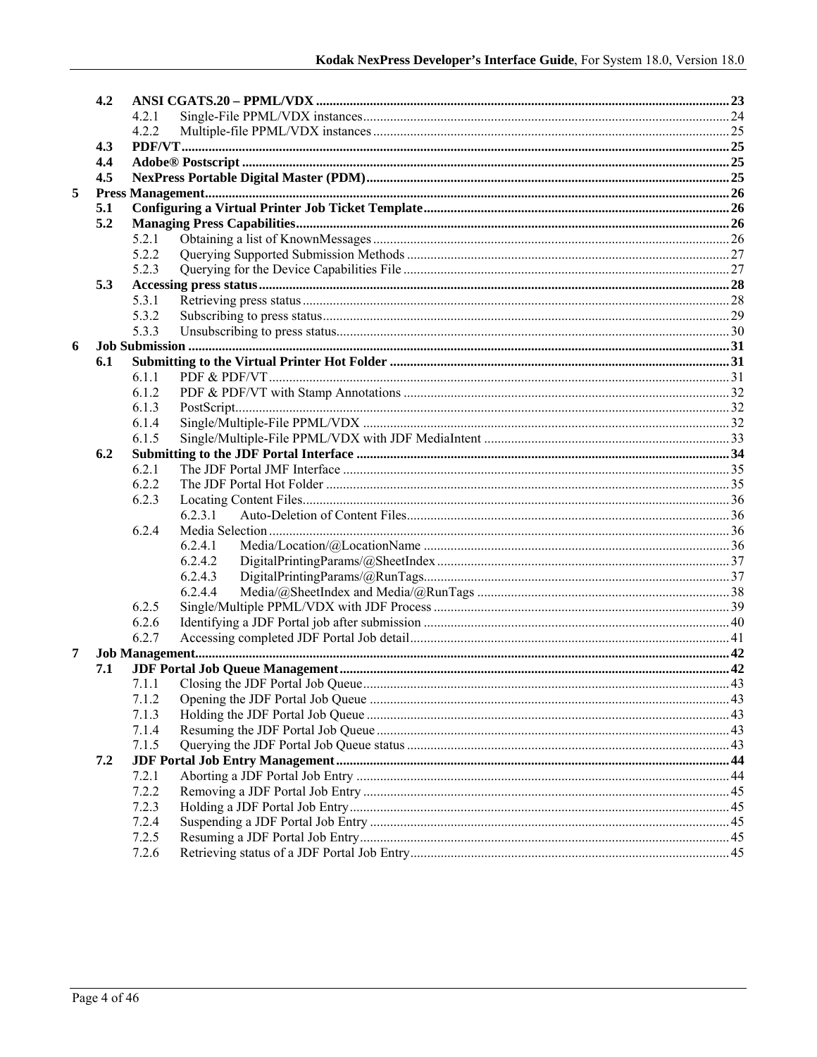- **4.2 ANSI CGATS.20 – PPML/VDX** .......... 23
  - 4.2.1 Single-File PPML/VDX instances .......... 24
  - 4.2.2 Multiple-file PPML/VDX instances .......... 25
- **4.3 PDF/VT** .......... 25
- **4.4 Adobe® Postscript** .......... 25
- **4.5 NexPress Portable Digital Master (PDM)** .......... 25

**5 Press Management** .......... 26

- **5.1 Configuring a Virtual Printer Job Ticket Template** .......... 26
- **5.2 Managing Press Capabilities** .......... 26
  - 5.2.1 Obtaining a list of KnownMessages .......... 26
  - 5.2.2 Querying Supported Submission Methods .......... 27
  - 5.2.3 Querying for the Device Capabilities File .......... 27
- **5.3 Accessing press status** .......... 28
  - 5.3.1 Retrieving press status .......... 28
  - 5.3.2 Subscribing to press status .......... 29
  - 5.3.3 Unsubscribing to press status .......... 30

**6 Job Submission** .......... 31

- **6.1 Submitting to the Virtual Printer Hot Folder** .......... 31
  - 6.1.1 PDF & PDF/VT .......... 31
  - 6.1.2 PDF & PDF/VT with Stamp Annotations .......... 32
  - 6.1.3 PostScript .......... 32
  - 6.1.4 Single/Multiple-File PPML/VDX .......... 32
  - 6.1.5 Single/Multiple-File PPML/VDX with JDF MediaIntent .......... 33
- **6.2 Submitting to the JDF Portal Interface** .......... 34
  - 6.2.1 The JDF Portal JMF Interface .......... 35
  - 6.2.2 The JDF Portal Hot Folder .......... 35
  - 6.2.3 Locating Content Files .......... 36
    - 6.2.3.1 Auto-Deletion of Content Files .......... 36
  - 6.2.4 Media Selection .......... 36
    - 6.2.4.1 Media/Location/@LocationName .......... 36
    - 6.2.4.2 DigitalPrintingParams/@SheetIndex .......... 37
    - 6.2.4.3 DigitalPrintingParams/@RunTags .......... 37
    - 6.2.4.4 Media/@SheetIndex and Media/@RunTags .......... 38
  - 6.2.5 Single/Multiple PPML/VDX with JDF Process .......... 39
  - 6.2.6 Identifying a JDF Portal job after submission .......... 40
  - 6.2.7 Accessing completed JDF Portal Job detail .......... 41

**7 Job Management** .......... 42

- **7.1 JDF Portal Job Queue Management** .......... 42
  - 7.1.1 Closing the JDF Portal Job Queue .......... 43
  - 7.1.2 Opening the JDF Portal Job Queue .......... 43
  - 7.1.3 Holding the JDF Portal Job Queue .......... 43
  - 7.1.4 Resuming the JDF Portal Job Queue .......... 43
  - 7.1.5 Querying the JDF Portal Job Queue status .......... 43
- **7.2 JDF Portal Job Entry Management** .......... 44
  - 7.2.1 Aborting a JDF Portal Job Entry .......... 44
  - 7.2.2 Removing a JDF Portal Job Entry .......... 45
  - 7.2.3 Holding a JDF Portal Job Entry .......... 45
  - 7.2.4 Suspending a JDF Portal Job Entry .......... 45
  - 7.2.5 Resuming a JDF Portal Job Entry .......... 45
  - 7.2.6 Retrieving status of a JDF Portal Job Entry .......... 45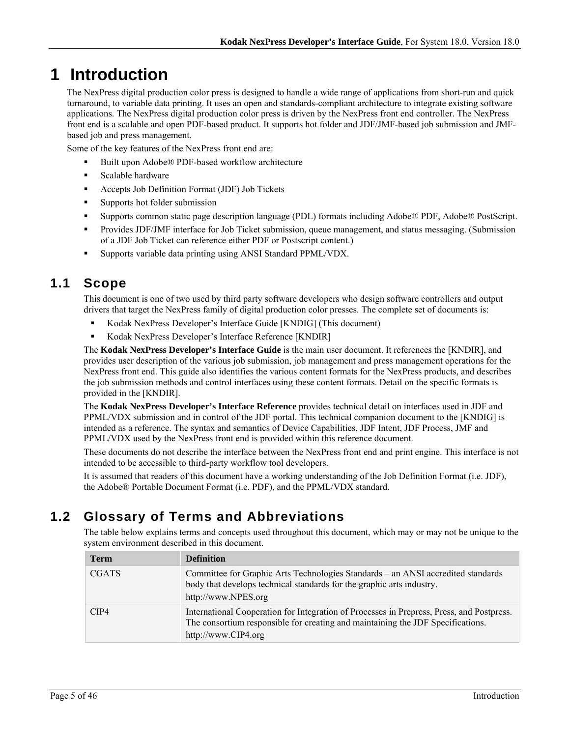# 1 Introduction

The NexPress digital production color press is designed to handle a wide range of applications from short-run and quick turnaround, to variable data printing. It uses an open and standards-compliant architecture to integrate existing software applications. The NexPress digital production color press is driven by the NexPress front end controller. The NexPress front end is a scalable and open PDF-based product. It supports hot folder and JDF/JMF-based job submission and JMF-based job and press management.

Some of the key features of the NexPress front end are:

- Built upon Adobe® PDF-based workflow architecture
- Scalable hardware
- Accepts Job Definition Format (JDF) Job Tickets
- Supports hot folder submission
- Supports common static page description language (PDL) formats including Adobe® PDF, Adobe® PostScript.
- Provides JDF/JMF interface for Job Ticket submission, queue management, and status messaging. (Submission of a JDF Job Ticket can reference either PDF or Postscript content.)
- Supports variable data printing using ANSI Standard PPML/VDX.

## 1.1 Scope

This document is one of two used by third party software developers who design software controllers and output drivers that target the NexPress family of digital production color presses. The complete set of documents is:

- Kodak NexPress Developer's Interface Guide [KNDIG] (This document)
- Kodak NexPress Developer's Interface Reference [KNDIR]

The **Kodak NexPress Developer's Interface Guide** is the main user document. It references the [KNDIR], and provides user description of the various job submission, job management and press management operations for the NexPress front end. This guide also identifies the various content formats for the NexPress products, and describes the job submission methods and control interfaces using these content formats. Detail on the specific formats is provided in the [KNDIR].

The **Kodak NexPress Developer's Interface Reference** provides technical detail on interfaces used in JDF and PPML/VDX submission and in control of the JDF portal. This technical companion document to the [KNDIG] is intended as a reference. The syntax and semantics of Device Capabilities, JDF Intent, JDF Process, JMF and PPML/VDX used by the NexPress front end is provided within this reference document.

These documents do not describe the interface between the NexPress front end and print engine. This interface is not intended to be accessible to third-party workflow tool developers.

It is assumed that readers of this document have a working understanding of the Job Definition Format (i.e. JDF), the Adobe® Portable Document Format (i.e. PDF), and the PPML/VDX standard.

## 1.2 Glossary of Terms and Abbreviations

The table below explains terms and concepts used throughout this document, which may or may not be unique to the system environment described in this document.

| Term | Definition |
|---|---|
| CGATS | Committee for Graphic Arts Technologies Standards – an ANSI accredited standards body that develops technical standards for the graphic arts industry. http://www.NPES.org |
| CIP4 | International Cooperation for Integration of Processes in Prepress, Press, and Postpress. The consortium responsible for creating and maintaining the JDF Specifications. http://www.CIP4.org |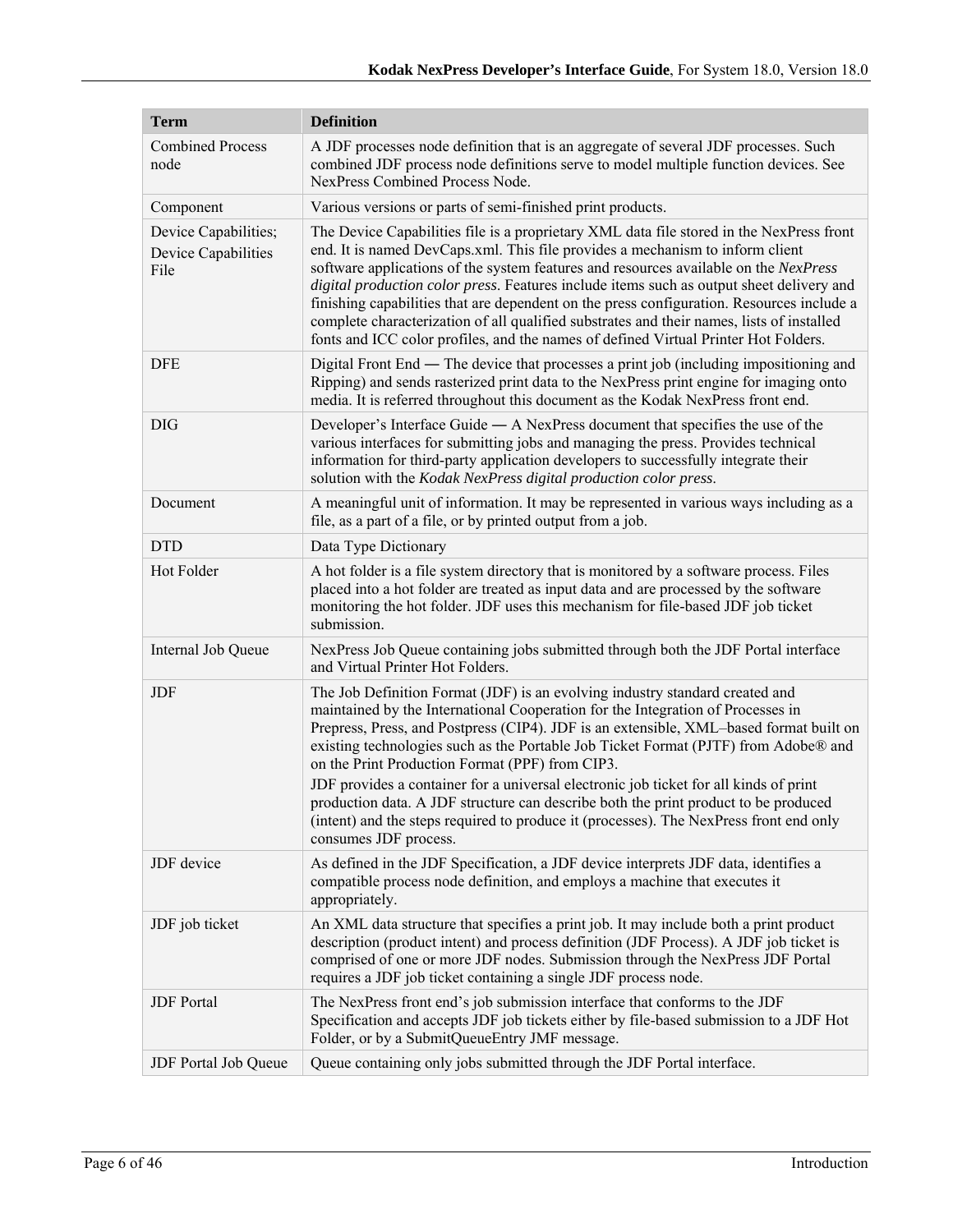| Term | Definition |
| --- | --- |
| Combined Process node | A JDF processes node definition that is an aggregate of several JDF processes. Such combined JDF process node definitions serve to model multiple function devices. See NexPress Combined Process Node. |
| Component | Various versions or parts of semi-finished print products. |
| Device Capabilities; Device Capabilities File | The Device Capabilities file is a proprietary XML data file stored in the NexPress front end. It is named DevCaps.xml. This file provides a mechanism to inform client software applications of the system features and resources available on the *NexPress digital production color press*. Features include items such as output sheet delivery and finishing capabilities that are dependent on the press configuration. Resources include a complete characterization of all qualified substrates and their names, lists of installed fonts and ICC color profiles, and the names of defined Virtual Printer Hot Folders. |
| DFE | Digital Front End — The device that processes a print job (including impositioning and Ripping) and sends rasterized print data to the NexPress print engine for imaging onto media. It is referred throughout this document as the Kodak NexPress front end. |
| DIG | Developer's Interface Guide — A NexPress document that specifies the use of the various interfaces for submitting jobs and managing the press. Provides technical information for third-party application developers to successfully integrate their solution with the *Kodak NexPress digital production color press*. |
| Document | A meaningful unit of information. It may be represented in various ways including as a file, as a part of a file, or by printed output from a job. |
| DTD | Data Type Dictionary |
| Hot Folder | A hot folder is a file system directory that is monitored by a software process. Files placed into a hot folder are treated as input data and are processed by the software monitoring the hot folder. JDF uses this mechanism for file-based JDF job ticket submission. |
| Internal Job Queue | NexPress Job Queue containing jobs submitted through both the JDF Portal interface and Virtual Printer Hot Folders. |
| JDF | The Job Definition Format (JDF) is an evolving industry standard created and maintained by the International Cooperation for the Integration of Processes in Prepress, Press, and Postpress (CIP4). JDF is an extensible, XML–based format built on existing technologies such as the Portable Job Ticket Format (PJTF) from Adobe® and on the Print Production Format (PPF) from CIP3.<br>JDF provides a container for a universal electronic job ticket for all kinds of print production data. A JDF structure can describe both the print product to be produced (intent) and the steps required to produce it (processes). The NexPress front end only consumes JDF process. |
| JDF device | As defined in the JDF Specification, a JDF device interprets JDF data, identifies a compatible process node definition, and employs a machine that executes it appropriately. |
| JDF job ticket | An XML data structure that specifies a print job. It may include both a print product description (product intent) and process definition (JDF Process). A JDF job ticket is comprised of one or more JDF nodes. Submission through the NexPress JDF Portal requires a JDF job ticket containing a single JDF process node. |
| JDF Portal | The NexPress front end's job submission interface that conforms to the JDF Specification and accepts JDF job tickets either by file-based submission to a JDF Hot Folder, or by a SubmitQueueEntry JMF message. |
| JDF Portal Job Queue | Queue containing only jobs submitted through the JDF Portal interface. |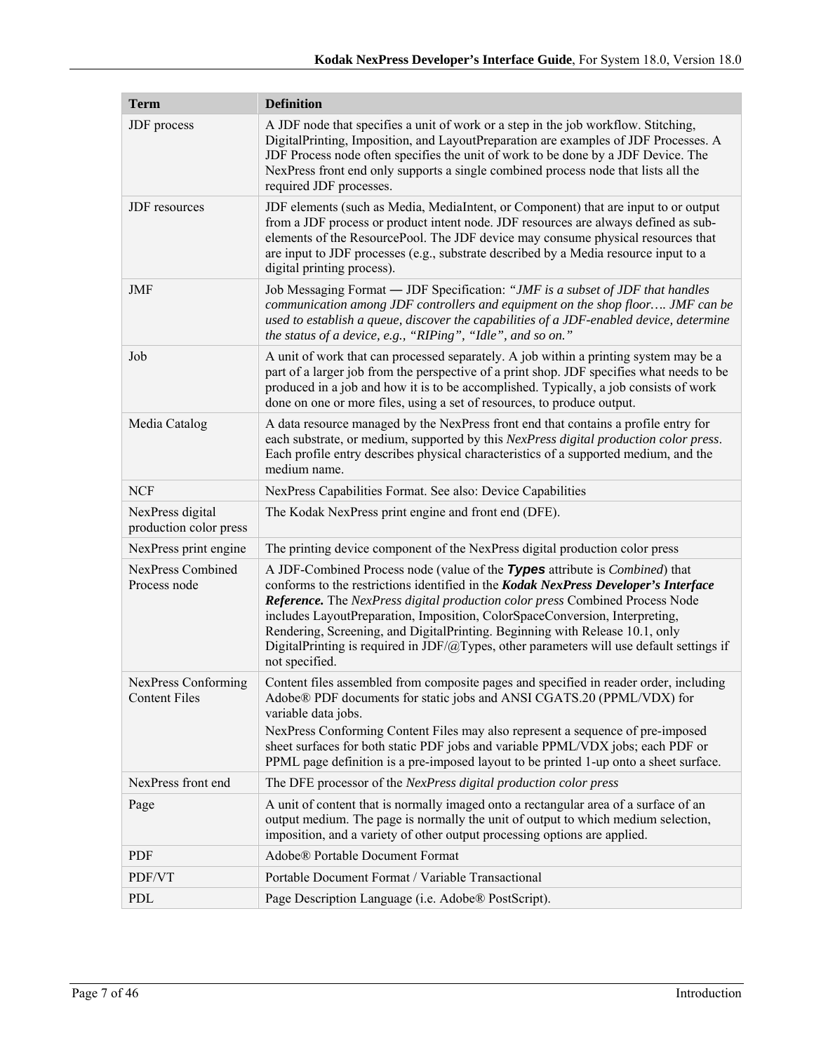| Term | Definition |
| --- | --- |
| JDF process | A JDF node that specifies a unit of work or a step in the job workflow. Stitching, DigitalPrinting, Imposition, and LayoutPreparation are examples of JDF Processes. A JDF Process node often specifies the unit of work to be done by a JDF Device. The NexPress front end only supports a single combined process node that lists all the required JDF processes. |
| JDF resources | JDF elements (such as Media, MediaIntent, or Component) that are input to or output from a JDF process or product intent node. JDF resources are always defined as sub-elements of the ResourcePool. The JDF device may consume physical resources that are input to JDF processes (e.g., substrate described by a Media resource input to a digital printing process). |
| JMF | Job Messaging Format — JDF Specification: *"JMF is a subset of JDF that handles communication among JDF controllers and equipment on the shop floor…. JMF can be used to establish a queue, discover the capabilities of a JDF-enabled device, determine the status of a device, e.g., "RIPing", "Idle", and so on."* |
| Job | A unit of work that can processed separately. A job within a printing system may be a part of a larger job from the perspective of a print shop. JDF specifies what needs to be produced in a job and how it is to be accomplished. Typically, a job consists of work done on one or more files, using a set of resources, to produce output. |
| Media Catalog | A data resource managed by the NexPress front end that contains a profile entry for each substrate, or medium, supported by this *NexPress digital production color press*. Each profile entry describes physical characteristics of a supported medium, and the medium name. |
| NCF | NexPress Capabilities Format. See also: Device Capabilities |
| NexPress digital production color press | The Kodak NexPress print engine and front end (DFE). |
| NexPress print engine | The printing device component of the NexPress digital production color press |
| NexPress Combined Process node | A JDF-Combined Process node (value of the ***Types*** attribute is *Combined*) that conforms to the restrictions identified in the ***Kodak NexPress Developer's Interface Reference.*** The *NexPress digital production color press* Combined Process Node includes LayoutPreparation, Imposition, ColorSpaceConversion, Interpreting, Rendering, Screening, and DigitalPrinting. Beginning with Release 10.1, only DigitalPrinting is required in JDF/@Types, other parameters will use default settings if not specified. |
| NexPress Conforming Content Files | Content files assembled from composite pages and specified in reader order, including Adobe® PDF documents for static jobs and ANSI CGATS.20 (PPML/VDX) for variable data jobs.<br>NexPress Conforming Content Files may also represent a sequence of pre-imposed sheet surfaces for both static PDF jobs and variable PPML/VDX jobs; each PDF or PPML page definition is a pre-imposed layout to be printed 1-up onto a sheet surface. |
| NexPress front end | The DFE processor of the *NexPress digital production color press* |
| Page | A unit of content that is normally imaged onto a rectangular area of a surface of an output medium. The page is normally the unit of output to which medium selection, imposition, and a variety of other output processing options are applied. |
| PDF | Adobe® Portable Document Format |
| PDF/VT | Portable Document Format / Variable Transactional |
| PDL | Page Description Language (i.e. Adobe® PostScript). |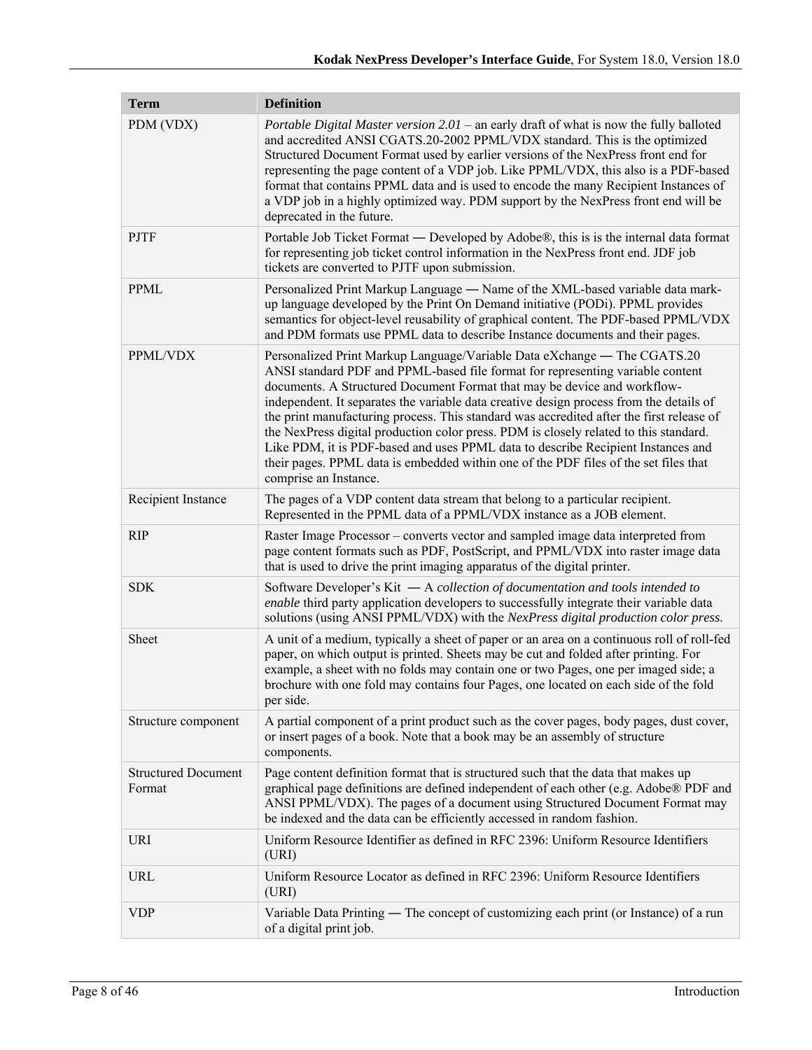| Term | Definition |
| --- | --- |
| PDM (VDX) | *Portable Digital Master version 2.01* – an early draft of what is now the fully balloted and accredited ANSI CGATS.20-2002 PPML/VDX standard. This is the optimized Structured Document Format used by earlier versions of the NexPress front end for representing the page content of a VDP job. Like PPML/VDX, this also is a PDF-based format that contains PPML data and is used to encode the many Recipient Instances of a VDP job in a highly optimized way. PDM support by the NexPress front end will be deprecated in the future. |
| PJTF | Portable Job Ticket Format — Developed by Adobe®, this is is the internal data format for representing job ticket control information in the NexPress front end. JDF job tickets are converted to PJTF upon submission. |
| PPML | Personalized Print Markup Language — Name of the XML-based variable data mark-up language developed by the Print On Demand initiative (PODi). PPML provides semantics for object-level reusability of graphical content. The PDF-based PPML/VDX and PDM formats use PPML data to describe Instance documents and their pages. |
| PPML/VDX | Personalized Print Markup Language/Variable Data eXchange — The CGATS.20 ANSI standard PDF and PPML-based file format for representing variable content documents. A Structured Document Format that may be device and workflow-independent. It separates the variable data creative design process from the details of the print manufacturing process. This standard was accredited after the first release of the NexPress digital production color press. PDM is closely related to this standard. Like PDM, it is PDF-based and uses PPML data to describe Recipient Instances and their pages. PPML data is embedded within one of the PDF files of the set files that comprise an Instance. |
| Recipient Instance | The pages of a VDP content data stream that belong to a particular recipient. Represented in the PPML data of a PPML/VDX instance as a JOB element. |
| RIP | Raster Image Processor – converts vector and sampled image data interpreted from page content formats such as PDF, PostScript, and PPML/VDX into raster image data that is used to drive the print imaging apparatus of the digital printer. |
| SDK | Software Developer's Kit — A *collection of documentation and tools intended to enable* third party application developers to successfully integrate their variable data solutions (using ANSI PPML/VDX) with the *NexPress digital production color press*. |
| Sheet | A unit of a medium, typically a sheet of paper or an area on a continuous roll of roll-fed paper, on which output is printed. Sheets may be cut and folded after printing. For example, a sheet with no folds may contain one or two Pages, one per imaged side; a brochure with one fold may contains four Pages, one located on each side of the fold per side. |
| Structure component | A partial component of a print product such as the cover pages, body pages, dust cover, or insert pages of a book. Note that a book may be an assembly of structure components. |
| Structured Document Format | Page content definition format that is structured such that the data that makes up graphical page definitions are defined independent of each other (e.g. Adobe® PDF and ANSI PPML/VDX). The pages of a document using Structured Document Format may be indexed and the data can be efficiently accessed in random fashion. |
| URI | Uniform Resource Identifier as defined in RFC 2396: Uniform Resource Identifiers (URI) |
| URL | Uniform Resource Locator as defined in RFC 2396: Uniform Resource Identifiers (URI) |
| VDP | Variable Data Printing — The concept of customizing each print (or Instance) of a run of a digital print job. |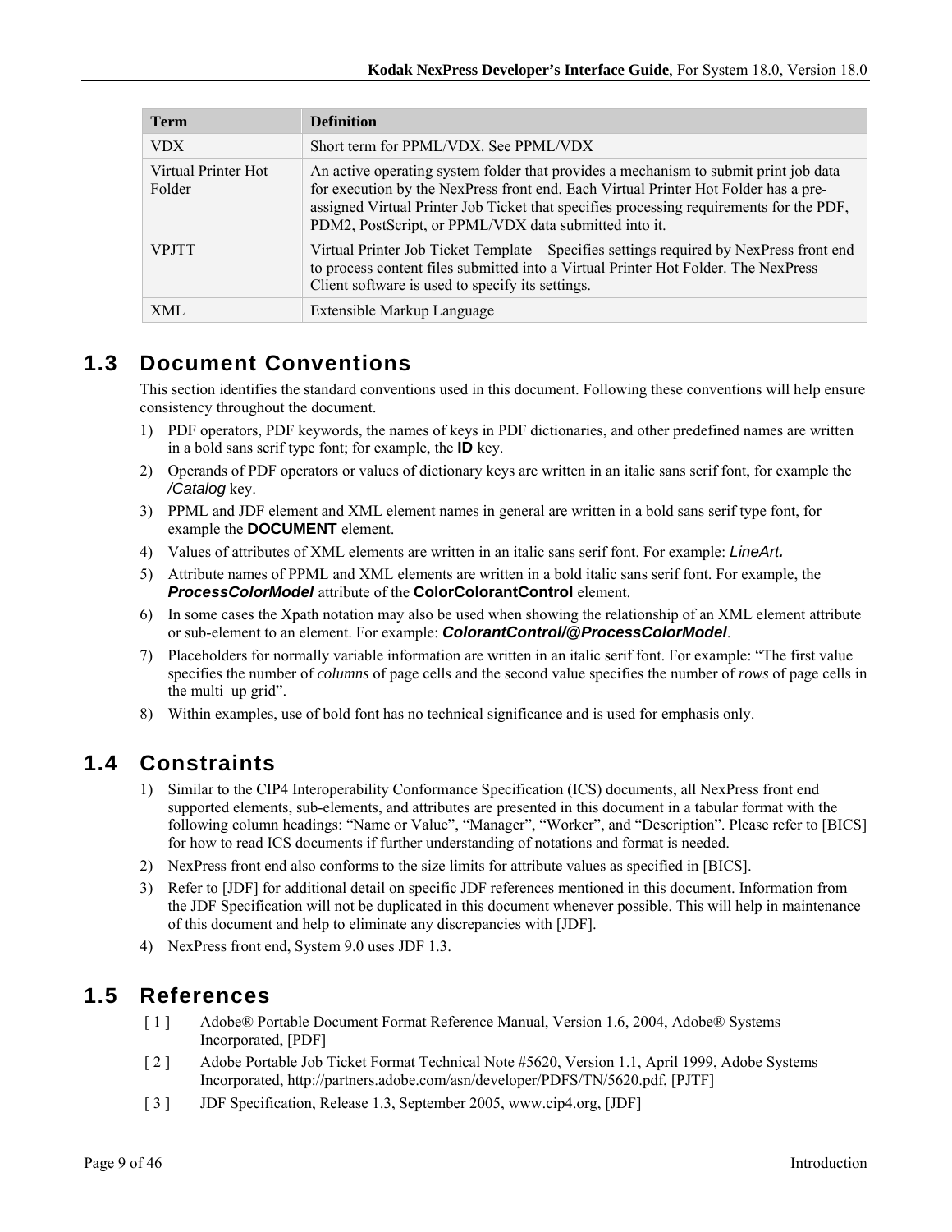| Term | Definition |
|---|---|
| VDX | Short term for PPML/VDX. See PPML/VDX |
| Virtual Printer Hot Folder | An active operating system folder that provides a mechanism to submit print job data for execution by the NexPress front end. Each Virtual Printer Hot Folder has a pre-assigned Virtual Printer Job Ticket that specifies processing requirements for the PDF, PDM2, PostScript, or PPML/VDX data submitted into it. |
| VPJTT | Virtual Printer Job Ticket Template – Specifies settings required by NexPress front end to process content files submitted into a Virtual Printer Hot Folder. The NexPress Client software is used to specify its settings. |
| XML | Extensible Markup Language |

## 1.3 Document Conventions

This section identifies the standard conventions used in this document. Following these conventions will help ensure consistency throughout the document.

1) PDF operators, PDF keywords, the names of keys in PDF dictionaries, and other predefined names are written in a bold sans serif type font; for example, the **ID** key.
2) Operands of PDF operators or values of dictionary keys are written in an italic sans serif font, for example the */Catalog* key.
3) PPML and JDF element and XML element names in general are written in a bold sans serif type font, for example the **DOCUMENT** element.
4) Values of attributes of XML elements are written in an italic sans serif font. For example: *LineArt.*
5) Attribute names of PPML and XML elements are written in a bold italic sans serif font. For example, the ***ProcessColorModel*** attribute of the **ColorColorantControl** element.
6) In some cases the Xpath notation may also be used when showing the relationship of an XML element attribute or sub-element to an element. For example: ***ColorantControl/@ProcessColorModel***.
7) Placeholders for normally variable information are written in an italic serif font. For example: "The first value specifies the number of *columns* of page cells and the second value specifies the number of *rows* of page cells in the multi–up grid".
8) Within examples, use of bold font has no technical significance and is used for emphasis only.

## 1.4 Constraints

1) Similar to the CIP4 Interoperability Conformance Specification (ICS) documents, all NexPress front end supported elements, sub-elements, and attributes are presented in this document in a tabular format with the following column headings: "Name or Value", "Manager", "Worker", and "Description". Please refer to [BICS] for how to read ICS documents if further understanding of notations and format is needed.
2) NexPress front end also conforms to the size limits for attribute values as specified in [BICS].
3) Refer to [JDF] for additional detail on specific JDF references mentioned in this document. Information from the JDF Specification will not be duplicated in this document whenever possible. This will help in maintenance of this document and help to eliminate any discrepancies with [JDF].
4) NexPress front end, System 9.0 uses JDF 1.3.

## 1.5 References

[ 1 ] Adobe® Portable Document Format Reference Manual, Version 1.6, 2004, Adobe® Systems Incorporated, [PDF]

[ 2 ] Adobe Portable Job Ticket Format Technical Note #5620, Version 1.1, April 1999, Adobe Systems Incorporated, http://partners.adobe.com/asn/developer/PDFS/TN/5620.pdf, [PJTF]

[ 3 ] JDF Specification, Release 1.3, September 2005, www.cip4.org, [JDF]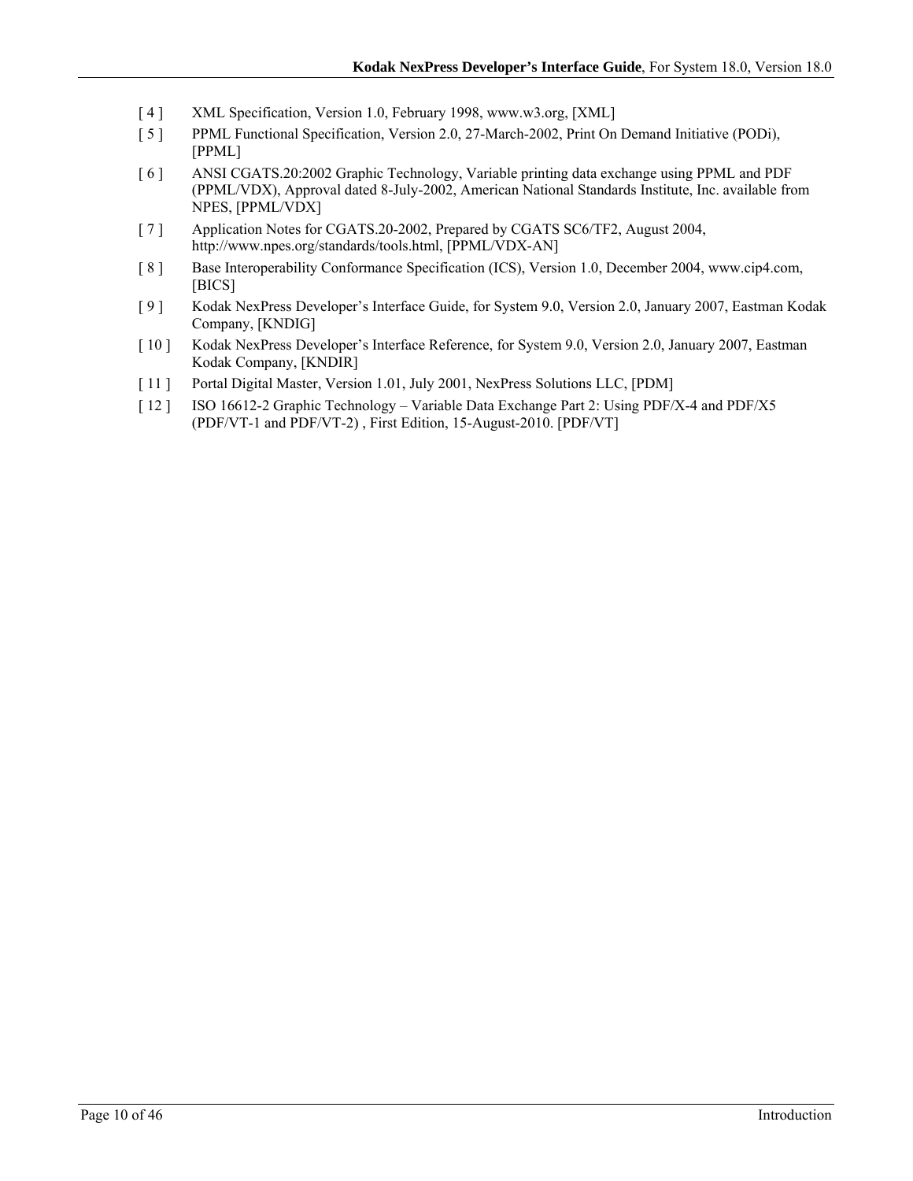[ 4 ] XML Specification, Version 1.0, February 1998, www.w3.org, [XML]

[ 5 ] PPML Functional Specification, Version 2.0, 27-March-2002, Print On Demand Initiative (PODi), [PPML]

[ 6 ] ANSI CGATS.20:2002 Graphic Technology, Variable printing data exchange using PPML and PDF (PPML/VDX), Approval dated 8-July-2002, American National Standards Institute, Inc. available from NPES, [PPML/VDX]

[ 7 ] Application Notes for CGATS.20-2002, Prepared by CGATS SC6/TF2, August 2004, http://www.npes.org/standards/tools.html, [PPML/VDX-AN]

[ 8 ] Base Interoperability Conformance Specification (ICS), Version 1.0, December 2004, www.cip4.com, [BICS]

[ 9 ] Kodak NexPress Developer's Interface Guide, for System 9.0, Version 2.0, January 2007, Eastman Kodak Company, [KNDIG]

[ 10 ] Kodak NexPress Developer's Interface Reference, for System 9.0, Version 2.0, January 2007, Eastman Kodak Company, [KNDIR]

[ 11 ] Portal Digital Master, Version 1.01, July 2001, NexPress Solutions LLC, [PDM]

[ 12 ] ISO 16612-2 Graphic Technology – Variable Data Exchange Part 2: Using PDF/X-4 and PDF/X5 (PDF/VT-1 and PDF/VT-2) , First Edition, 15-August-2010. [PDF/VT]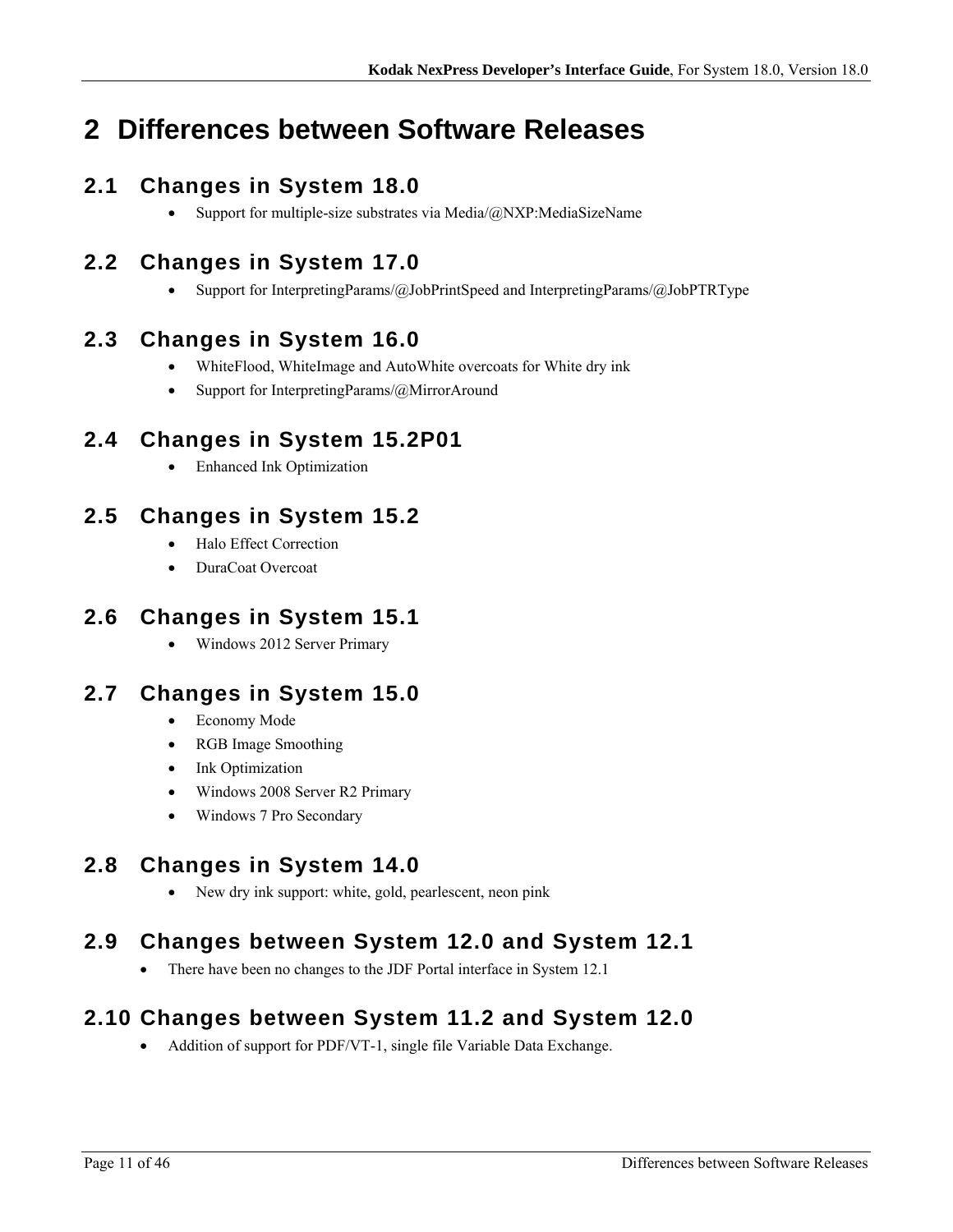# 2 Differences between Software Releases

## 2.1 Changes in System 18.0

- Support for multiple-size substrates via Media/@NXP:MediaSizeName

## 2.2 Changes in System 17.0

- Support for InterpretingParams/@JobPrintSpeed and InterpretingParams/@JobPTRType

## 2.3 Changes in System 16.0

- WhiteFlood, WhiteImage and AutoWhite overcoats for White dry ink
- Support for InterpretingParams/@MirrorAround

## 2.4 Changes in System 15.2P01

- Enhanced Ink Optimization

## 2.5 Changes in System 15.2

- Halo Effect Correction
- DuraCoat Overcoat

## 2.6 Changes in System 15.1

- Windows 2012 Server Primary

## 2.7 Changes in System 15.0

- Economy Mode
- RGB Image Smoothing
- Ink Optimization
- Windows 2008 Server R2 Primary
- Windows 7 Pro Secondary

## 2.8 Changes in System 14.0

- New dry ink support: white, gold, pearlescent, neon pink

## 2.9 Changes between System 12.0 and System 12.1

- There have been no changes to the JDF Portal interface in System 12.1

## 2.10 Changes between System 11.2 and System 12.0

- Addition of support for PDF/VT-1, single file Variable Data Exchange.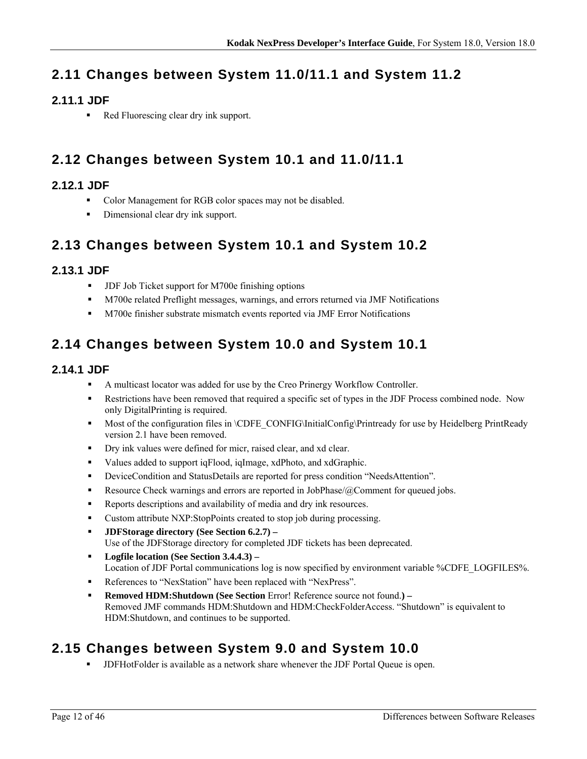## 2.11 Changes between System 11.0/11.1 and System 11.2

### 2.11.1 JDF

- Red Fluorescing clear dry ink support.

## 2.12 Changes between System 10.1 and 11.0/11.1

### 2.12.1 JDF

- Color Management for RGB color spaces may not be disabled.
- Dimensional clear dry ink support.

## 2.13 Changes between System 10.1 and System 10.2

### 2.13.1 JDF

- JDF Job Ticket support for M700e finishing options
- M700e related Preflight messages, warnings, and errors returned via JMF Notifications
- M700e finisher substrate mismatch events reported via JMF Error Notifications

## 2.14 Changes between System 10.0 and System 10.1

### 2.14.1 JDF

- A multicast locator was added for use by the Creo Prinergy Workflow Controller.
- Restrictions have been removed that required a specific set of types in the JDF Process combined node. Now only DigitalPrinting is required.
- Most of the configuration files in \CDFE_CONFIG\InitialConfig\Printready for use by Heidelberg PrintReady version 2.1 have been removed.
- Dry ink values were defined for micr, raised clear, and xd clear.
- Values added to support iqFlood, iqImage, xdPhoto, and xdGraphic.
- DeviceCondition and StatusDetails are reported for press condition "NeedsAttention".
- Resource Check warnings and errors are reported in JobPhase/@Comment for queued jobs.
- Reports descriptions and availability of media and dry ink resources.
- Custom attribute NXP:StopPoints created to stop job during processing.
- **JDFStorage directory (See Section 6.2.7) –**
  Use of the JDFStorage directory for completed JDF tickets has been deprecated.
- **Logfile location (See Section 3.4.4.3) –**
  Location of JDF Portal communications log is now specified by environment variable %CDFE_LOGFILES%.
- References to "NexStation" have been replaced with "NexPress".
- **Removed HDM:Shutdown (See Section** Error! Reference source not found.**) –**
  Removed JMF commands HDM:Shutdown and HDM:CheckFolderAccess. "Shutdown" is equivalent to HDM:Shutdown, and continues to be supported.

## 2.15 Changes between System 9.0 and System 10.0

- JDFHotFolder is available as a network share whenever the JDF Portal Queue is open.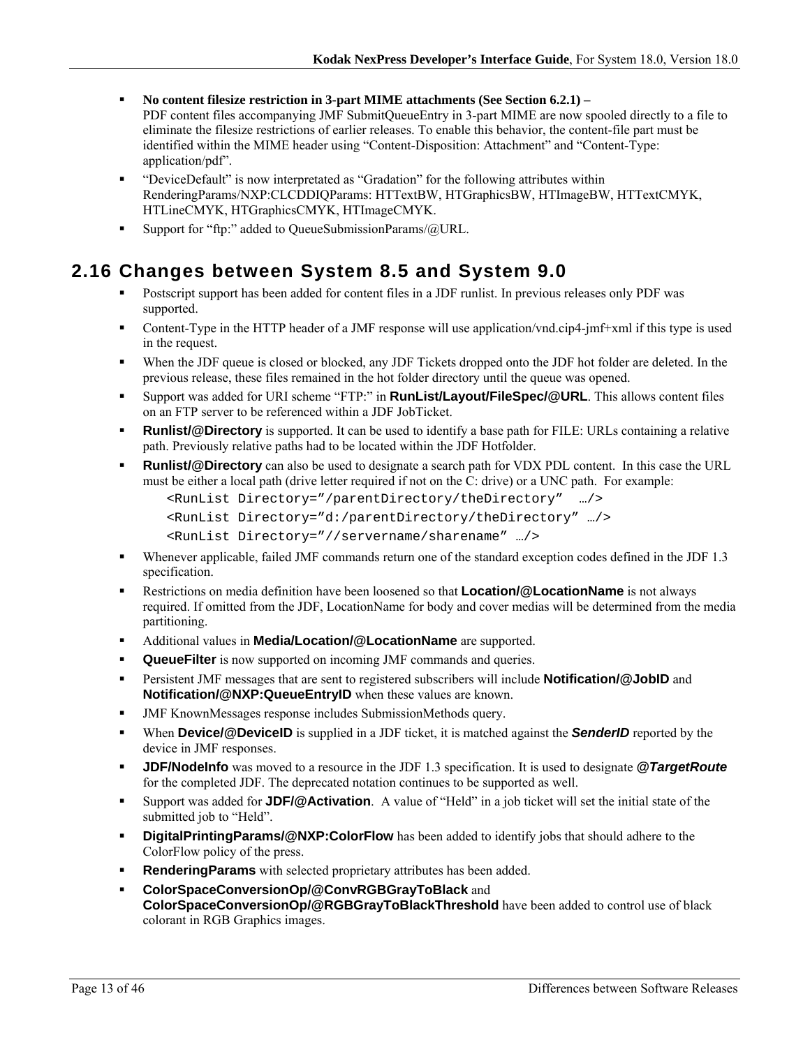- **No content filesize restriction in 3-part MIME attachments (See Section 6.2.1) –** PDF content files accompanying JMF SubmitQueueEntry in 3-part MIME are now spooled directly to a file to eliminate the filesize restrictions of earlier releases. To enable this behavior, the content-file part must be identified within the MIME header using "Content-Disposition: Attachment" and "Content-Type: application/pdf".
- "DeviceDefault" is now interpretated as "Gradation" for the following attributes within RenderingParams/NXP:CLCDDIQParams: HTTextBW, HTGraphicsBW, HTImageBW, HTTextCMYK, HTLineCMYK, HTGraphicsCMYK, HTImageCMYK.
- Support for "ftp:" added to QueueSubmissionParams/@URL.

## 2.16 Changes between System 8.5 and System 9.0

- Postscript support has been added for content files in a JDF runlist. In previous releases only PDF was supported.
- Content-Type in the HTTP header of a JMF response will use application/vnd.cip4-jmf+xml if this type is used in the request.
- When the JDF queue is closed or blocked, any JDF Tickets dropped onto the JDF hot folder are deleted. In the previous release, these files remained in the hot folder directory until the queue was opened.
- Support was added for URI scheme "FTP:" in **RunList/Layout/FileSpec/@URL**. This allows content files on an FTP server to be referenced within a JDF JobTicket.
- **Runlist/@Directory** is supported. It can be used to identify a base path for FILE: URLs containing a relative path. Previously relative paths had to be located within the JDF Hotfolder.
- **Runlist/@Directory** can also be used to designate a search path for VDX PDL content. In this case the URL must be either a local path (drive letter required if not on the C: drive) or a UNC path. For example:

```
<RunList Directory="/parentDirectory/theDirectory"  …/>
<RunList Directory="d:/parentDirectory/theDirectory" …/>
<RunList Directory="//servername/sharename" …/>
```

- Whenever applicable, failed JMF commands return one of the standard exception codes defined in the JDF 1.3 specification.
- Restrictions on media definition have been loosened so that **Location/@LocationName** is not always required. If omitted from the JDF, LocationName for body and cover medias will be determined from the media partitioning.
- Additional values in **Media/Location/@LocationName** are supported.
- **QueueFilter** is now supported on incoming JMF commands and queries.
- Persistent JMF messages that are sent to registered subscribers will include **Notification/@JobID** and **Notification/@NXP:QueueEntryID** when these values are known.
- JMF KnownMessages response includes SubmissionMethods query.
- When **Device/@DeviceID** is supplied in a JDF ticket, it is matched against the ***SenderID*** reported by the device in JMF responses.
- **JDF/NodeInfo** was moved to a resource in the JDF 1.3 specification. It is used to designate ***@TargetRoute*** for the completed JDF. The deprecated notation continues to be supported as well.
- Support was added for **JDF/@Activation**. A value of "Held" in a job ticket will set the initial state of the submitted job to "Held".
- **DigitalPrintingParams/@NXP:ColorFlow** has been added to identify jobs that should adhere to the ColorFlow policy of the press.
- **RenderingParams** with selected proprietary attributes has been added.
- **ColorSpaceConversionOp/@ConvRGBGrayToBlack** and **ColorSpaceConversionOp/@RGBGrayToBlackThreshold** have been added to control use of black colorant in RGB Graphics images.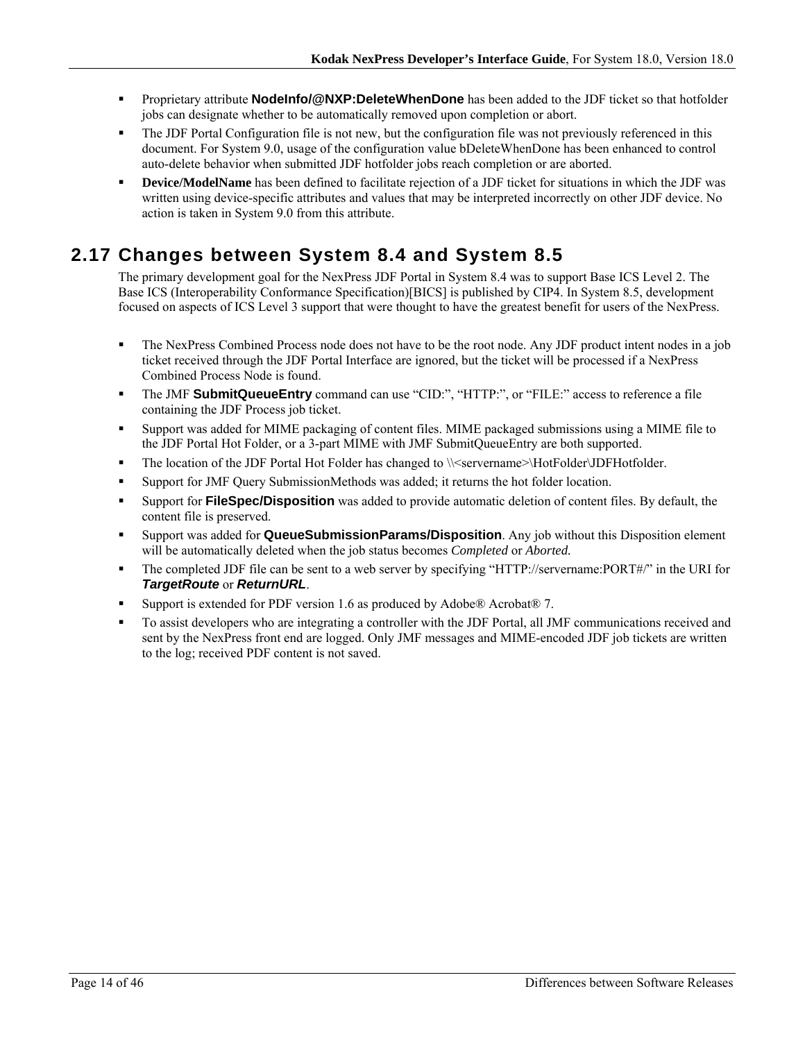- Proprietary attribute **NodeInfo/@NXP:DeleteWhenDone** has been added to the JDF ticket so that hotfolder jobs can designate whether to be automatically removed upon completion or abort.
- The JDF Portal Configuration file is not new, but the configuration file was not previously referenced in this document. For System 9.0, usage of the configuration value bDeleteWhenDone has been enhanced to control auto-delete behavior when submitted JDF hotfolder jobs reach completion or are aborted.
- **Device/ModelName** has been defined to facilitate rejection of a JDF ticket for situations in which the JDF was written using device-specific attributes and values that may be interpreted incorrectly on other JDF device. No action is taken in System 9.0 from this attribute.

## 2.17 Changes between System 8.4 and System 8.5

The primary development goal for the NexPress JDF Portal in System 8.4 was to support Base ICS Level 2. The Base ICS (Interoperability Conformance Specification)[BICS] is published by CIP4. In System 8.5, development focused on aspects of ICS Level 3 support that were thought to have the greatest benefit for users of the NexPress.

- The NexPress Combined Process node does not have to be the root node. Any JDF product intent nodes in a job ticket received through the JDF Portal Interface are ignored, but the ticket will be processed if a NexPress Combined Process Node is found.
- The JMF **SubmitQueueEntry** command can use "CID:", "HTTP:", or "FILE:" access to reference a file containing the JDF Process job ticket.
- Support was added for MIME packaging of content files. MIME packaged submissions using a MIME file to the JDF Portal Hot Folder, or a 3-part MIME with JMF SubmitQueueEntry are both supported.
- The location of the JDF Portal Hot Folder has changed to \\<servername>\HotFolder\JDFHotfolder.
- Support for JMF Query SubmissionMethods was added; it returns the hot folder location.
- Support for **FileSpec/Disposition** was added to provide automatic deletion of content files. By default, the content file is preserved.
- Support was added for **QueueSubmissionParams/Disposition**. Any job without this Disposition element will be automatically deleted when the job status becomes *Completed* or *Aborted.*
- The completed JDF file can be sent to a web server by specifying "HTTP://servername:PORT#/" in the URI for ***TargetRoute*** or ***ReturnURL***.
- Support is extended for PDF version 1.6 as produced by Adobe® Acrobat® 7.
- To assist developers who are integrating a controller with the JDF Portal, all JMF communications received and sent by the NexPress front end are logged. Only JMF messages and MIME-encoded JDF job tickets are written to the log; received PDF content is not saved.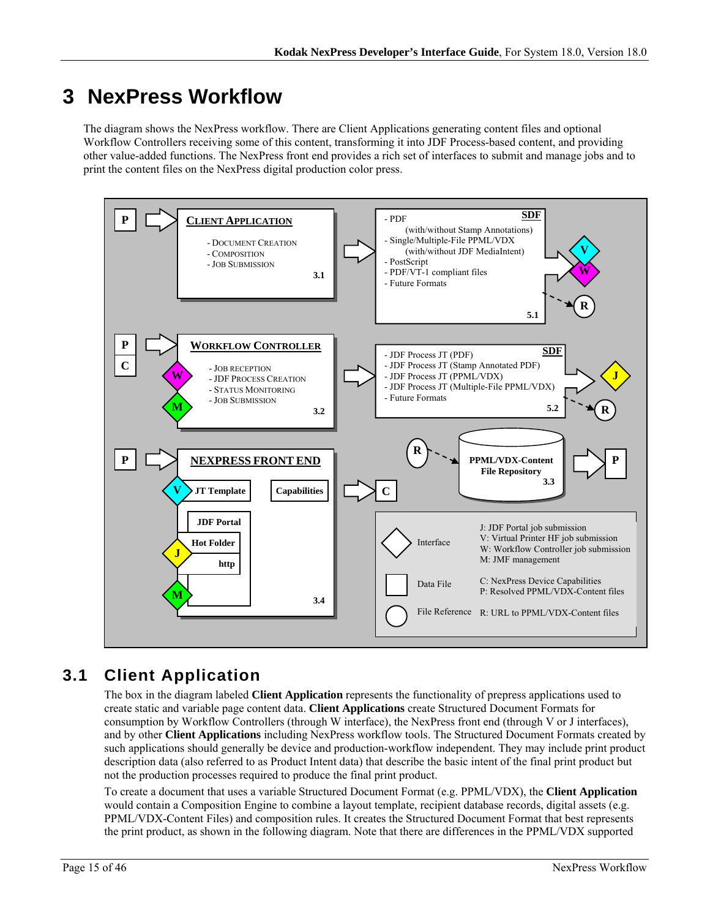# 3 NexPress Workflow

The diagram shows the NexPress workflow. There are Client Applications generating content files and optional Workflow Controllers receiving some of this content, transforming it into JDF Process-based content, and providing other value-added functions. The NexPress front end provides a rich set of interfaces to submit and manage jobs and to print the content files on the NexPress digital production color press.

**CLIENT APPLICATION** (3.1)
- Document Creation
- Composition
- Job Submission

**SDF** (5.1)
- PDF
  (with/without Stamp Annotations)
- Single/Multiple-File PPML/VDX
  (with/without JDF MediaIntent)
- PostScript
- PDF/VT-1 compliant files
- Future Formats

**WORKFLOW CONTROLLER** (3.2)
- Job Reception
- JDF Process Creation
- Status Monitoring
- Job Submission

**SDF** (5.2)
- JDF Process JT (PDF)
- JDF Process JT (Stamp Annotated PDF)
- JDF Process JT (PPML/VDX)
- JDF Process JT (Multiple-File PPML/VDX)
- Future Formats

**PPML/VDX-Content File Repository** (3.3)

**NEXPRESS FRONT END** (3.4)
- JT Template
- Capabilities
- JDF Portal
- Hot Folder
- http

| Symbol | Meaning |
|---|---|
| Interface | J: JDF Portal job submission<br>V: Virtual Printer HF job submission<br>W: Workflow Controller job submission<br>M: JMF management |
| Data File | C: NexPress Device Capabilities<br>P: Resolved PPML/VDX-Content files |
| File Reference | R: URL to PPML/VDX-Content files |

## 3.1 Client Application

The box in the diagram labeled **Client Application** represents the functionality of prepress applications used to create static and variable page content data. **Client Applications** create Structured Document Formats for consumption by Workflow Controllers (through W interface), the NexPress front end (through V or J interfaces), and by other **Client Applications** including NexPress workflow tools. The Structured Document Formats created by such applications should generally be device and production-workflow independent. They may include print product description data (also referred to as Product Intent data) that describe the basic intent of the final print product but not the production processes required to produce the final print product.

To create a document that uses a variable Structured Document Format (e.g. PPML/VDX), the **Client Application** would contain a Composition Engine to combine a layout template, recipient database records, digital assets (e.g. PPML/VDX-Content Files) and composition rules. It creates the Structured Document Format that best represents the print product, as shown in the following diagram. Note that there are differences in the PPML/VDX supported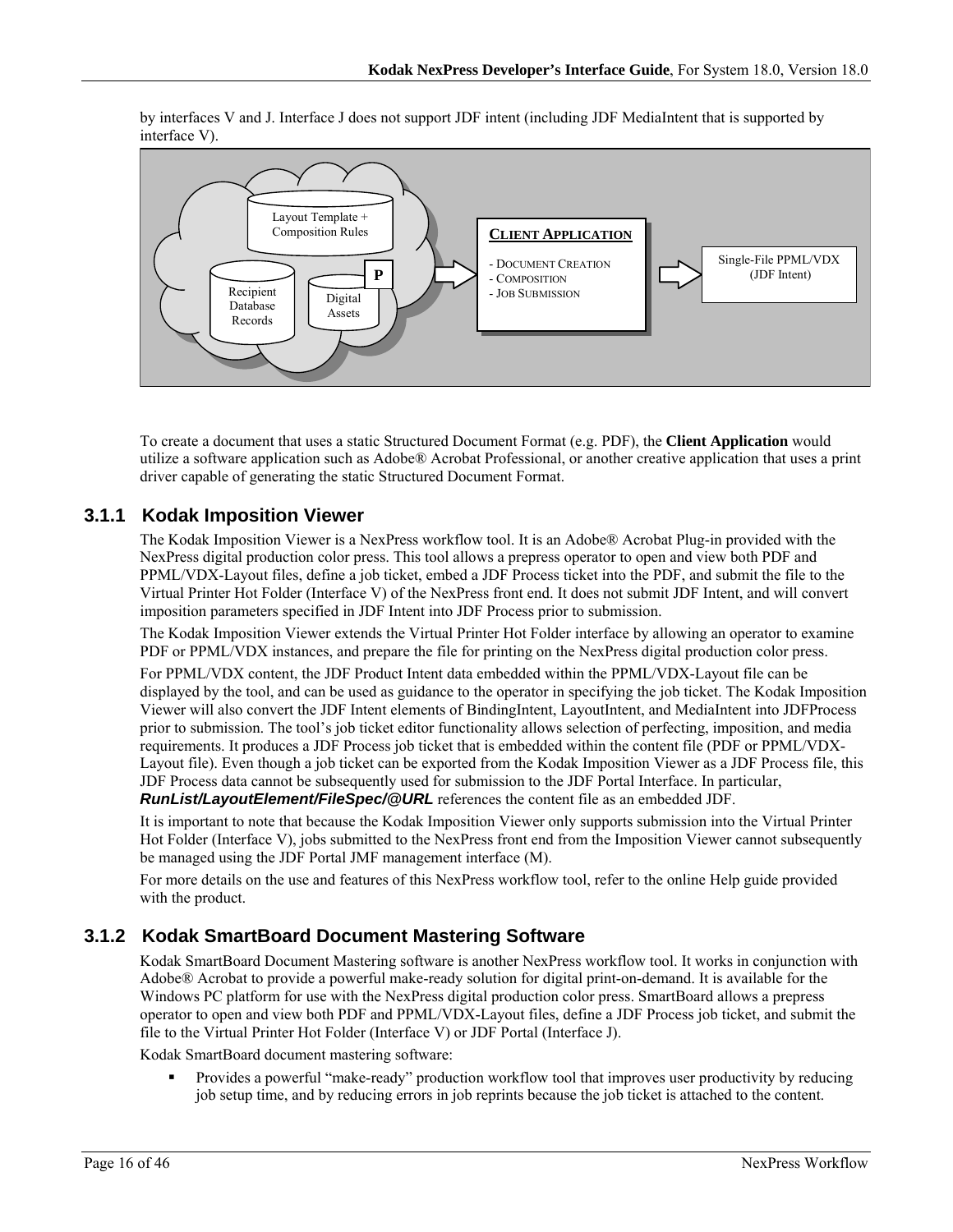by interfaces V and J. Interface J does not support JDF intent (including JDF MediaIntent that is supported by interface V).

Layout Template + Composition Rules

Recipient Database Records

Digital Assets

P

**CLIENT APPLICATION**

- DOCUMENT CREATION
- COMPOSITION
- JOB SUBMISSION

Single-File PPML/VDX (JDF Intent)

To create a document that uses a static Structured Document Format (e.g. PDF), the **Client Application** would utilize a software application such as Adobe® Acrobat Professional, or another creative application that uses a print driver capable of generating the static Structured Document Format.

### 3.1.1 Kodak Imposition Viewer

The Kodak Imposition Viewer is a NexPress workflow tool. It is an Adobe® Acrobat Plug-in provided with the NexPress digital production color press. This tool allows a prepress operator to open and view both PDF and PPML/VDX-Layout files, define a job ticket, embed a JDF Process ticket into the PDF, and submit the file to the Virtual Printer Hot Folder (Interface V) of the NexPress front end. It does not submit JDF Intent, and will convert imposition parameters specified in JDF Intent into JDF Process prior to submission.

The Kodak Imposition Viewer extends the Virtual Printer Hot Folder interface by allowing an operator to examine PDF or PPML/VDX instances, and prepare the file for printing on the NexPress digital production color press.

For PPML/VDX content, the JDF Product Intent data embedded within the PPML/VDX-Layout file can be displayed by the tool, and can be used as guidance to the operator in specifying the job ticket. The Kodak Imposition Viewer will also convert the JDF Intent elements of BindingIntent, LayoutIntent, and MediaIntent into JDFProcess prior to submission. The tool's job ticket editor functionality allows selection of perfecting, imposition, and media requirements. It produces a JDF Process job ticket that is embedded within the content file (PDF or PPML/VDX-Layout file). Even though a job ticket can be exported from the Kodak Imposition Viewer as a JDF Process file, this JDF Process data cannot be subsequently used for submission to the JDF Portal Interface. In particular, ***RunList/LayoutElement/FileSpec/@URL*** references the content file as an embedded JDF.

It is important to note that because the Kodak Imposition Viewer only supports submission into the Virtual Printer Hot Folder (Interface V), jobs submitted to the NexPress front end from the Imposition Viewer cannot subsequently be managed using the JDF Portal JMF management interface (M).

For more details on the use and features of this NexPress workflow tool, refer to the online Help guide provided with the product.

### 3.1.2 Kodak SmartBoard Document Mastering Software

Kodak SmartBoard Document Mastering software is another NexPress workflow tool. It works in conjunction with Adobe® Acrobat to provide a powerful make-ready solution for digital print-on-demand. It is available for the Windows PC platform for use with the NexPress digital production color press. SmartBoard allows a prepress operator to open and view both PDF and PPML/VDX-Layout files, define a JDF Process job ticket, and submit the file to the Virtual Printer Hot Folder (Interface V) or JDF Portal (Interface J).

Kodak SmartBoard document mastering software:

- Provides a powerful "make-ready" production workflow tool that improves user productivity by reducing job setup time, and by reducing errors in job reprints because the job ticket is attached to the content.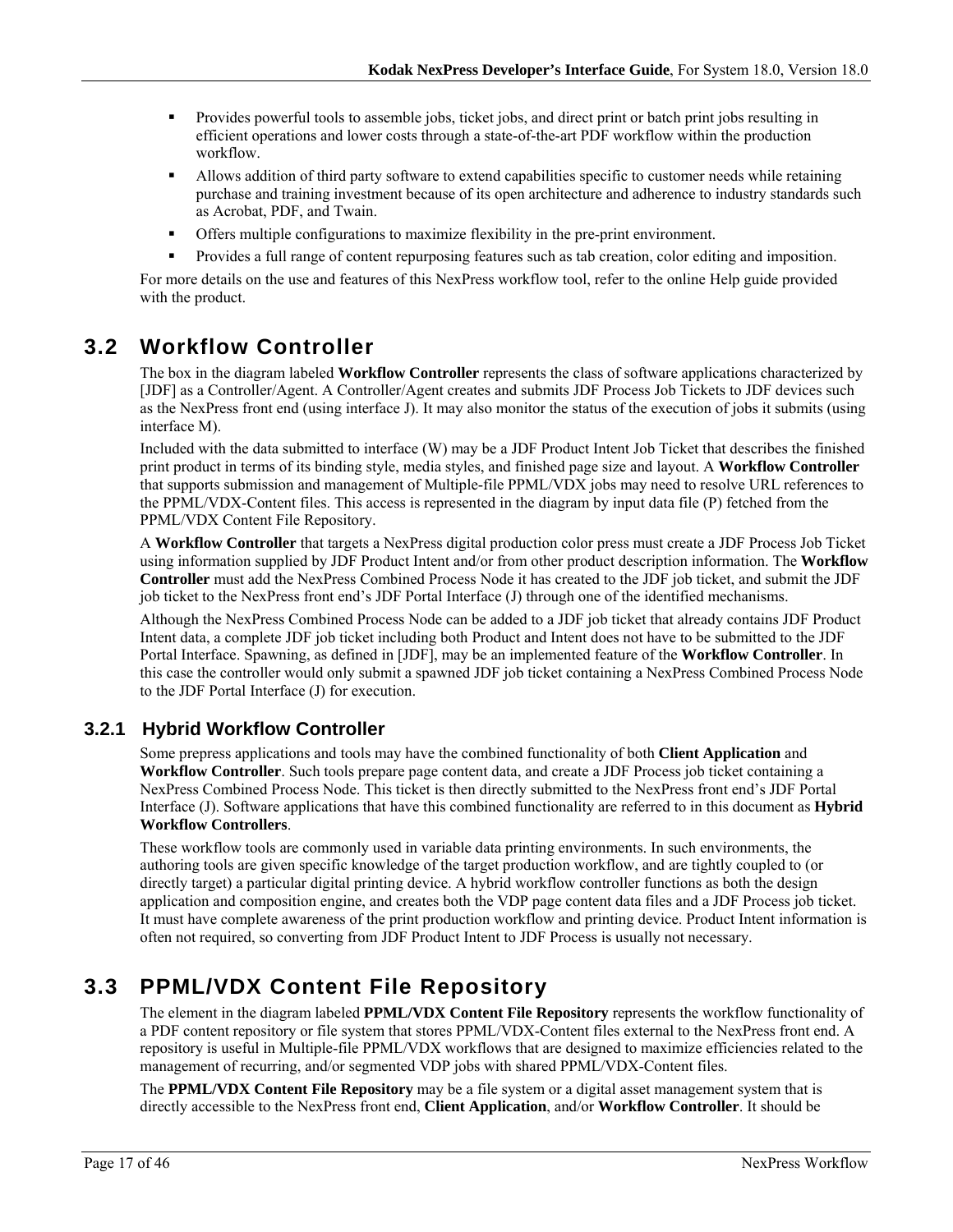- Provides powerful tools to assemble jobs, ticket jobs, and direct print or batch print jobs resulting in efficient operations and lower costs through a state-of-the-art PDF workflow within the production workflow.
- Allows addition of third party software to extend capabilities specific to customer needs while retaining purchase and training investment because of its open architecture and adherence to industry standards such as Acrobat, PDF, and Twain.
- Offers multiple configurations to maximize flexibility in the pre-print environment.
- Provides a full range of content repurposing features such as tab creation, color editing and imposition.

For more details on the use and features of this NexPress workflow tool, refer to the online Help guide provided with the product.

## 3.2 Workflow Controller

The box in the diagram labeled **Workflow Controller** represents the class of software applications characterized by [JDF] as a Controller/Agent. A Controller/Agent creates and submits JDF Process Job Tickets to JDF devices such as the NexPress front end (using interface J). It may also monitor the status of the execution of jobs it submits (using interface M).

Included with the data submitted to interface (W) may be a JDF Product Intent Job Ticket that describes the finished print product in terms of its binding style, media styles, and finished page size and layout. A **Workflow Controller** that supports submission and management of Multiple-file PPML/VDX jobs may need to resolve URL references to the PPML/VDX-Content files. This access is represented in the diagram by input data file (P) fetched from the PPML/VDX Content File Repository.

A **Workflow Controller** that targets a NexPress digital production color press must create a JDF Process Job Ticket using information supplied by JDF Product Intent and/or from other product description information. The **Workflow Controller** must add the NexPress Combined Process Node it has created to the JDF job ticket, and submit the JDF job ticket to the NexPress front end's JDF Portal Interface (J) through one of the identified mechanisms.

Although the NexPress Combined Process Node can be added to a JDF job ticket that already contains JDF Product Intent data, a complete JDF job ticket including both Product and Intent does not have to be submitted to the JDF Portal Interface. Spawning, as defined in [JDF], may be an implemented feature of the **Workflow Controller**. In this case the controller would only submit a spawned JDF job ticket containing a NexPress Combined Process Node to the JDF Portal Interface (J) for execution.

### 3.2.1 Hybrid Workflow Controller

Some prepress applications and tools may have the combined functionality of both **Client Application** and **Workflow Controller**. Such tools prepare page content data, and create a JDF Process job ticket containing a NexPress Combined Process Node. This ticket is then directly submitted to the NexPress front end's JDF Portal Interface (J). Software applications that have this combined functionality are referred to in this document as **Hybrid Workflow Controllers**.

These workflow tools are commonly used in variable data printing environments. In such environments, the authoring tools are given specific knowledge of the target production workflow, and are tightly coupled to (or directly target) a particular digital printing device. A hybrid workflow controller functions as both the design application and composition engine, and creates both the VDP page content data files and a JDF Process job ticket. It must have complete awareness of the print production workflow and printing device. Product Intent information is often not required, so converting from JDF Product Intent to JDF Process is usually not necessary.

## 3.3 PPML/VDX Content File Repository

The element in the diagram labeled **PPML/VDX Content File Repository** represents the workflow functionality of a PDF content repository or file system that stores PPML/VDX-Content files external to the NexPress front end. A repository is useful in Multiple-file PPML/VDX workflows that are designed to maximize efficiencies related to the management of recurring, and/or segmented VDP jobs with shared PPML/VDX-Content files.

The **PPML/VDX Content File Repository** may be a file system or a digital asset management system that is directly accessible to the NexPress front end, **Client Application**, and/or **Workflow Controller**. It should be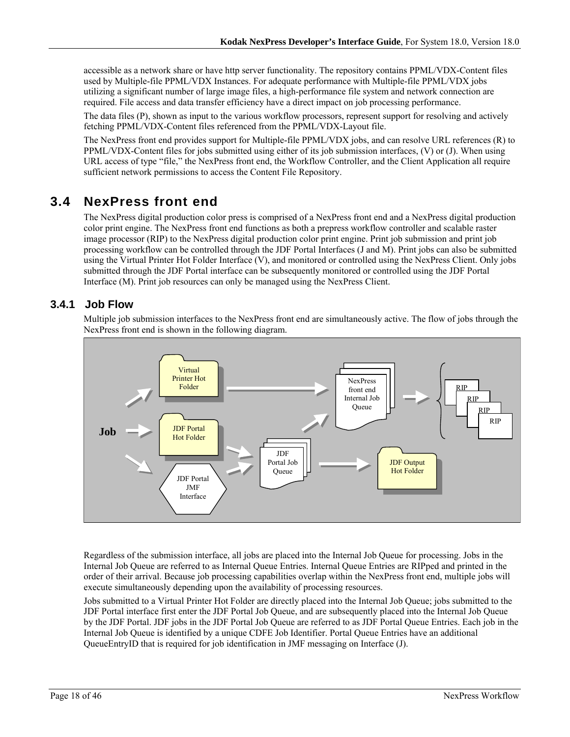accessible as a network share or have http server functionality. The repository contains PPML/VDX-Content files used by Multiple-file PPML/VDX Instances. For adequate performance with Multiple-file PPML/VDX jobs utilizing a significant number of large image files, a high-performance file system and network connection are required. File access and data transfer efficiency have a direct impact on job processing performance.

The data files (P), shown as input to the various workflow processors, represent support for resolving and actively fetching PPML/VDX-Content files referenced from the PPML/VDX-Layout file.

The NexPress front end provides support for Multiple-file PPML/VDX jobs, and can resolve URL references (R) to PPML/VDX-Content files for jobs submitted using either of its job submission interfaces, (V) or (J). When using URL access of type "file," the NexPress front end, the Workflow Controller, and the Client Application all require sufficient network permissions to access the Content File Repository.

## 3.4 NexPress front end

The NexPress digital production color press is comprised of a NexPress front end and a NexPress digital production color print engine. The NexPress front end functions as both a prepress workflow controller and scalable raster image processor (RIP) to the NexPress digital production color print engine. Print job submission and print job processing workflow can be controlled through the JDF Portal Interfaces (J and M). Print jobs can also be submitted using the Virtual Printer Hot Folder Interface (V), and monitored or controlled using the NexPress Client. Only jobs submitted through the JDF Portal interface can be subsequently monitored or controlled using the JDF Portal Interface (M). Print job resources can only be managed using the NexPress Client.

### 3.4.1 Job Flow

Multiple job submission interfaces to the NexPress front end are simultaneously active. The flow of jobs through the NexPress front end is shown in the following diagram.

Regardless of the submission interface, all jobs are placed into the Internal Job Queue for processing. Jobs in the Internal Job Queue are referred to as Internal Queue Entries. Internal Queue Entries are RIPped and printed in the order of their arrival. Because job processing capabilities overlap within the NexPress front end, multiple jobs will execute simultaneously depending upon the availability of processing resources.

Jobs submitted to a Virtual Printer Hot Folder are directly placed into the Internal Job Queue; jobs submitted to the JDF Portal interface first enter the JDF Portal Job Queue, and are subsequently placed into the Internal Job Queue by the JDF Portal. JDF jobs in the JDF Portal Job Queue are referred to as JDF Portal Queue Entries. Each job in the Internal Job Queue is identified by a unique CDFE Job Identifier. Portal Queue Entries have an additional QueueEntryID that is required for job identification in JMF messaging on Interface (J).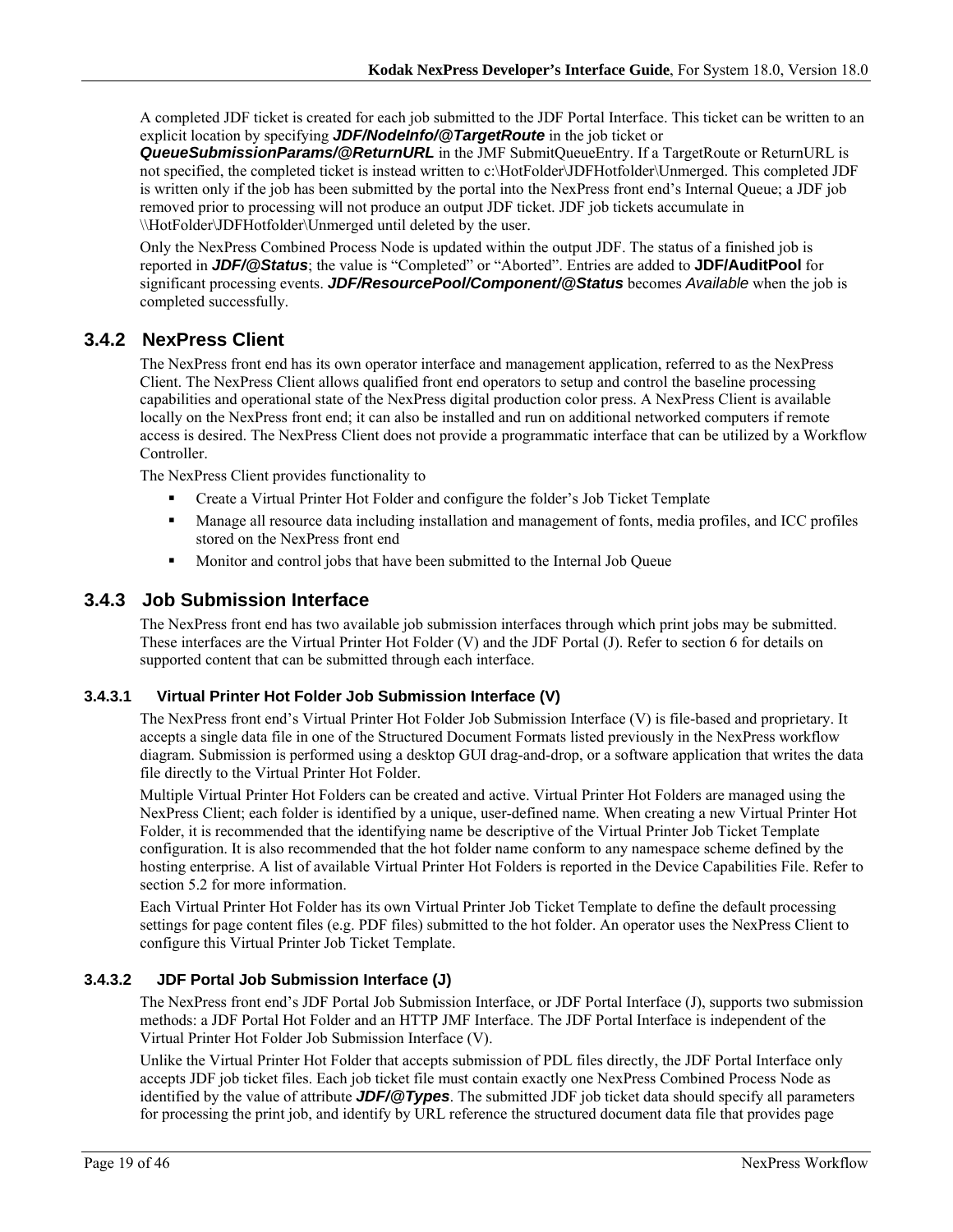A completed JDF ticket is created for each job submitted to the JDF Portal Interface. This ticket can be written to an explicit location by specifying ***JDF/NodeInfo/@TargetRoute*** in the job ticket or ***QueueSubmissionParams/@ReturnURL*** in the JMF SubmitQueueEntry. If a TargetRoute or ReturnURL is not specified, the completed ticket is instead written to c:\HotFolder\JDFHotfolder\Unmerged. This completed JDF is written only if the job has been submitted by the portal into the NexPress front end's Internal Queue; a JDF job removed prior to processing will not produce an output JDF ticket. JDF job tickets accumulate in \\HotFolder\JDFHotfolder\Unmerged until deleted by the user.

Only the NexPress Combined Process Node is updated within the output JDF. The status of a finished job is reported in ***JDF/@Status***; the value is "Completed" or "Aborted". Entries are added to **JDF/AuditPool** for significant processing events. ***JDF/ResourcePool/Component/@Status*** becomes *Available* when the job is completed successfully.

## 3.4.2 NexPress Client

The NexPress front end has its own operator interface and management application, referred to as the NexPress Client. The NexPress Client allows qualified front end operators to setup and control the baseline processing capabilities and operational state of the NexPress digital production color press. A NexPress Client is available locally on the NexPress front end; it can also be installed and run on additional networked computers if remote access is desired. The NexPress Client does not provide a programmatic interface that can be utilized by a Workflow Controller.

The NexPress Client provides functionality to

- Create a Virtual Printer Hot Folder and configure the folder's Job Ticket Template
- Manage all resource data including installation and management of fonts, media profiles, and ICC profiles stored on the NexPress front end
- Monitor and control jobs that have been submitted to the Internal Job Queue

## 3.4.3 Job Submission Interface

The NexPress front end has two available job submission interfaces through which print jobs may be submitted. These interfaces are the Virtual Printer Hot Folder (V) and the JDF Portal (J). Refer to section 6 for details on supported content that can be submitted through each interface.

### 3.4.3.1 Virtual Printer Hot Folder Job Submission Interface (V)

The NexPress front end's Virtual Printer Hot Folder Job Submission Interface (V) is file-based and proprietary. It accepts a single data file in one of the Structured Document Formats listed previously in the NexPress workflow diagram. Submission is performed using a desktop GUI drag-and-drop, or a software application that writes the data file directly to the Virtual Printer Hot Folder.

Multiple Virtual Printer Hot Folders can be created and active. Virtual Printer Hot Folders are managed using the NexPress Client; each folder is identified by a unique, user-defined name. When creating a new Virtual Printer Hot Folder, it is recommended that the identifying name be descriptive of the Virtual Printer Job Ticket Template configuration. It is also recommended that the hot folder name conform to any namespace scheme defined by the hosting enterprise. A list of available Virtual Printer Hot Folders is reported in the Device Capabilities File. Refer to section 5.2 for more information.

Each Virtual Printer Hot Folder has its own Virtual Printer Job Ticket Template to define the default processing settings for page content files (e.g. PDF files) submitted to the hot folder. An operator uses the NexPress Client to configure this Virtual Printer Job Ticket Template.

### 3.4.3.2 JDF Portal Job Submission Interface (J)

The NexPress front end's JDF Portal Job Submission Interface, or JDF Portal Interface (J), supports two submission methods: a JDF Portal Hot Folder and an HTTP JMF Interface. The JDF Portal Interface is independent of the Virtual Printer Hot Folder Job Submission Interface (V).

Unlike the Virtual Printer Hot Folder that accepts submission of PDL files directly, the JDF Portal Interface only accepts JDF job ticket files. Each job ticket file must contain exactly one NexPress Combined Process Node as identified by the value of attribute ***JDF/@Types***. The submitted JDF job ticket data should specify all parameters for processing the print job, and identify by URL reference the structured document data file that provides page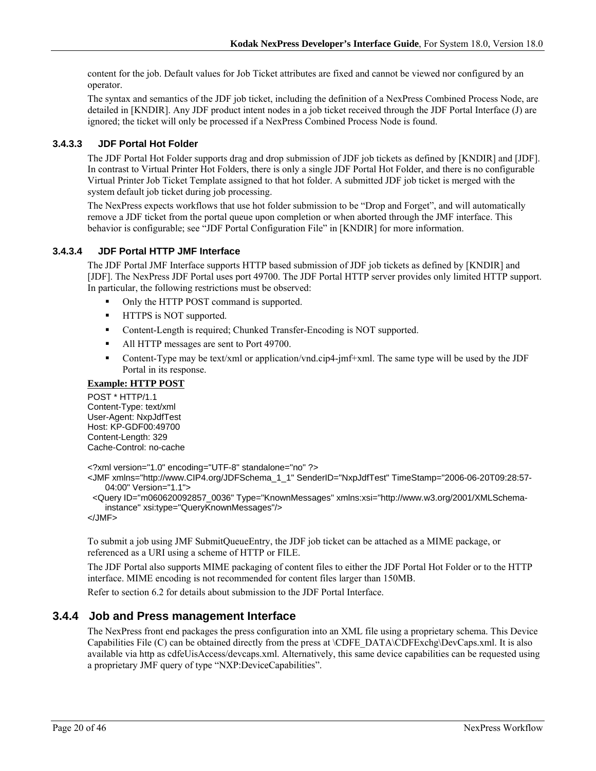content for the job. Default values for Job Ticket attributes are fixed and cannot be viewed nor configured by an operator.

The syntax and semantics of the JDF job ticket, including the definition of a NexPress Combined Process Node, are detailed in [KNDIR]. Any JDF product intent nodes in a job ticket received through the JDF Portal Interface (J) are ignored; the ticket will only be processed if a NexPress Combined Process Node is found.

#### 3.4.3.3 JDF Portal Hot Folder

The JDF Portal Hot Folder supports drag and drop submission of JDF job tickets as defined by [KNDIR] and [JDF]. In contrast to Virtual Printer Hot Folders, there is only a single JDF Portal Hot Folder, and there is no configurable Virtual Printer Job Ticket Template assigned to that hot folder. A submitted JDF job ticket is merged with the system default job ticket during job processing.

The NexPress expects workflows that use hot folder submission to be “Drop and Forget”, and will automatically remove a JDF ticket from the portal queue upon completion or when aborted through the JMF interface. This behavior is configurable; see “JDF Portal Configuration File” in [KNDIR] for more information.

#### 3.4.3.4 JDF Portal HTTP JMF Interface

The JDF Portal JMF Interface supports HTTP based submission of JDF job tickets as defined by [KNDIR] and [JDF]. The NexPress JDF Portal uses port 49700. The JDF Portal HTTP server provides only limited HTTP support. In particular, the following restrictions must be observed:

- Only the HTTP POST command is supported.
- HTTPS is NOT supported.
- Content-Length is required; Chunked Transfer-Encoding is NOT supported.
- All HTTP messages are sent to Port 49700.
- Content-Type may be text/xml or application/vnd.cip4-jmf+xml. The same type will be used by the JDF Portal in its response.

**Example: HTTP POST**

```
POST * HTTP/1.1
Content-Type: text/xml
User-Agent: NxpJdfTest
Host: KP-GDF00:49700
Content-Length: 329
Cache-Control: no-cache

<?xml version="1.0" encoding="UTF-8" standalone="no" ?>
<JMF xmlns="http://www.CIP4.org/JDFSchema_1_1" SenderID="NxpJdfTest" TimeStamp="2006-06-20T09:28:57-04:00" Version="1.1">
  <Query ID="m060620092857_0036" Type="KnownMessages" xmlns:xsi="http://www.w3.org/2001/XMLSchema-instance" xsi:type="QueryKnownMessages"/>
</JMF>
```

To submit a job using JMF SubmitQueueEntry, the JDF job ticket can be attached as a MIME package, or referenced as a URI using a scheme of HTTP or FILE.

The JDF Portal also supports MIME packaging of content files to either the JDF Portal Hot Folder or to the HTTP interface. MIME encoding is not recommended for content files larger than 150MB.

Refer to section 6.2 for details about submission to the JDF Portal Interface.

### 3.4.4 Job and Press management Interface

The NexPress front end packages the press configuration into an XML file using a proprietary schema. This Device Capabilities File (C) can be obtained directly from the press at \CDFE_DATA\CDFExchg\DevCaps.xml. It is also available via http as cdfeUisAccess/devcaps.xml. Alternatively, this same device capabilities can be requested using a proprietary JMF query of type “NXP:DeviceCapabilities”.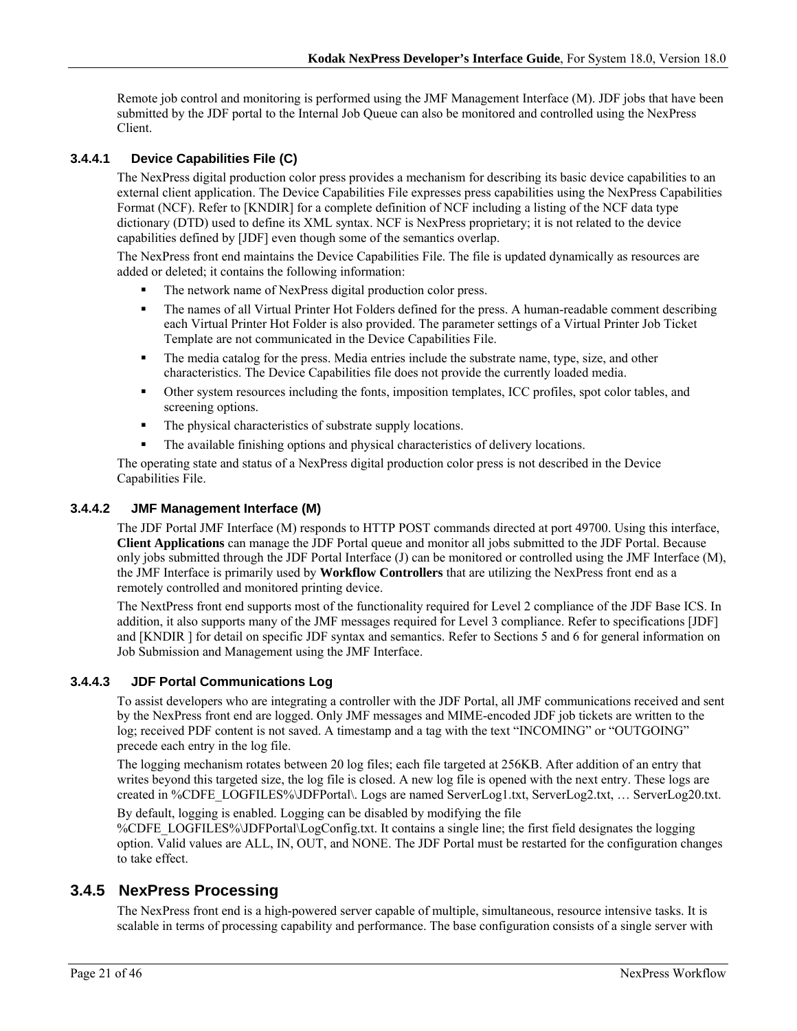Remote job control and monitoring is performed using the JMF Management Interface (M). JDF jobs that have been submitted by the JDF portal to the Internal Job Queue can also be monitored and controlled using the NexPress Client.

#### 3.4.4.1 Device Capabilities File (C)

The NexPress digital production color press provides a mechanism for describing its basic device capabilities to an external client application. The Device Capabilities File expresses press capabilities using the NexPress Capabilities Format (NCF). Refer to [KNDIR] for a complete definition of NCF including a listing of the NCF data type dictionary (DTD) used to define its XML syntax. NCF is NexPress proprietary; it is not related to the device capabilities defined by [JDF] even though some of the semantics overlap.

The NexPress front end maintains the Device Capabilities File. The file is updated dynamically as resources are added or deleted; it contains the following information:

- The network name of NexPress digital production color press.
- The names of all Virtual Printer Hot Folders defined for the press. A human-readable comment describing each Virtual Printer Hot Folder is also provided. The parameter settings of a Virtual Printer Job Ticket Template are not communicated in the Device Capabilities File.
- The media catalog for the press. Media entries include the substrate name, type, size, and other characteristics. The Device Capabilities file does not provide the currently loaded media.
- Other system resources including the fonts, imposition templates, ICC profiles, spot color tables, and screening options.
- The physical characteristics of substrate supply locations.
- The available finishing options and physical characteristics of delivery locations.

The operating state and status of a NexPress digital production color press is not described in the Device Capabilities File.

#### 3.4.4.2 JMF Management Interface (M)

The JDF Portal JMF Interface (M) responds to HTTP POST commands directed at port 49700. Using this interface, **Client Applications** can manage the JDF Portal queue and monitor all jobs submitted to the JDF Portal. Because only jobs submitted through the JDF Portal Interface (J) can be monitored or controlled using the JMF Interface (M), the JMF Interface is primarily used by **Workflow Controllers** that are utilizing the NexPress front end as a remotely controlled and monitored printing device.

The NextPress front end supports most of the functionality required for Level 2 compliance of the JDF Base ICS. In addition, it also supports many of the JMF messages required for Level 3 compliance. Refer to specifications [JDF] and [KNDIR ] for detail on specific JDF syntax and semantics. Refer to Sections 5 and 6 for general information on Job Submission and Management using the JMF Interface.

#### 3.4.4.3 JDF Portal Communications Log

To assist developers who are integrating a controller with the JDF Portal, all JMF communications received and sent by the NexPress front end are logged. Only JMF messages and MIME-encoded JDF job tickets are written to the log; received PDF content is not saved. A timestamp and a tag with the text "INCOMING" or "OUTGOING" precede each entry in the log file.

The logging mechanism rotates between 20 log files; each file targeted at 256KB. After addition of an entry that writes beyond this targeted size, the log file is closed. A new log file is opened with the next entry. These logs are created in %CDFE_LOGFILES%\JDFPortal\. Logs are named ServerLog1.txt, ServerLog2.txt, … ServerLog20.txt.

By default, logging is enabled. Logging can be disabled by modifying the file %CDFE_LOGFILES%\JDFPortal\LogConfig.txt. It contains a single line; the first field designates the logging option. Valid values are ALL, IN, OUT, and NONE. The JDF Portal must be restarted for the configuration changes to take effect.

### 3.4.5 NexPress Processing

The NexPress front end is a high-powered server capable of multiple, simultaneous, resource intensive tasks. It is scalable in terms of processing capability and performance. The base configuration consists of a single server with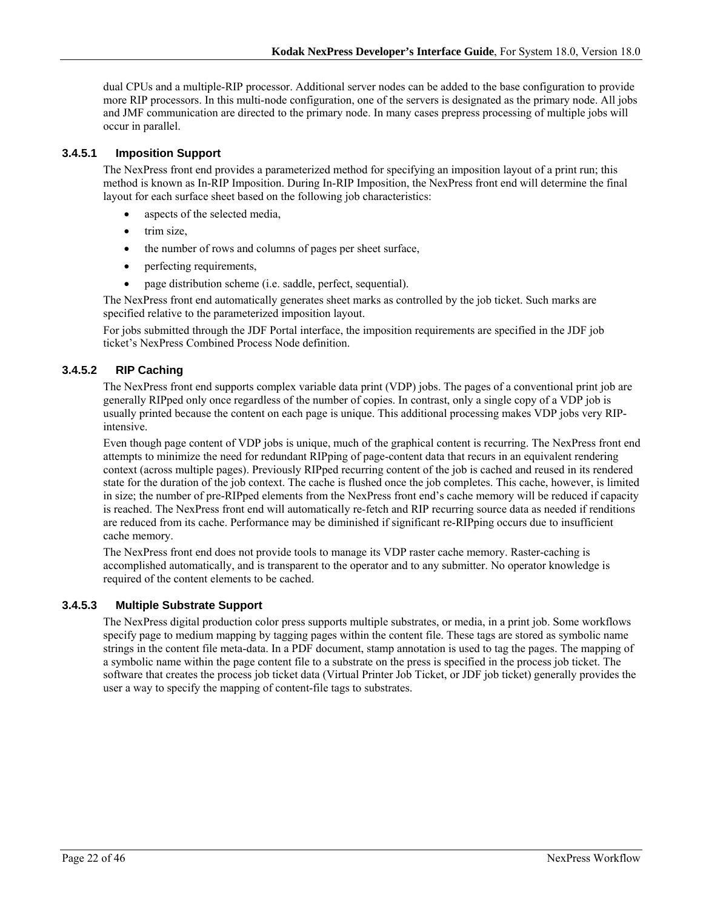dual CPUs and a multiple-RIP processor. Additional server nodes can be added to the base configuration to provide more RIP processors. In this multi-node configuration, one of the servers is designated as the primary node. All jobs and JMF communication are directed to the primary node. In many cases prepress processing of multiple jobs will occur in parallel.

#### 3.4.5.1 Imposition Support

The NexPress front end provides a parameterized method for specifying an imposition layout of a print run; this method is known as In-RIP Imposition. During In-RIP Imposition, the NexPress front end will determine the final layout for each surface sheet based on the following job characteristics:

- aspects of the selected media,
- trim size,
- the number of rows and columns of pages per sheet surface,
- perfecting requirements,
- page distribution scheme (i.e. saddle, perfect, sequential).

The NexPress front end automatically generates sheet marks as controlled by the job ticket. Such marks are specified relative to the parameterized imposition layout.

For jobs submitted through the JDF Portal interface, the imposition requirements are specified in the JDF job ticket's NexPress Combined Process Node definition.

#### 3.4.5.2 RIP Caching

The NexPress front end supports complex variable data print (VDP) jobs. The pages of a conventional print job are generally RIPped only once regardless of the number of copies. In contrast, only a single copy of a VDP job is usually printed because the content on each page is unique. This additional processing makes VDP jobs very RIP-intensive.

Even though page content of VDP jobs is unique, much of the graphical content is recurring. The NexPress front end attempts to minimize the need for redundant RIPping of page-content data that recurs in an equivalent rendering context (across multiple pages). Previously RIPped recurring content of the job is cached and reused in its rendered state for the duration of the job context. The cache is flushed once the job completes. This cache, however, is limited in size; the number of pre-RIPped elements from the NexPress front end's cache memory will be reduced if capacity is reached. The NexPress front end will automatically re-fetch and RIP recurring source data as needed if renditions are reduced from its cache. Performance may be diminished if significant re-RIPping occurs due to insufficient cache memory.

The NexPress front end does not provide tools to manage its VDP raster cache memory. Raster-caching is accomplished automatically, and is transparent to the operator and to any submitter. No operator knowledge is required of the content elements to be cached.

#### 3.4.5.3 Multiple Substrate Support

The NexPress digital production color press supports multiple substrates, or media, in a print job. Some workflows specify page to medium mapping by tagging pages within the content file. These tags are stored as symbolic name strings in the content file meta-data. In a PDF document, stamp annotation is used to tag the pages. The mapping of a symbolic name within the page content file to a substrate on the press is specified in the process job ticket. The software that creates the process job ticket data (Virtual Printer Job Ticket, or JDF job ticket) generally provides the user a way to specify the mapping of content-file tags to substrates.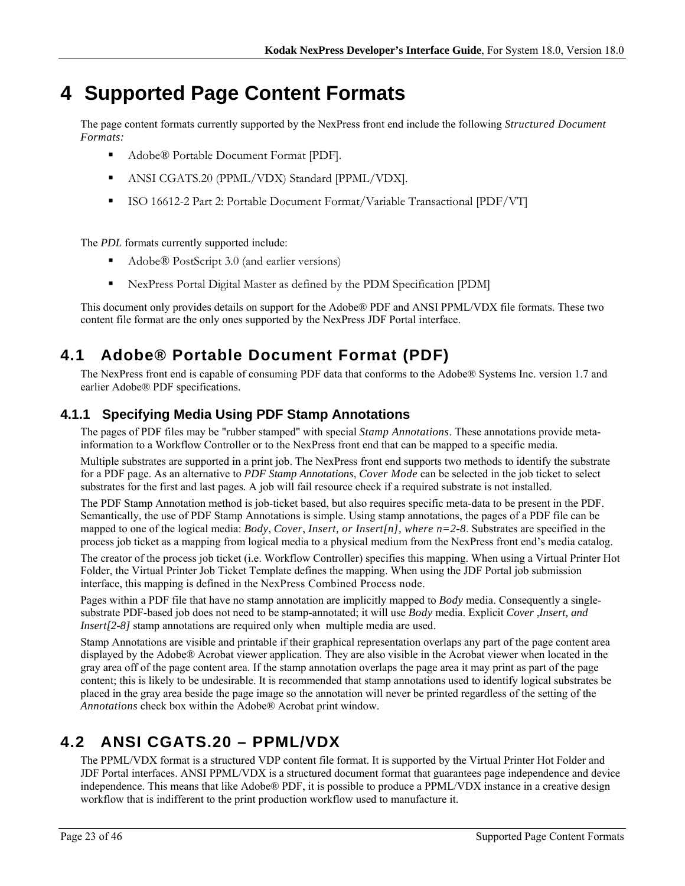# 4 Supported Page Content Formats

The page content formats currently supported by the NexPress front end include the following *Structured Document Formats:*

- Adobe® Portable Document Format [PDF].
- ANSI CGATS.20 (PPML/VDX) Standard [PPML/VDX].
- ISO 16612-2 Part 2: Portable Document Format/Variable Transactional [PDF/VT]

The *PDL* formats currently supported include:

- Adobe® PostScript 3.0 (and earlier versions)
- NexPress Portal Digital Master as defined by the PDM Specification [PDM]

This document only provides details on support for the Adobe® PDF and ANSI PPML/VDX file formats. These two content file format are the only ones supported by the NexPress JDF Portal interface.

## 4.1 Adobe® Portable Document Format (PDF)

The NexPress front end is capable of consuming PDF data that conforms to the Adobe® Systems Inc. version 1.7 and earlier Adobe® PDF specifications.

### 4.1.1 Specifying Media Using PDF Stamp Annotations

The pages of PDF files may be "rubber stamped" with special *Stamp Annotations*. These annotations provide meta-information to a Workflow Controller or to the NexPress front end that can be mapped to a specific media.

Multiple substrates are supported in a print job. The NexPress front end supports two methods to identify the substrate for a PDF page. As an alternative to *PDF Stamp Annotations*, *Cover Mode* can be selected in the job ticket to select substrates for the first and last pages. A job will fail resource check if a required substrate is not installed.

The PDF Stamp Annotation method is job-ticket based, but also requires specific meta-data to be present in the PDF. Semantically, the use of PDF Stamp Annotations is simple. Using stamp annotations, the pages of a PDF file can be mapped to one of the logical media: *Body*, *Cover*, *Insert, or Insert[n], where n=2-8*. Substrates are specified in the process job ticket as a mapping from logical media to a physical medium from the NexPress front end's media catalog.

The creator of the process job ticket (i.e. Workflow Controller) specifies this mapping. When using a Virtual Printer Hot Folder, the Virtual Printer Job Ticket Template defines the mapping. When using the JDF Portal job submission interface, this mapping is defined in the NexPress Combined Process node.

Pages within a PDF file that have no stamp annotation are implicitly mapped to *Body* media. Consequently a single-substrate PDF-based job does not need to be stamp-annotated; it will use *Body* media. Explicit *Cover ,Insert, and Insert[2-8]* stamp annotations are required only when multiple media are used.

Stamp Annotations are visible and printable if their graphical representation overlaps any part of the page content area displayed by the Adobe® Acrobat viewer application. They are also visible in the Acrobat viewer when located in the gray area off of the page content area. If the stamp annotation overlaps the page area it may print as part of the page content; this is likely to be undesirable. It is recommended that stamp annotations used to identify logical substrates be placed in the gray area beside the page image so the annotation will never be printed regardless of the setting of the *Annotations* check box within the Adobe® Acrobat print window.

## 4.2 ANSI CGATS.20 – PPML/VDX

The PPML/VDX format is a structured VDP content file format. It is supported by the Virtual Printer Hot Folder and JDF Portal interfaces. ANSI PPML/VDX is a structured document format that guarantees page independence and device independence. This means that like Adobe® PDF, it is possible to produce a PPML/VDX instance in a creative design workflow that is indifferent to the print production workflow used to manufacture it.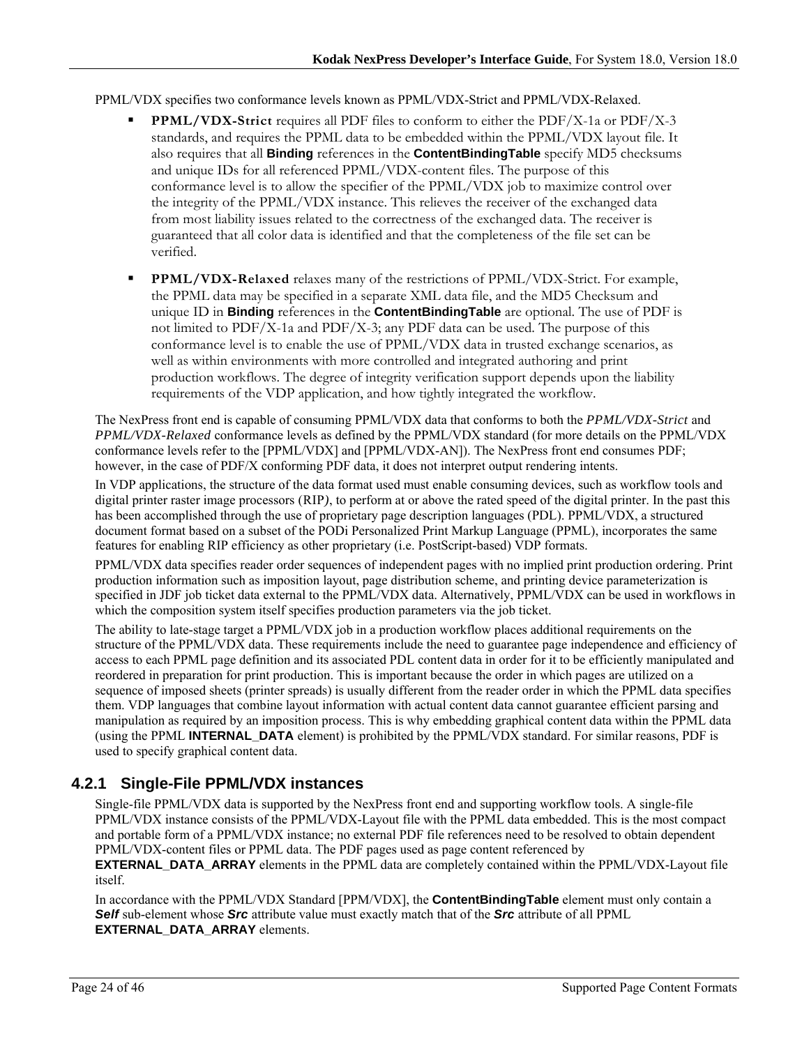PPML/VDX specifies two conformance levels known as PPML/VDX-Strict and PPML/VDX-Relaxed.

- **PPML/VDX-Strict** requires all PDF files to conform to either the PDF/X-1a or PDF/X-3 standards, and requires the PPML data to be embedded within the PPML/VDX layout file. It also requires that all **Binding** references in the **ContentBindingTable** specify MD5 checksums and unique IDs for all referenced PPML/VDX-content files. The purpose of this conformance level is to allow the specifier of the PPML/VDX job to maximize control over the integrity of the PPML/VDX instance. This relieves the receiver of the exchanged data from most liability issues related to the correctness of the exchanged data. The receiver is guaranteed that all color data is identified and that the completeness of the file set can be verified.
- **PPML/VDX-Relaxed** relaxes many of the restrictions of PPML/VDX-Strict. For example, the PPML data may be specified in a separate XML data file, and the MD5 Checksum and unique ID in **Binding** references in the **ContentBindingTable** are optional. The use of PDF is not limited to PDF/X-1a and PDF/X-3; any PDF data can be used. The purpose of this conformance level is to enable the use of PPML/VDX data in trusted exchange scenarios, as well as within environments with more controlled and integrated authoring and print production workflows. The degree of integrity verification support depends upon the liability requirements of the VDP application, and how tightly integrated the workflow.

The NexPress front end is capable of consuming PPML/VDX data that conforms to both the *PPML/VDX-Strict* and *PPML/VDX-Relaxed* conformance levels as defined by the PPML/VDX standard (for more details on the PPML/VDX conformance levels refer to the [PPML/VDX] and [PPML/VDX-AN]). The NexPress front end consumes PDF; however, in the case of PDF/X conforming PDF data, it does not interpret output rendering intents.

In VDP applications, the structure of the data format used must enable consuming devices, such as workflow tools and digital printer raster image processors (RIP*)*, to perform at or above the rated speed of the digital printer. In the past this has been accomplished through the use of proprietary page description languages (PDL). PPML/VDX, a structured document format based on a subset of the PODi Personalized Print Markup Language (PPML), incorporates the same features for enabling RIP efficiency as other proprietary (i.e. PostScript-based) VDP formats.

PPML/VDX data specifies reader order sequences of independent pages with no implied print production ordering. Print production information such as imposition layout, page distribution scheme, and printing device parameterization is specified in JDF job ticket data external to the PPML/VDX data. Alternatively, PPML/VDX can be used in workflows in which the composition system itself specifies production parameters via the job ticket.

The ability to late-stage target a PPML/VDX job in a production workflow places additional requirements on the structure of the PPML/VDX data. These requirements include the need to guarantee page independence and efficiency of access to each PPML page definition and its associated PDL content data in order for it to be efficiently manipulated and reordered in preparation for print production. This is important because the order in which pages are utilized on a sequence of imposed sheets (printer spreads) is usually different from the reader order in which the PPML data specifies them. VDP languages that combine layout information with actual content data cannot guarantee efficient parsing and manipulation as required by an imposition process. This is why embedding graphical content data within the PPML data (using the PPML **INTERNAL_DATA** element) is prohibited by the PPML/VDX standard. For similar reasons, PDF is used to specify graphical content data.

### 4.2.1 Single-File PPML/VDX instances

Single-file PPML/VDX data is supported by the NexPress front end and supporting workflow tools. A single-file PPML/VDX instance consists of the PPML/VDX-Layout file with the PPML data embedded. This is the most compact and portable form of a PPML/VDX instance; no external PDF file references need to be resolved to obtain dependent PPML/VDX-content files or PPML data. The PDF pages used as page content referenced by **EXTERNAL_DATA_ARRAY** elements in the PPML data are completely contained within the PPML/VDX-Layout file itself.

In accordance with the PPML/VDX Standard [PPM/VDX], the **ContentBindingTable** element must only contain a ***Self*** sub-element whose ***Src*** attribute value must exactly match that of the ***Src*** attribute of all PPML **EXTERNAL_DATA_ARRAY** elements.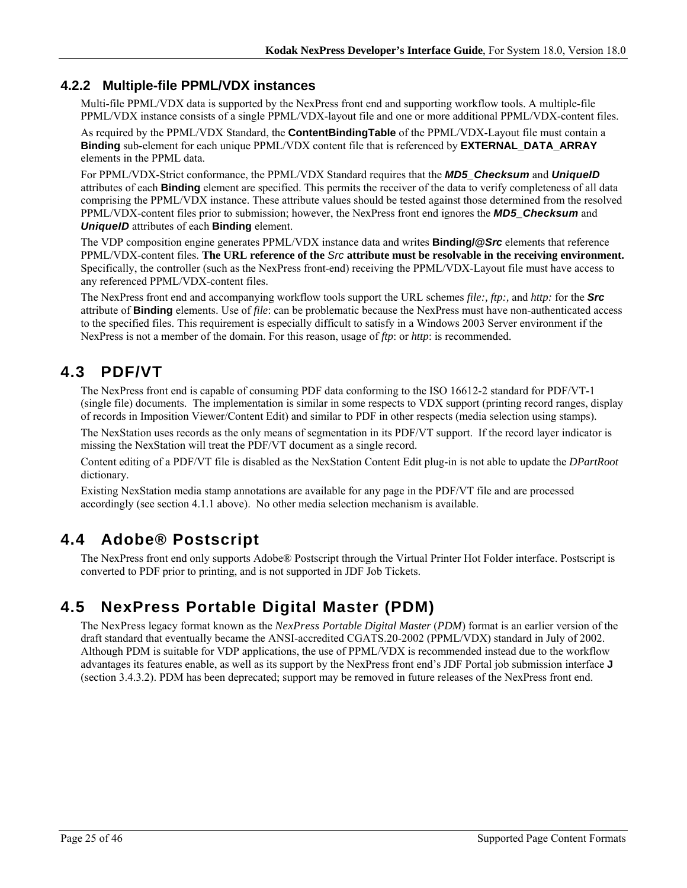### 4.2.2 Multiple-file PPML/VDX instances

Multi-file PPML/VDX data is supported by the NexPress front end and supporting workflow tools. A multiple-file PPML/VDX instance consists of a single PPML/VDX-layout file and one or more additional PPML/VDX-content files.

As required by the PPML/VDX Standard, the **ContentBindingTable** of the PPML/VDX-Layout file must contain a **Binding** sub-element for each unique PPML/VDX content file that is referenced by **EXTERNAL_DATA_ARRAY** elements in the PPML data.

For PPML/VDX-Strict conformance, the PPML/VDX Standard requires that the ***MD5_Checksum*** and ***UniqueID*** attributes of each **Binding** element are specified. This permits the receiver of the data to verify completeness of all data comprising the PPML/VDX instance. These attribute values should be tested against those determined from the resolved PPML/VDX-content files prior to submission; however, the NexPress front end ignores the ***MD5_Checksum*** and ***UniqueID*** attributes of each **Binding** element.

The VDP composition engine generates PPML/VDX instance data and writes **Binding/@*Src*** elements that reference PPML/VDX-content files. **The URL reference of the *Src* attribute must be resolvable in the receiving environment.** Specifically, the controller (such as the NexPress front-end) receiving the PPML/VDX-Layout file must have access to any referenced PPML/VDX-content files.

The NexPress front end and accompanying workflow tools support the URL schemes *file:, ftp:,* and *http:* for the ***Src*** attribute of **Binding** elements. Use of *file*: can be problematic because the NexPress must have non-authenticated access to the specified files. This requirement is especially difficult to satisfy in a Windows 2003 Server environment if the NexPress is not a member of the domain. For this reason, usage of *ftp*: or *http*: is recommended.

## 4.3 PDF/VT

The NexPress front end is capable of consuming PDF data conforming to the ISO 16612-2 standard for PDF/VT-1 (single file) documents. The implementation is similar in some respects to VDX support (printing record ranges, display of records in Imposition Viewer/Content Edit) and similar to PDF in other respects (media selection using stamps).

The NexStation uses records as the only means of segmentation in its PDF/VT support. If the record layer indicator is missing the NexStation will treat the PDF/VT document as a single record.

Content editing of a PDF/VT file is disabled as the NexStation Content Edit plug-in is not able to update the *DPartRoot* dictionary.

Existing NexStation media stamp annotations are available for any page in the PDF/VT file and are processed accordingly (see section 4.1.1 above). No other media selection mechanism is available.

## 4.4 Adobe® Postscript

The NexPress front end only supports Adobe® Postscript through the Virtual Printer Hot Folder interface. Postscript is converted to PDF prior to printing, and is not supported in JDF Job Tickets.

## 4.5 NexPress Portable Digital Master (PDM)

The NexPress legacy format known as the *NexPress Portable Digital Master* (*PDM*) format is an earlier version of the draft standard that eventually became the ANSI-accredited CGATS.20-2002 (PPML/VDX) standard in July of 2002. Although PDM is suitable for VDP applications, the use of PPML/VDX is recommended instead due to the workflow advantages its features enable, as well as its support by the NexPress front end's JDF Portal job submission interface **J** (section 3.4.3.2). PDM has been deprecated; support may be removed in future releases of the NexPress front end.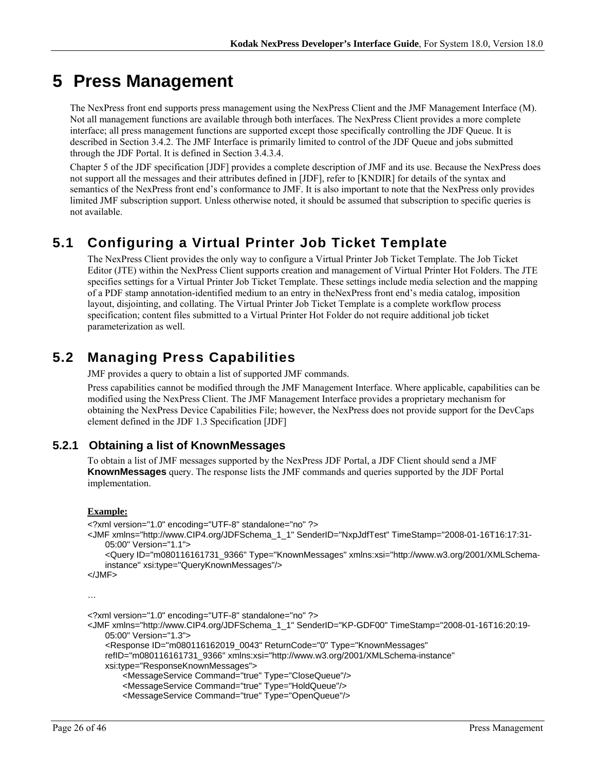# 5 Press Management

The NexPress front end supports press management using the NexPress Client and the JMF Management Interface (M). Not all management functions are available through both interfaces. The NexPress Client provides a more complete interface; all press management functions are supported except those specifically controlling the JDF Queue. It is described in Section 3.4.2. The JMF Interface is primarily limited to control of the JDF Queue and jobs submitted through the JDF Portal. It is defined in Section 3.4.3.4.

Chapter 5 of the JDF specification [JDF] provides a complete description of JMF and its use. Because the NexPress does not support all the messages and their attributes defined in [JDF], refer to [KNDIR] for details of the syntax and semantics of the NexPress front end's conformance to JMF. It is also important to note that the NexPress only provides limited JMF subscription support. Unless otherwise noted, it should be assumed that subscription to specific queries is not available.

## 5.1 Configuring a Virtual Printer Job Ticket Template

The NexPress Client provides the only way to configure a Virtual Printer Job Ticket Template. The Job Ticket Editor (JTE) within the NexPress Client supports creation and management of Virtual Printer Hot Folders. The JTE specifies settings for a Virtual Printer Job Ticket Template. These settings include media selection and the mapping of a PDF stamp annotation-identified medium to an entry in theNexPress front end's media catalog, imposition layout, disjointing, and collating. The Virtual Printer Job Ticket Template is a complete workflow process specification; content files submitted to a Virtual Printer Hot Folder do not require additional job ticket parameterization as well.

## 5.2 Managing Press Capabilities

JMF provides a query to obtain a list of supported JMF commands.

Press capabilities cannot be modified through the JMF Management Interface. Where applicable, capabilities can be modified using the NexPress Client. The JMF Management Interface provides a proprietary mechanism for obtaining the NexPress Device Capabilities File; however, the NexPress does not provide support for the DevCaps element defined in the JDF 1.3 Specification [JDF]

### 5.2.1 Obtaining a list of KnownMessages

To obtain a list of JMF messages supported by the NexPress JDF Portal, a JDF Client should send a JMF **KnownMessages** query. The response lists the JMF commands and queries supported by the JDF Portal implementation.

**Example:**

```
<?xml version="1.0" encoding="UTF-8" standalone="no" ?>
<JMF xmlns="http://www.CIP4.org/JDFSchema_1_1" SenderID="NxpJdfTest" TimeStamp="2008-01-16T16:17:31-
    05:00" Version="1.1">
    <Query ID="m080116161731_9366" Type="KnownMessages" xmlns:xsi="http://www.w3.org/2001/XMLSchema-
    instance" xsi:type="QueryKnownMessages"/>
</JMF>

…

<?xml version="1.0" encoding="UTF-8" standalone="no" ?>
<JMF xmlns="http://www.CIP4.org/JDFSchema_1_1" SenderID="KP-GDF00" TimeStamp="2008-01-16T16:20:19-
    05:00" Version="1.3">
    <Response ID="m080116162019_0043" ReturnCode="0" Type="KnownMessages"
    refID="m080116161731_9366" xmlns:xsi="http://www.w3.org/2001/XMLSchema-instance"
    xsi:type="ResponseKnownMessages">
        <MessageService Command="true" Type="CloseQueue"/>
        <MessageService Command="true" Type="HoldQueue"/>
        <MessageService Command="true" Type="OpenQueue"/>
```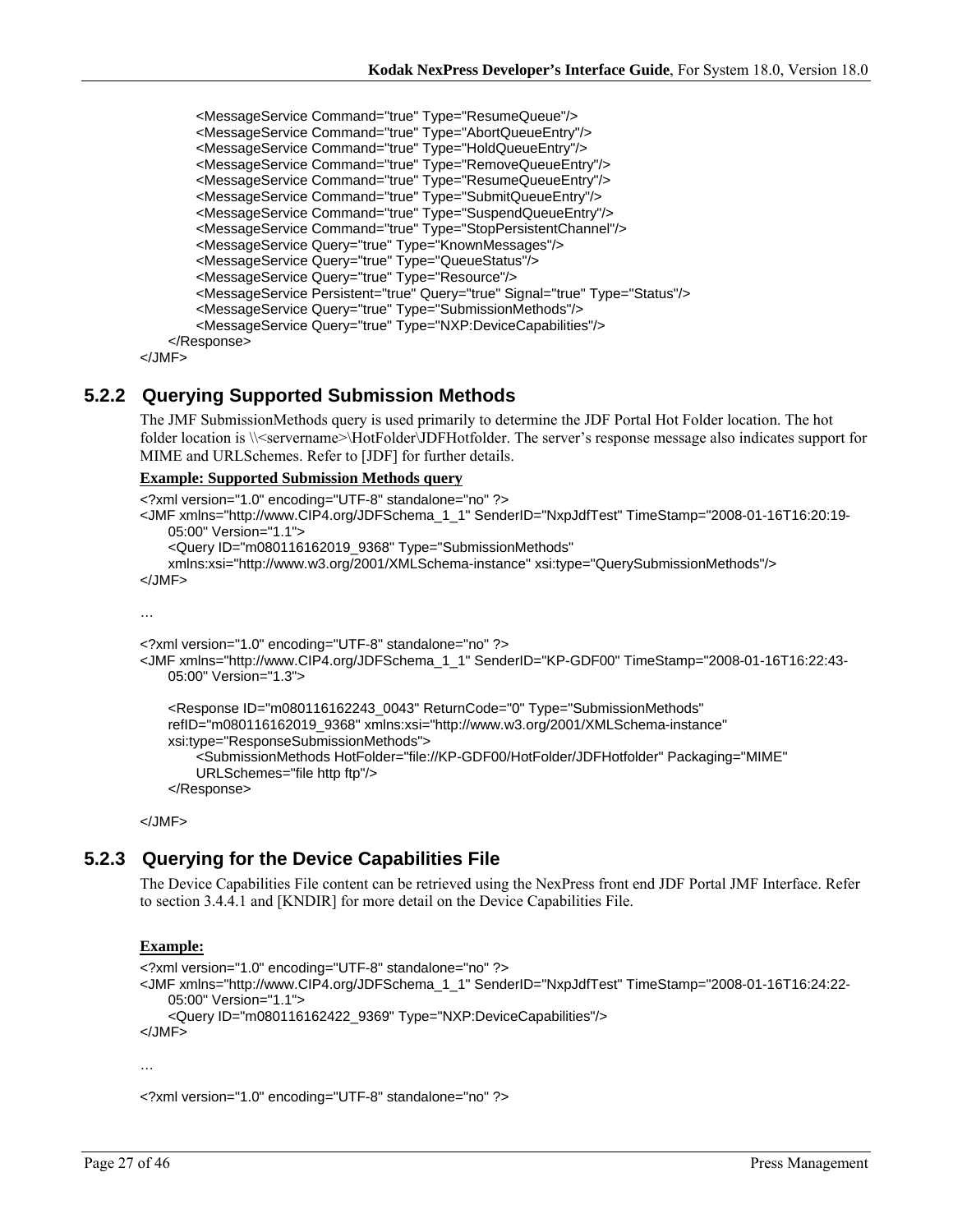```
            <MessageService Command="true" Type="ResumeQueue"/>
            <MessageService Command="true" Type="AbortQueueEntry"/>
            <MessageService Command="true" Type="HoldQueueEntry"/>
            <MessageService Command="true" Type="RemoveQueueEntry"/>
            <MessageService Command="true" Type="ResumeQueueEntry"/>
            <MessageService Command="true" Type="SubmitQueueEntry"/>
            <MessageService Command="true" Type="SuspendQueueEntry"/>
            <MessageService Command="true" Type="StopPersistentChannel"/>
            <MessageService Query="true" Type="KnownMessages"/>
            <MessageService Query="true" Type="QueueStatus"/>
            <MessageService Query="true" Type="Resource"/>
            <MessageService Persistent="true" Query="true" Signal="true" Type="Status"/>
            <MessageService Query="true" Type="SubmissionMethods"/>
            <MessageService Query="true" Type="NXP:DeviceCapabilities"/>
      </Response>
</JMF>
```

### 5.2.2 Querying Supported Submission Methods

The JMF SubmissionMethods query is used primarily to determine the JDF Portal Hot Folder location. The hot folder location is \\<servername>\HotFolder\JDFHotfolder. The server's response message also indicates support for MIME and URLSchemes. Refer to [JDF] for further details.

**Example: Supported Submission Methods query**

```
<?xml version="1.0" encoding="UTF-8" standalone="no" ?>
<JMF xmlns="http://www.CIP4.org/JDFSchema_1_1" SenderID="NxpJdfTest" TimeStamp="2008-01-16T16:20:19-
      05:00" Version="1.1">
      <Query ID="m080116162019_9368" Type="SubmissionMethods"
      xmlns:xsi="http://www.w3.org/2001/XMLSchema-instance" xsi:type="QuerySubmissionMethods"/>
</JMF>

…

<?xml version="1.0" encoding="UTF-8" standalone="no" ?>
<JMF xmlns="http://www.CIP4.org/JDFSchema_1_1" SenderID="KP-GDF00" TimeStamp="2008-01-16T16:22:43-
      05:00" Version="1.3">

      <Response ID="m080116162243_0043" ReturnCode="0" Type="SubmissionMethods"
      refID="m080116162019_9368" xmlns:xsi="http://www.w3.org/2001/XMLSchema-instance"
      xsi:type="ResponseSubmissionMethods">
            <SubmissionMethods HotFolder="file://KP-GDF00/HotFolder/JDFHotfolder" Packaging="MIME"
            URLSchemes="file http ftp"/>
      </Response>

</JMF>
```

### 5.2.3 Querying for the Device Capabilities File

The Device Capabilities File content can be retrieved using the NexPress front end JDF Portal JMF Interface. Refer to section 3.4.4.1 and [KNDIR] for more detail on the Device Capabilities File.

**Example:**

```
<?xml version="1.0" encoding="UTF-8" standalone="no" ?>
<JMF xmlns="http://www.CIP4.org/JDFSchema_1_1" SenderID="NxpJdfTest" TimeStamp="2008-01-16T16:24:22-
      05:00" Version="1.1">
      <Query ID="m080116162422_9369" Type="NXP:DeviceCapabilities"/>
</JMF>

…

<?xml version="1.0" encoding="UTF-8" standalone="no" ?>
```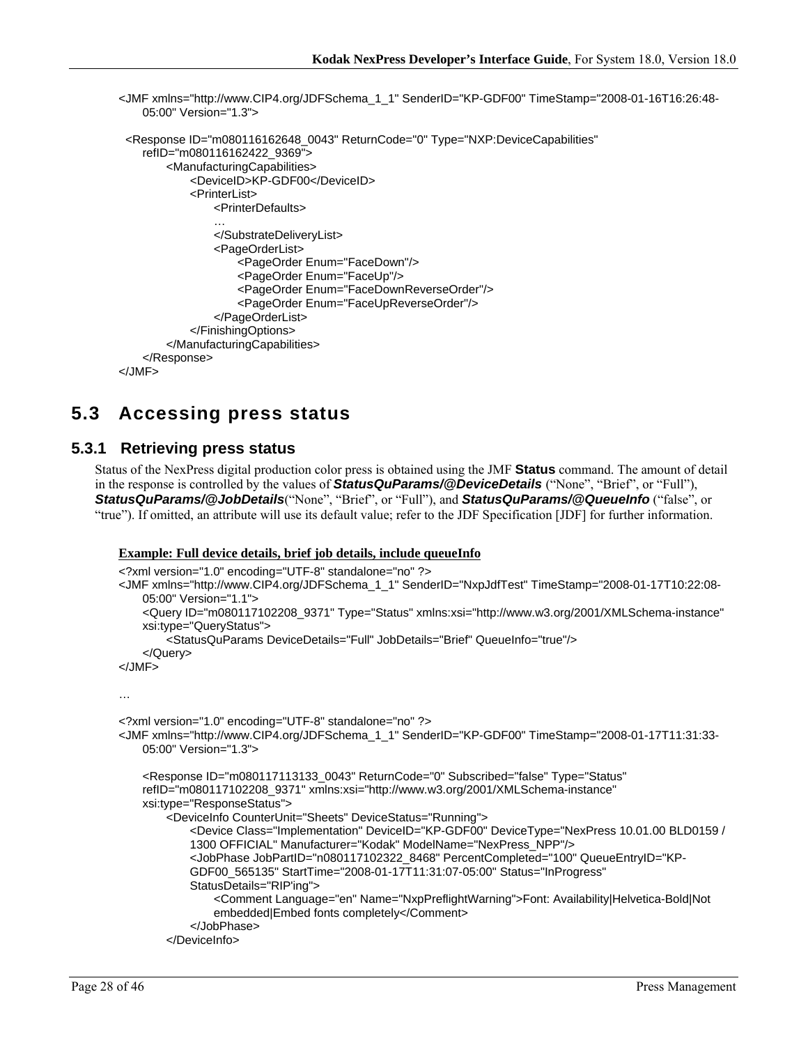```
<JMF xmlns="http://www.CIP4.org/JDFSchema_1_1" SenderID="KP-GDF00" TimeStamp="2008-01-16T16:26:48-
    05:00" Version="1.3">

  <Response ID="m080116162648_0043" ReturnCode="0" Type="NXP:DeviceCapabilities"
    refID="m080116162422_9369">
        <ManufacturingCapabilities>
            <DeviceID>KP-GDF00</DeviceID>
            <PrinterList>
                <PrinterDefaults>
                …
                </SubstrateDeliveryList>
                <PageOrderList>
                    <PageOrder Enum="FaceDown"/>
                    <PageOrder Enum="FaceUp"/>
                    <PageOrder Enum="FaceDownReverseOrder"/>
                    <PageOrder Enum="FaceUpReverseOrder"/>
                </PageOrderList>
            </FinishingOptions>
        </ManufacturingCapabilities>
    </Response>
</JMF>
```

## 5.3 Accessing press status

### 5.3.1 Retrieving press status

Status of the NexPress digital production color press is obtained using the JMF **Status** command. The amount of detail in the response is controlled by the values of ***StatusQuParams/@DeviceDetails*** ("None", "Brief", or "Full"), ***StatusQuParams/@JobDetails***("None", "Brief", or "Full"), and ***StatusQuParams/@QueueInfo*** ("false", or "true"). If omitted, an attribute will use its default value; refer to the JDF Specification [JDF] for further information.

**Example: Full device details, brief job details, include queueInfo**

```
<?xml version="1.0" encoding="UTF-8" standalone="no" ?>
<JMF xmlns="http://www.CIP4.org/JDFSchema_1_1" SenderID="NxpJdfTest" TimeStamp="2008-01-17T10:22:08-
    05:00" Version="1.1">
    <Query ID="m080117102208_9371" Type="Status" xmlns:xsi="http://www.w3.org/2001/XMLSchema-instance"
    xsi:type="QueryStatus">
        <StatusQuParams DeviceDetails="Full" JobDetails="Brief" QueueInfo="true"/>
    </Query>
</JMF>

…

<?xml version="1.0" encoding="UTF-8" standalone="no" ?>
<JMF xmlns="http://www.CIP4.org/JDFSchema_1_1" SenderID="KP-GDF00" TimeStamp="2008-01-17T11:31:33-
    05:00" Version="1.3">

    <Response ID="m080117113133_0043" ReturnCode="0" Subscribed="false" Type="Status"
    refID="m080117102208_9371" xmlns:xsi="http://www.w3.org/2001/XMLSchema-instance"
    xsi:type="ResponseStatus">
        <DeviceInfo CounterUnit="Sheets" DeviceStatus="Running">
            <Device Class="Implementation" DeviceID="KP-GDF00" DeviceType="NexPress 10.01.00 BLD0159 /
            1300 OFFICIAL" Manufacturer="Kodak" ModelName="NexPress_NPP"/>
            <JobPhase JobPartID="n080117102322_8468" PercentCompleted="100" QueueEntryID="KP-
            GDF00_565135" StartTime="2008-01-17T11:31:07-05:00" Status="InProgress"
            StatusDetails="RIP'ing">
                <Comment Language="en" Name="NxpPreflightWarning">Font: Availability|Helvetica-Bold|Not
                embedded|Embed fonts completely</Comment>
            </JobPhase>
        </DeviceInfo>
```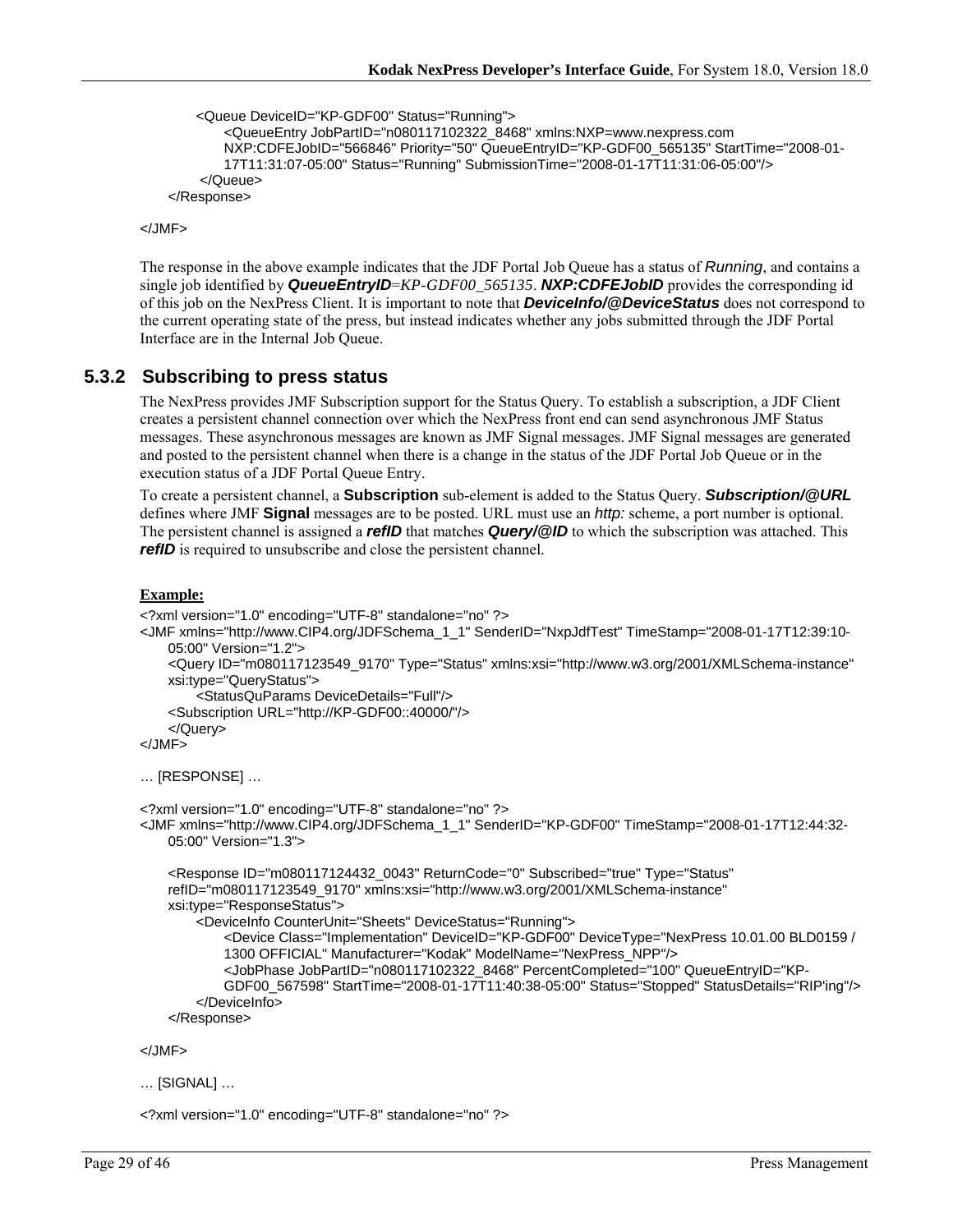```
        <Queue DeviceID="KP-GDF00" Status="Running">
            <QueueEntry JobPartID="n080117102322_8468" xmlns:NXP=www.nexpress.com
            NXP:CDFEJobID="566846" Priority="50" QueueEntryID="KP-GDF00_565135" StartTime="2008-01-
            17T11:31:07-05:00" Status="Running" SubmissionTime="2008-01-17T11:31:06-05:00"/>
        </Queue>
    </Response>

</JMF>
```

The response in the above example indicates that the JDF Portal Job Queue has a status of *Running*, and contains a single job identified by ***QueueEntryID****=KP-GDF00_565135*. ***NXP:CDFEJobID*** provides the corresponding id of this job on the NexPress Client. It is important to note that ***DeviceInfo/@DeviceStatus*** does not correspond to the current operating state of the press, but instead indicates whether any jobs submitted through the JDF Portal Interface are in the Internal Job Queue.

### 5.3.2 Subscribing to press status

The NexPress provides JMF Subscription support for the Status Query. To establish a subscription, a JDF Client creates a persistent channel connection over which the NexPress front end can send asynchronous JMF Status messages. These asynchronous messages are known as JMF Signal messages. JMF Signal messages are generated and posted to the persistent channel when there is a change in the status of the JDF Portal Job Queue or in the execution status of a JDF Portal Queue Entry.

To create a persistent channel, a **Subscription** sub-element is added to the Status Query. ***Subscription/@URL*** defines where JMF **Signal** messages are to be posted. URL must use an *http:* scheme, a port number is optional. The persistent channel is assigned a ***refID*** that matches ***Query/@ID*** to which the subscription was attached. This ***refID*** is required to unsubscribe and close the persistent channel.

**Example:**

```
<?xml version="1.0" encoding="UTF-8" standalone="no" ?>
<JMF xmlns="http://www.CIP4.org/JDFSchema_1_1" SenderID="NxpJdfTest" TimeStamp="2008-01-17T12:39:10-
    05:00" Version="1.2">
    <Query ID="m080117123549_9170" Type="Status" xmlns:xsi="http://www.w3.org/2001/XMLSchema-instance"
    xsi:type="QueryStatus">
        <StatusQuParams DeviceDetails="Full"/>
    <Subscription URL="http://KP-GDF00::40000/"/>
    </Query>
</JMF>

… [RESPONSE] …

<?xml version="1.0" encoding="UTF-8" standalone="no" ?>
<JMF xmlns="http://www.CIP4.org/JDFSchema_1_1" SenderID="KP-GDF00" TimeStamp="2008-01-17T12:44:32-
    05:00" Version="1.3">

    <Response ID="m080117124432_0043" ReturnCode="0" Subscribed="true" Type="Status"
    refID="m080117123549_9170" xmlns:xsi="http://www.w3.org/2001/XMLSchema-instance"
    xsi:type="ResponseStatus">
        <DeviceInfo CounterUnit="Sheets" DeviceStatus="Running">
            <Device Class="Implementation" DeviceID="KP-GDF00" DeviceType="NexPress 10.01.00 BLD0159 /
            1300 OFFICIAL" Manufacturer="Kodak" ModelName="NexPress_NPP"/>
            <JobPhase JobPartID="n080117102322_8468" PercentCompleted="100" QueueEntryID="KP-
            GDF00_567598" StartTime="2008-01-17T11:40:38-05:00" Status="Stopped" StatusDetails="RIP'ing"/>
        </DeviceInfo>
    </Response>

</JMF>

… [SIGNAL] …

<?xml version="1.0" encoding="UTF-8" standalone="no" ?>
```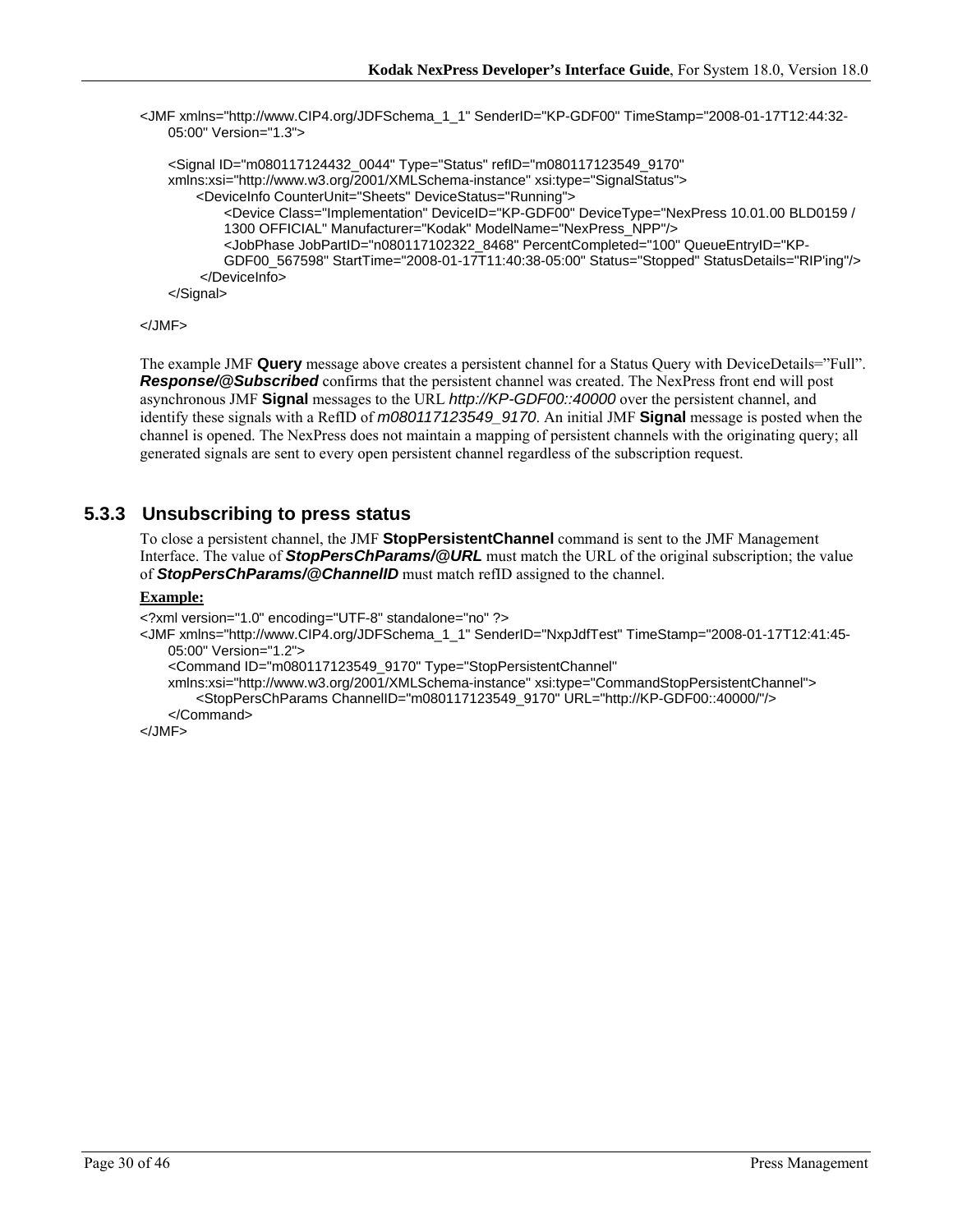```
<JMF xmlns="http://www.CIP4.org/JDFSchema_1_1" SenderID="KP-GDF00" TimeStamp="2008-01-17T12:44:32-
    05:00" Version="1.3">

    <Signal ID="m080117124432_0044" Type="Status" refID="m080117123549_9170"
    xmlns:xsi="http://www.w3.org/2001/XMLSchema-instance" xsi:type="SignalStatus">
        <DeviceInfo CounterUnit="Sheets" DeviceStatus="Running">
            <Device Class="Implementation" DeviceID="KP-GDF00" DeviceType="NexPress 10.01.00 BLD0159 /
            1300 OFFICIAL" Manufacturer="Kodak" ModelName="NexPress_NPP"/>
            <JobPhase JobPartID="n080117102322_8468" PercentCompleted="100" QueueEntryID="KP-
            GDF00_567598" StartTime="2008-01-17T11:40:38-05:00" Status="Stopped" StatusDetails="RIP'ing"/>
        </DeviceInfo>
    </Signal>

</JMF>
```

The example JMF **Query** message above creates a persistent channel for a Status Query with DeviceDetails=”Full”. ***Response/@Subscribed*** confirms that the persistent channel was created. The NexPress front end will post asynchronous JMF **Signal** messages to the URL *http://KP-GDF00::40000* over the persistent channel, and identify these signals with a RefID of *m080117123549_9170*. An initial JMF **Signal** message is posted when the channel is opened. The NexPress does not maintain a mapping of persistent channels with the originating query; all generated signals are sent to every open persistent channel regardless of the subscription request.

### 5.3.3 Unsubscribing to press status

To close a persistent channel, the JMF **StopPersistentChannel** command is sent to the JMF Management Interface. The value of ***StopPersChParams/@URL*** must match the URL of the original subscription; the value of ***StopPersChParams/@ChannelID*** must match refID assigned to the channel.

**Example:**

```
<?xml version="1.0" encoding="UTF-8" standalone="no" ?>
<JMF xmlns="http://www.CIP4.org/JDFSchema_1_1" SenderID="NxpJdfTest" TimeStamp="2008-01-17T12:41:45-
    05:00" Version="1.2">
    <Command ID="m080117123549_9170" Type="StopPersistentChannel"
    xmlns:xsi="http://www.w3.org/2001/XMLSchema-instance" xsi:type="CommandStopPersistentChannel">
        <StopPersChParams ChannelID="m080117123549_9170" URL="http://KP-GDF00::40000/"/>
    </Command>
</JMF>
```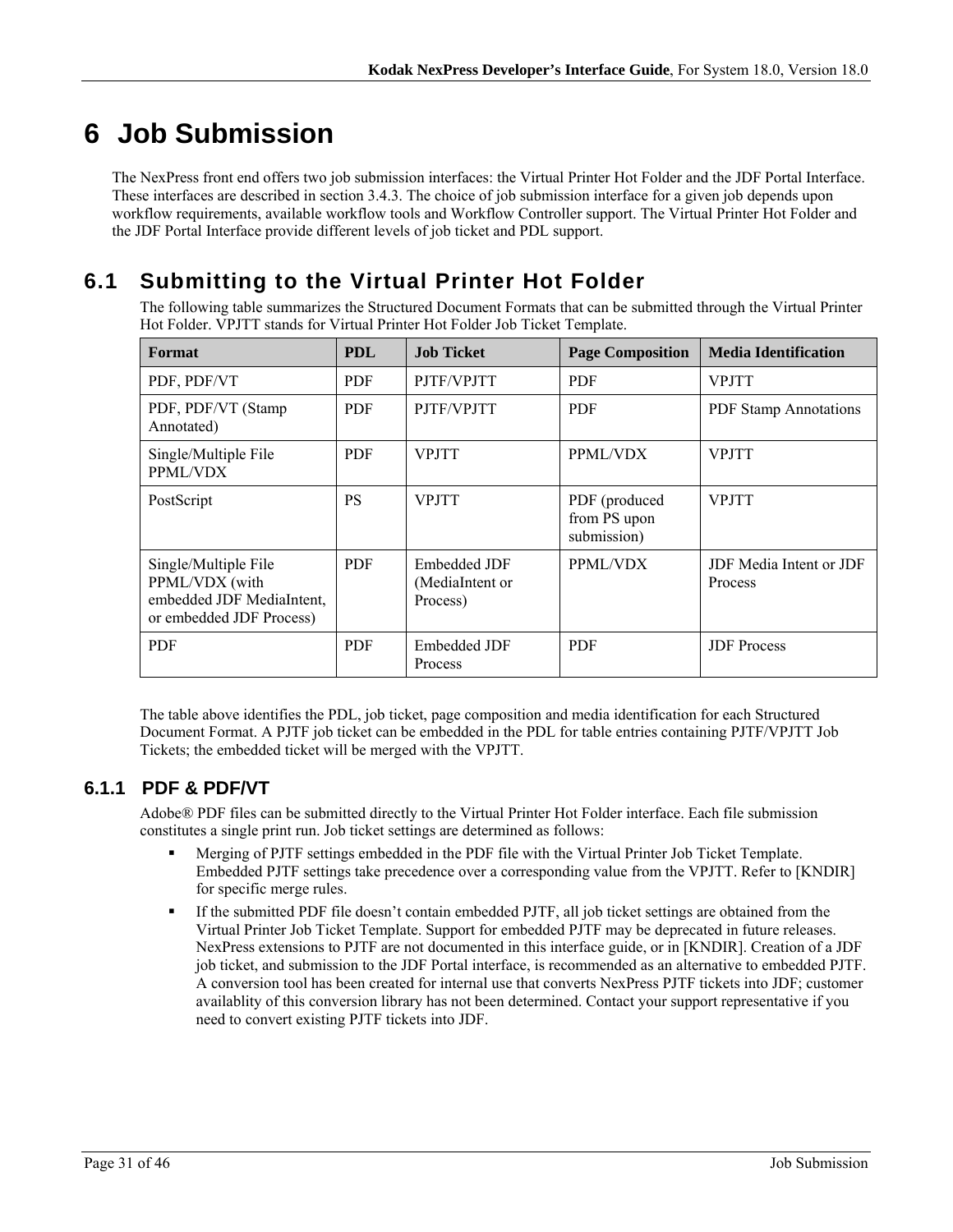# 6 Job Submission

The NexPress front end offers two job submission interfaces: the Virtual Printer Hot Folder and the JDF Portal Interface. These interfaces are described in section 3.4.3. The choice of job submission interface for a given job depends upon workflow requirements, available workflow tools and Workflow Controller support. The Virtual Printer Hot Folder and the JDF Portal Interface provide different levels of job ticket and PDL support.

## 6.1 Submitting to the Virtual Printer Hot Folder

The following table summarizes the Structured Document Formats that can be submitted through the Virtual Printer Hot Folder. VPJTT stands for Virtual Printer Hot Folder Job Ticket Template.

| Format | PDL | Job Ticket | Page Composition | Media Identification |
|---|---|---|---|---|
| PDF, PDF/VT | PDF | PJTF/VPJTT | PDF | VPJTT |
| PDF, PDF/VT (Stamp Annotated) | PDF | PJTF/VPJTT | PDF | PDF Stamp Annotations |
| Single/Multiple File PPML/VDX | PDF | VPJTT | PPML/VDX | VPJTT |
| PostScript | PS | VPJTT | PDF (produced from PS upon submission) | VPJTT |
| Single/Multiple File PPML/VDX (with embedded JDF MediaIntent, or embedded JDF Process) | PDF | Embedded JDF (MediaIntent or Process) | PPML/VDX | JDF Media Intent or JDF Process |
| PDF | PDF | Embedded JDF Process | PDF | JDF Process |

The table above identifies the PDL, job ticket, page composition and media identification for each Structured Document Format. A PJTF job ticket can be embedded in the PDL for table entries containing PJTF/VPJTT Job Tickets; the embedded ticket will be merged with the VPJTT.

### 6.1.1 PDF & PDF/VT

Adobe® PDF files can be submitted directly to the Virtual Printer Hot Folder interface. Each file submission constitutes a single print run. Job ticket settings are determined as follows:

- Merging of PJTF settings embedded in the PDF file with the Virtual Printer Job Ticket Template. Embedded PJTF settings take precedence over a corresponding value from the VPJTT. Refer to [KNDIR] for specific merge rules.
- If the submitted PDF file doesn't contain embedded PJTF, all job ticket settings are obtained from the Virtual Printer Job Ticket Template. Support for embedded PJTF may be deprecated in future releases. NexPress extensions to PJTF are not documented in this interface guide, or in [KNDIR]. Creation of a JDF job ticket, and submission to the JDF Portal interface, is recommended as an alternative to embedded PJTF. A conversion tool has been created for internal use that converts NexPress PJTF tickets into JDF; customer availablity of this conversion library has not been determined. Contact your support representative if you need to convert existing PJTF tickets into JDF.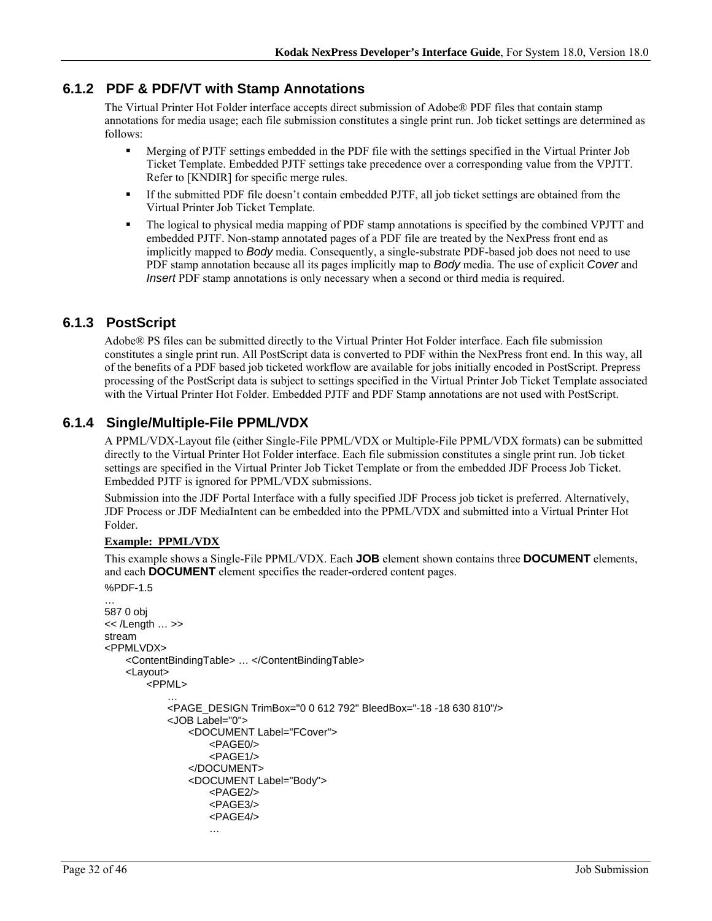### 6.1.2 PDF & PDF/VT with Stamp Annotations

The Virtual Printer Hot Folder interface accepts direct submission of Adobe® PDF files that contain stamp annotations for media usage; each file submission constitutes a single print run. Job ticket settings are determined as follows:

- Merging of PJTF settings embedded in the PDF file with the settings specified in the Virtual Printer Job Ticket Template. Embedded PJTF settings take precedence over a corresponding value from the VPJTT. Refer to [KNDIR] for specific merge rules.
- If the submitted PDF file doesn't contain embedded PJTF, all job ticket settings are obtained from the Virtual Printer Job Ticket Template.
- The logical to physical media mapping of PDF stamp annotations is specified by the combined VPJTT and embedded PJTF. Non-stamp annotated pages of a PDF file are treated by the NexPress front end as implicitly mapped to *Body* media. Consequently, a single-substrate PDF-based job does not need to use PDF stamp annotation because all its pages implicitly map to *Body* media. The use of explicit *Cover* and *Insert* PDF stamp annotations is only necessary when a second or third media is required.

### 6.1.3 PostScript

Adobe® PS files can be submitted directly to the Virtual Printer Hot Folder interface. Each file submission constitutes a single print run. All PostScript data is converted to PDF within the NexPress front end. In this way, all of the benefits of a PDF based job ticketed workflow are available for jobs initially encoded in PostScript. Prepress processing of the PostScript data is subject to settings specified in the Virtual Printer Job Ticket Template associated with the Virtual Printer Hot Folder. Embedded PJTF and PDF Stamp annotations are not used with PostScript.

### 6.1.4 Single/Multiple-File PPML/VDX

A PPML/VDX-Layout file (either Single-File PPML/VDX or Multiple-File PPML/VDX formats) can be submitted directly to the Virtual Printer Hot Folder interface. Each file submission constitutes a single print run. Job ticket settings are specified in the Virtual Printer Job Ticket Template or from the embedded JDF Process Job Ticket. Embedded PJTF is ignored for PPML/VDX submissions.

Submission into the JDF Portal Interface with a fully specified JDF Process job ticket is preferred. Alternatively, JDF Process or JDF MediaIntent can be embedded into the PPML/VDX and submitted into a Virtual Printer Hot Folder.

**Example: PPML/VDX**

This example shows a Single-File PPML/VDX. Each **JOB** element shown contains three **DOCUMENT** elements, and each **DOCUMENT** element specifies the reader-ordered content pages.

```
%PDF-1.5
…
587 0 obj
<< /Length … >>
stream
<PPMLVDX>
    <ContentBindingTable> … </ContentBindingTable>
    <Layout>
        <PPML>
            …
            <PAGE_DESIGN TrimBox="0 0 612 792" BleedBox="-18 -18 630 810"/>
            <JOB Label="0">
                <DOCUMENT Label="FCover">
                    <PAGE0/>
                    <PAGE1/>
                </DOCUMENT>
                <DOCUMENT Label="Body">
                    <PAGE2/>
                    <PAGE3/>
                    <PAGE4/>
                    …
```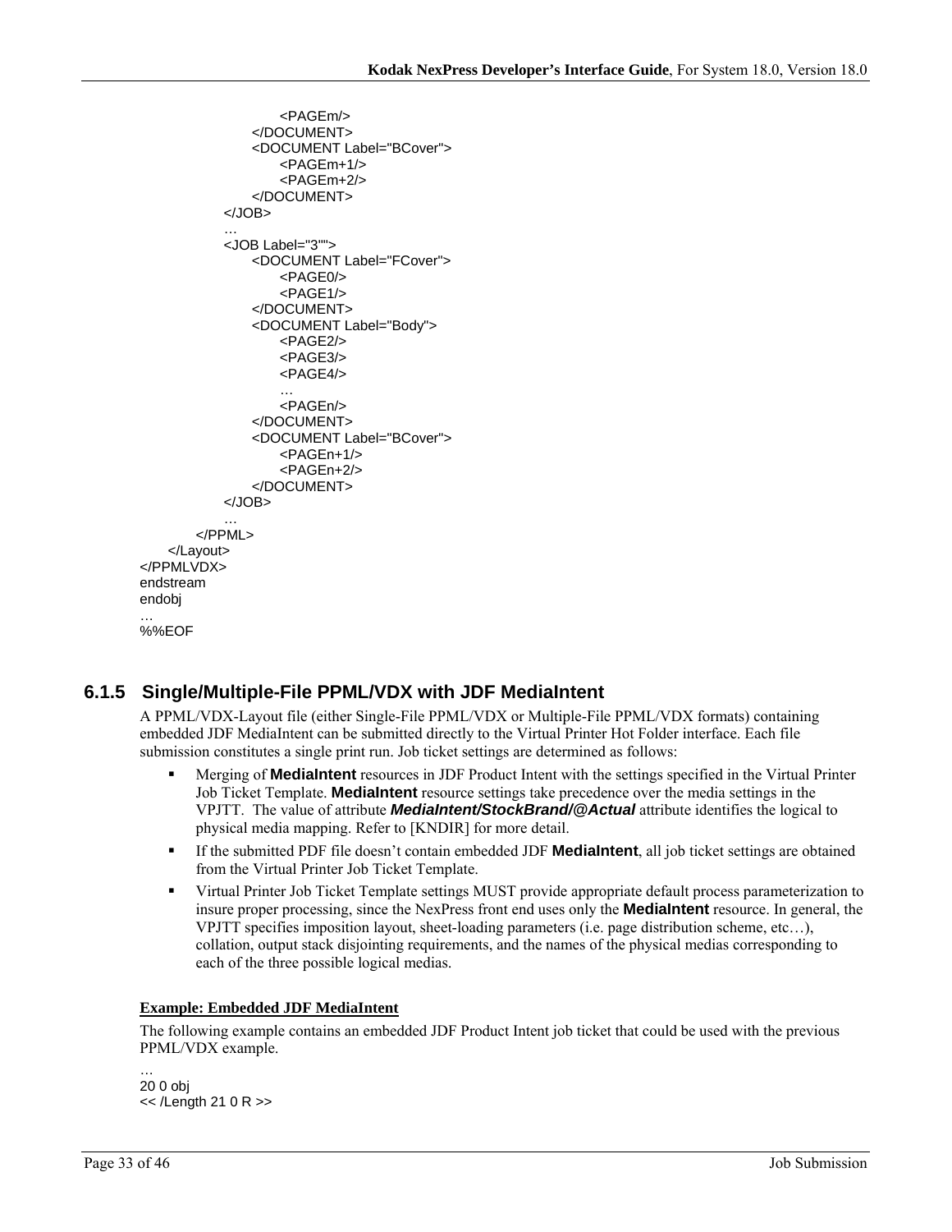```
                        <PAGEm/>
                    </DOCUMENT>
                    <DOCUMENT Label="BCover">
                        <PAGEm+1/>
                        <PAGEm+2/>
                    </DOCUMENT>
                </JOB>
                …
                <JOB Label="3"">
                    <DOCUMENT Label="FCover">
                        <PAGE0/>
                        <PAGE1/>
                    </DOCUMENT>
                    <DOCUMENT Label="Body">
                        <PAGE2/>
                        <PAGE3/>
                        <PAGE4/>
                        …
                        <PAGEn/>
                    </DOCUMENT>
                    <DOCUMENT Label="BCover">
                        <PAGEn+1/>
                        <PAGEn+2/>
                    </DOCUMENT>
                </JOB>
                …
            </PPML>
        </Layout>
</PPMLVDX>
endstream
endobj
…
%%EOF
```

### 6.1.5 Single/Multiple-File PPML/VDX with JDF MediaIntent

A PPML/VDX-Layout file (either Single-File PPML/VDX or Multiple-File PPML/VDX formats) containing embedded JDF MediaIntent can be submitted directly to the Virtual Printer Hot Folder interface. Each file submission constitutes a single print run. Job ticket settings are determined as follows:

- Merging of **MediaIntent** resources in JDF Product Intent with the settings specified in the Virtual Printer Job Ticket Template. **MediaIntent** resource settings take precedence over the media settings in the VPJTT. The value of attribute ***MediaIntent/StockBrand/@Actual*** attribute identifies the logical to physical media mapping. Refer to [KNDIR] for more detail.
- If the submitted PDF file doesn't contain embedded JDF **MediaIntent**, all job ticket settings are obtained from the Virtual Printer Job Ticket Template.
- Virtual Printer Job Ticket Template settings MUST provide appropriate default process parameterization to insure proper processing, since the NexPress front end uses only the **MediaIntent** resource. In general, the VPJTT specifies imposition layout, sheet-loading parameters (i.e. page distribution scheme, etc…), collation, output stack disjointing requirements, and the names of the physical medias corresponding to each of the three possible logical medias.

**Example: Embedded JDF MediaIntent**

The following example contains an embedded JDF Product Intent job ticket that could be used with the previous PPML/VDX example.

```
…
20 0 obj
<< /Length 21 0 R >>
```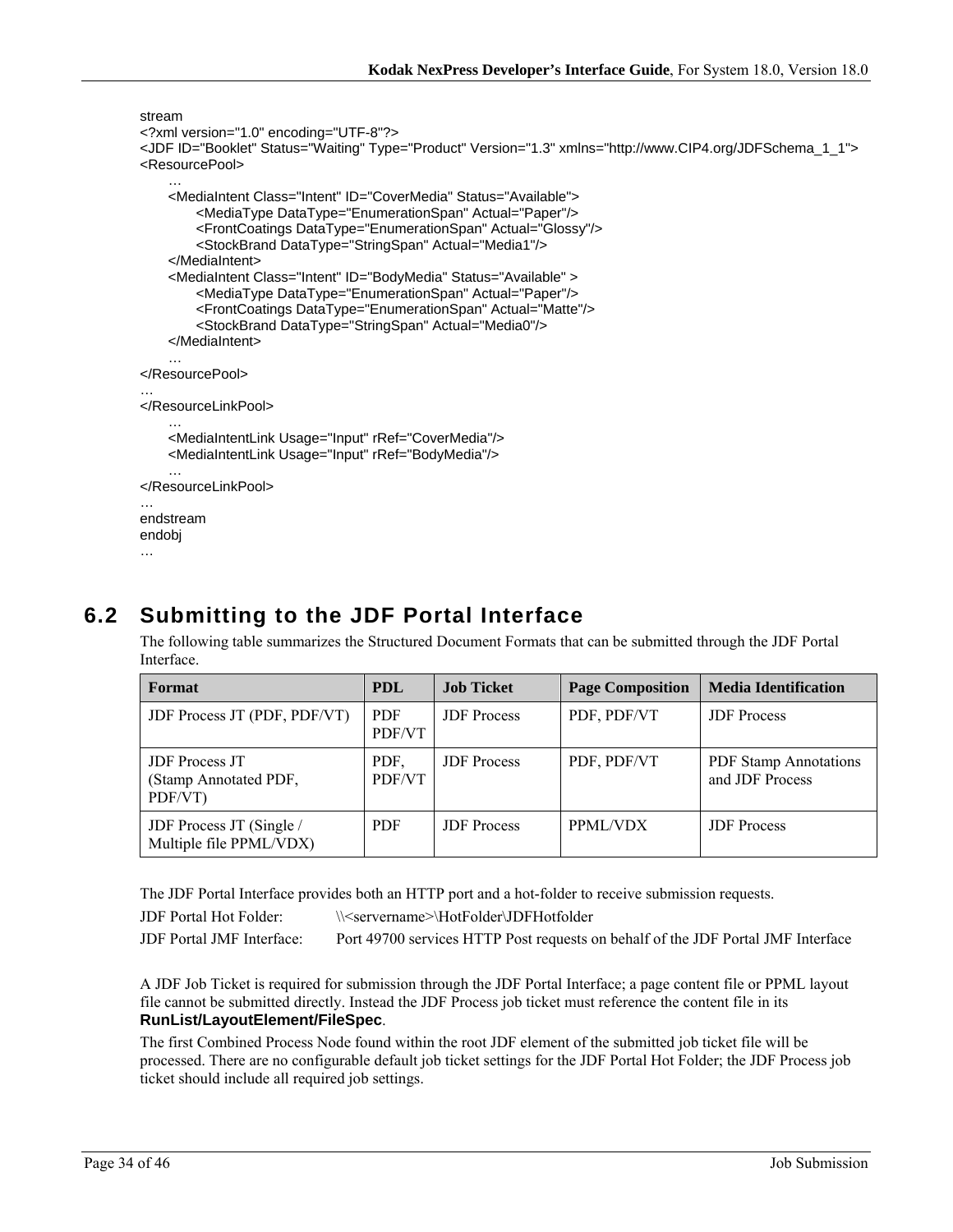```
stream
<?xml version="1.0" encoding="UTF-8"?>
<JDF ID="Booklet" Status="Waiting" Type="Product" Version="1.3" xmlns="http://www.CIP4.org/JDFSchema_1_1">
<ResourcePool>
      …
      <MediaIntent Class="Intent" ID="CoverMedia" Status="Available">
            <MediaType DataType="EnumerationSpan" Actual="Paper"/>
            <FrontCoatings DataType="EnumerationSpan" Actual="Glossy"/>
            <StockBrand DataType="StringSpan" Actual="Media1"/>
      </MediaIntent>
      <MediaIntent Class="Intent" ID="BodyMedia" Status="Available" >
            <MediaType DataType="EnumerationSpan" Actual="Paper"/>
            <FrontCoatings DataType="EnumerationSpan" Actual="Matte"/>
            <StockBrand DataType="StringSpan" Actual="Media0"/>
      </MediaIntent>
      …
</ResourcePool>
…
</ResourceLinkPool>
      …
      <MediaIntentLink Usage="Input" rRef="CoverMedia"/>
      <MediaIntentLink Usage="Input" rRef="BodyMedia"/>
      …
</ResourceLinkPool>
…
endstream
endobj
…
```

## 6.2 Submitting to the JDF Portal Interface

The following table summarizes the Structured Document Formats that can be submitted through the JDF Portal Interface.

| Format | PDL | Job Ticket | Page Composition | Media Identification |
|---|---|---|---|---|
| JDF Process JT (PDF, PDF/VT) | PDF PDF/VT | JDF Process | PDF, PDF/VT | JDF Process |
| JDF Process JT (Stamp Annotated PDF, PDF/VT) | PDF, PDF/VT | JDF Process | PDF, PDF/VT | PDF Stamp Annotations and JDF Process |
| JDF Process JT (Single / Multiple file PPML/VDX) | PDF | JDF Process | PPML/VDX | JDF Process |

The JDF Portal Interface provides both an HTTP port and a hot-folder to receive submission requests.

JDF Portal Hot Folder: \\<servername>\HotFolder\JDFHotfolder

JDF Portal JMF Interface: Port 49700 services HTTP Post requests on behalf of the JDF Portal JMF Interface

A JDF Job Ticket is required for submission through the JDF Portal Interface; a page content file or PPML layout file cannot be submitted directly. Instead the JDF Process job ticket must reference the content file in its **RunList/LayoutElement/FileSpec**.

The first Combined Process Node found within the root JDF element of the submitted job ticket file will be processed. There are no configurable default job ticket settings for the JDF Portal Hot Folder; the JDF Process job ticket should include all required job settings.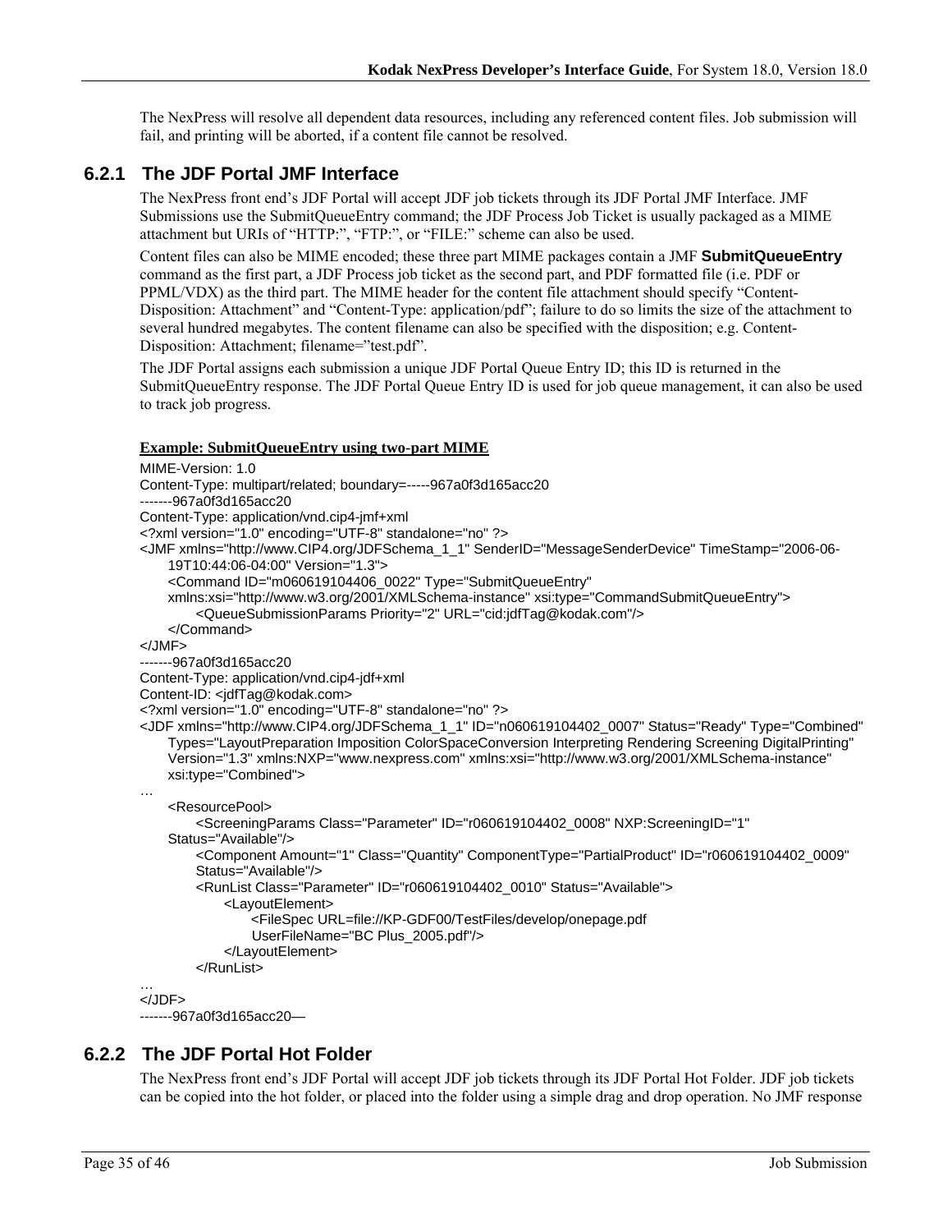The NexPress will resolve all dependent data resources, including any referenced content files. Job submission will fail, and printing will be aborted, if a content file cannot be resolved.

### 6.2.1 The JDF Portal JMF Interface

The NexPress front end's JDF Portal will accept JDF job tickets through its JDF Portal JMF Interface. JMF Submissions use the SubmitQueueEntry command; the JDF Process Job Ticket is usually packaged as a MIME attachment but URIs of "HTTP:", "FTP:", or "FILE:" scheme can also be used.

Content files can also be MIME encoded; these three part MIME packages contain a JMF **SubmitQueueEntry** command as the first part, a JDF Process job ticket as the second part, and PDF formatted file (i.e. PDF or PPML/VDX) as the third part. The MIME header for the content file attachment should specify "Content-Disposition: Attachment" and "Content-Type: application/pdf"; failure to do so limits the size of the attachment to several hundred megabytes. The content filename can also be specified with the disposition; e.g. Content-Disposition: Attachment; filename="test.pdf".

The JDF Portal assigns each submission a unique JDF Portal Queue Entry ID; this ID is returned in the SubmitQueueEntry response. The JDF Portal Queue Entry ID is used for job queue management, it can also be used to track job progress.

**Example: SubmitQueueEntry using two-part MIME**

```
MIME-Version: 1.0
Content-Type: multipart/related; boundary=-----967a0f3d165acc20
-------967a0f3d165acc20
Content-Type: application/vnd.cip4-jmf+xml
<?xml version="1.0" encoding="UTF-8" standalone="no" ?>
<JMF xmlns="http://www.CIP4.org/JDFSchema_1_1" SenderID="MessageSenderDevice" TimeStamp="2006-06-
    19T10:44:06-04:00" Version="1.3">
    <Command ID="m060619104406_0022" Type="SubmitQueueEntry"
    xmlns:xsi="http://www.w3.org/2001/XMLSchema-instance" xsi:type="CommandSubmitQueueEntry">
        <QueueSubmissionParams Priority="2" URL="cid:jdfTag@kodak.com"/>
    </Command>
</JMF>
-------967a0f3d165acc20
Content-Type: application/vnd.cip4-jdf+xml
Content-ID: <jdfTag@kodak.com>
<?xml version="1.0" encoding="UTF-8" standalone="no" ?>
<JDF xmlns="http://www.CIP4.org/JDFSchema_1_1" ID="n060619104402_0007" Status="Ready" Type="Combined"
    Types="LayoutPreparation Imposition ColorSpaceConversion Interpreting Rendering Screening DigitalPrinting"
    Version="1.3" xmlns:NXP="www.nexpress.com" xmlns:xsi="http://www.w3.org/2001/XMLSchema-instance"
    xsi:type="Combined">
…
    <ResourcePool>
        <ScreeningParams Class="Parameter" ID="r060619104402_0008" NXP:ScreeningID="1"
    Status="Available"/>
        <Component Amount="1" Class="Quantity" ComponentType="PartialProduct" ID="r060619104402_0009"
        Status="Available"/>
        <RunList Class="Parameter" ID="r060619104402_0010" Status="Available">
            <LayoutElement>
                <FileSpec URL=file://KP-GDF00/TestFiles/develop/onepage.pdf
                UserFileName="BC Plus_2005.pdf"/>
            </LayoutElement>
        </RunList>
…
</JDF>
-------967a0f3d165acc20—
```

### 6.2.2 The JDF Portal Hot Folder

The NexPress front end's JDF Portal will accept JDF job tickets through its JDF Portal Hot Folder. JDF job tickets can be copied into the hot folder, or placed into the folder using a simple drag and drop operation. No JMF response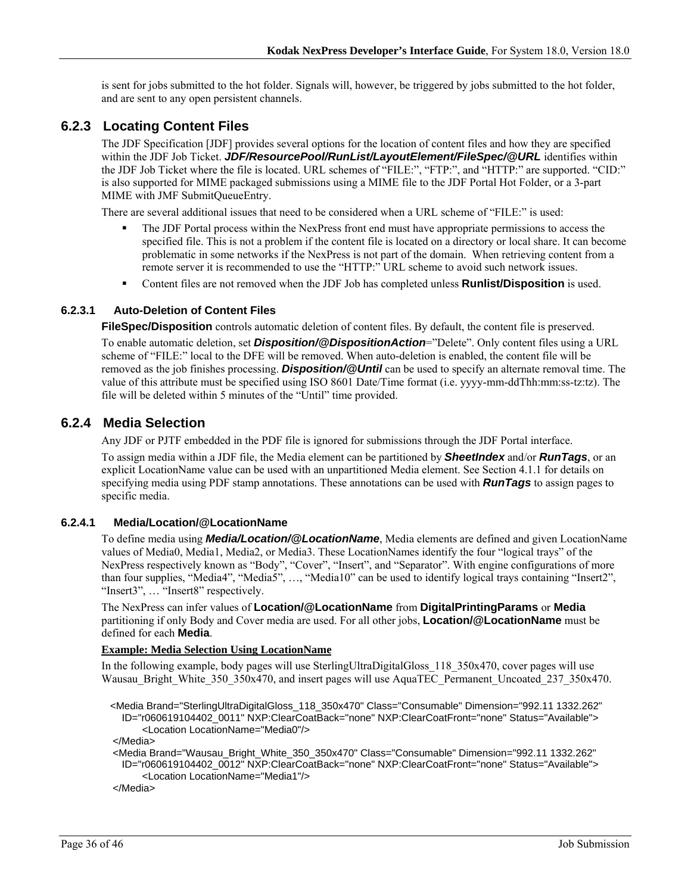is sent for jobs submitted to the hot folder. Signals will, however, be triggered by jobs submitted to the hot folder, and are sent to any open persistent channels.

### 6.2.3 Locating Content Files

The JDF Specification [JDF] provides several options for the location of content files and how they are specified within the JDF Job Ticket. ***JDF/ResourcePool/RunList/LayoutElement/FileSpec/@URL*** identifies within the JDF Job Ticket where the file is located. URL schemes of "FILE:", "FTP:", and "HTTP:" are supported. "CID:" is also supported for MIME packaged submissions using a MIME file to the JDF Portal Hot Folder, or a 3-part MIME with JMF SubmitQueueEntry.

There are several additional issues that need to be considered when a URL scheme of "FILE:" is used:

- The JDF Portal process within the NexPress front end must have appropriate permissions to access the specified file. This is not a problem if the content file is located on a directory or local share. It can become problematic in some networks if the NexPress is not part of the domain. When retrieving content from a remote server it is recommended to use the "HTTP:" URL scheme to avoid such network issues.
- Content files are not removed when the JDF Job has completed unless **Runlist/Disposition** is used.

#### 6.2.3.1 Auto-Deletion of Content Files

**FileSpec/Disposition** controls automatic deletion of content files. By default, the content file is preserved.

To enable automatic deletion, set ***Disposition/@DispositionAction***="Delete". Only content files using a URL scheme of "FILE:" local to the DFE will be removed. When auto-deletion is enabled, the content file will be removed as the job finishes processing. ***Disposition/@Until*** can be used to specify an alternate removal time. The value of this attribute must be specified using ISO 8601 Date/Time format (i.e. yyyy-mm-ddThh:mm:ss-tz:tz). The file will be deleted within 5 minutes of the "Until" time provided.

### 6.2.4 Media Selection

Any JDF or PJTF embedded in the PDF file is ignored for submissions through the JDF Portal interface.

To assign media within a JDF file, the Media element can be partitioned by ***SheetIndex*** and/or ***RunTags***, or an explicit LocationName value can be used with an unpartitioned Media element. See Section 4.1.1 for details on specifying media using PDF stamp annotations. These annotations can be used with ***RunTags*** to assign pages to specific media.

#### 6.2.4.1 Media/Location/@LocationName

To define media using ***Media/Location/@LocationName***, Media elements are defined and given LocationName values of Media0, Media1, Media2, or Media3. These LocationNames identify the four "logical trays" of the NexPress respectively known as "Body", "Cover", "Insert", and "Separator". With engine configurations of more than four supplies, "Media4", "Media5", …, "Media10" can be used to identify logical trays containing "Insert2", "Insert3", … "Insert8" respectively.

The NexPress can infer values of **Location/@LocationName** from **DigitalPrintingParams** or **Media** partitioning if only Body and Cover media are used. For all other jobs, **Location/@LocationName** must be defined for each **Media**.

**<u>Example: Media Selection Using LocationName</u>**

In the following example, body pages will use SterlingUltraDigitalGloss_118_350x470, cover pages will use Wausau_Bright_White_350_350x470, and insert pages will use AquaTEC_Permanent_Uncoated_237_350x470.

```
<Media Brand="SterlingUltraDigitalGloss_118_350x470" Class="Consumable" Dimension="992.11 1332.262"
   ID="r060619104402_0011" NXP:ClearCoatBack="none" NXP:ClearCoatFront="none" Status="Available">
      <Location LocationName="Media0"/>
</Media>
<Media Brand="Wausau_Bright_White_350_350x470" Class="Consumable" Dimension="992.11 1332.262"
   ID="r060619104402_0012" NXP:ClearCoatBack="none" NXP:ClearCoatFront="none" Status="Available">
      <Location LocationName="Media1"/>
</Media>
```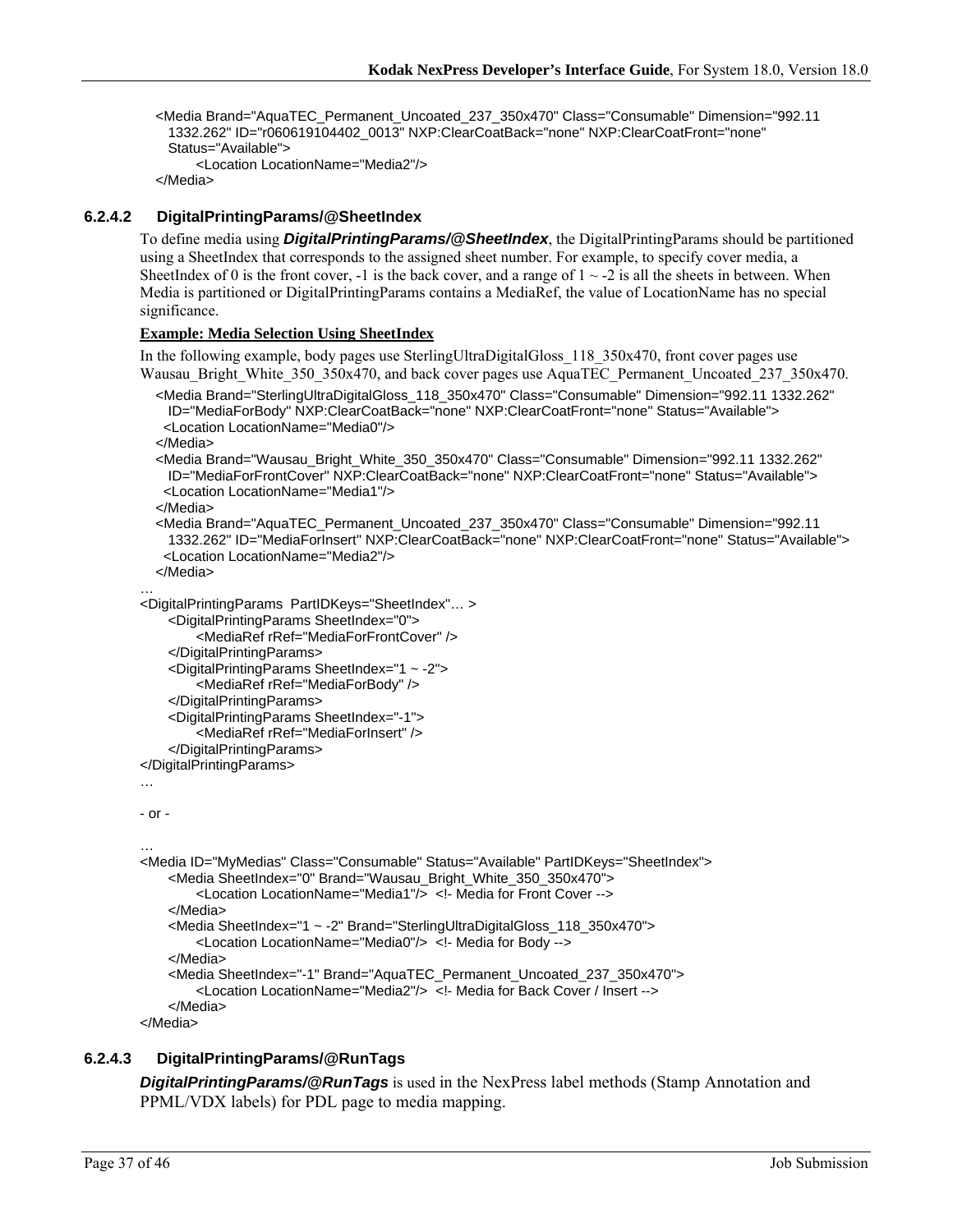```
<Media Brand="AquaTEC_Permanent_Uncoated_237_350x470" Class="Consumable" Dimension="992.11
  1332.262" ID="r060619104402_0013" NXP:ClearCoatBack="none" NXP:ClearCoatFront="none"
  Status="Available">
      <Location LocationName="Media2"/>
</Media>
```

#### 6.2.4.2 DigitalPrintingParams/@SheetIndex

To define media using ***DigitalPrintingParams/@SheetIndex***, the DigitalPrintingParams should be partitioned using a SheetIndex that corresponds to the assigned sheet number. For example, to specify cover media, a SheetIndex of 0 is the front cover, -1 is the back cover, and a range of 1 ~ -2 is all the sheets in between. When Media is partitioned or DigitalPrintingParams contains a MediaRef, the value of LocationName has no special significance.

**Example: Media Selection Using SheetIndex**

In the following example, body pages use SterlingUltraDigitalGloss_118_350x470, front cover pages use Wausau_Bright_White_350_350x470, and back cover pages use AquaTEC_Permanent_Uncoated_237_350x470.

```
<Media Brand="SterlingUltraDigitalGloss_118_350x470" Class="Consumable" Dimension="992.11 1332.262"
  ID="MediaForBody" NXP:ClearCoatBack="none" NXP:ClearCoatFront="none" Status="Available">
 <Location LocationName="Media0"/>
</Media>
<Media Brand="Wausau_Bright_White_350_350x470" Class="Consumable" Dimension="992.11 1332.262"
  ID="MediaForFrontCover" NXP:ClearCoatBack="none" NXP:ClearCoatFront="none" Status="Available">
 <Location LocationName="Media1"/>
</Media>
<Media Brand="AquaTEC_Permanent_Uncoated_237_350x470" Class="Consumable" Dimension="992.11
  1332.262" ID="MediaForInsert" NXP:ClearCoatBack="none" NXP:ClearCoatFront="none" Status="Available">
 <Location LocationName="Media2"/>
</Media>
…
<DigitalPrintingParams  PartIDKeys="SheetIndex"… >
     <DigitalPrintingParams SheetIndex="0">
          <MediaRef rRef="MediaForFrontCover" />
     </DigitalPrintingParams>
     <DigitalPrintingParams SheetIndex="1 ~ -2">
          <MediaRef rRef="MediaForBody" />
     </DigitalPrintingParams>
     <DigitalPrintingParams SheetIndex="-1">
          <MediaRef rRef="MediaForInsert" />
     </DigitalPrintingParams>
</DigitalPrintingParams>
…

- or -

…
<Media ID="MyMedias" Class="Consumable" Status="Available" PartIDKeys="SheetIndex">
     <Media SheetIndex="0" Brand="Wausau_Bright_White_350_350x470">
          <Location LocationName="Media1"/>  <!- Media for Front Cover -->
     </Media>
     <Media SheetIndex="1 ~ -2" Brand="SterlingUltraDigitalGloss_118_350x470">
          <Location LocationName="Media0"/>  <!- Media for Body -->
     </Media>
     <Media SheetIndex="-1" Brand="AquaTEC_Permanent_Uncoated_237_350x470">
          <Location LocationName="Media2"/>  <!- Media for Back Cover / Insert -->
     </Media>
</Media>
```

#### 6.2.4.3 DigitalPrintingParams/@RunTags

***DigitalPrintingParams/@RunTags*** is used in the NexPress label methods (Stamp Annotation and PPML/VDX labels) for PDL page to media mapping.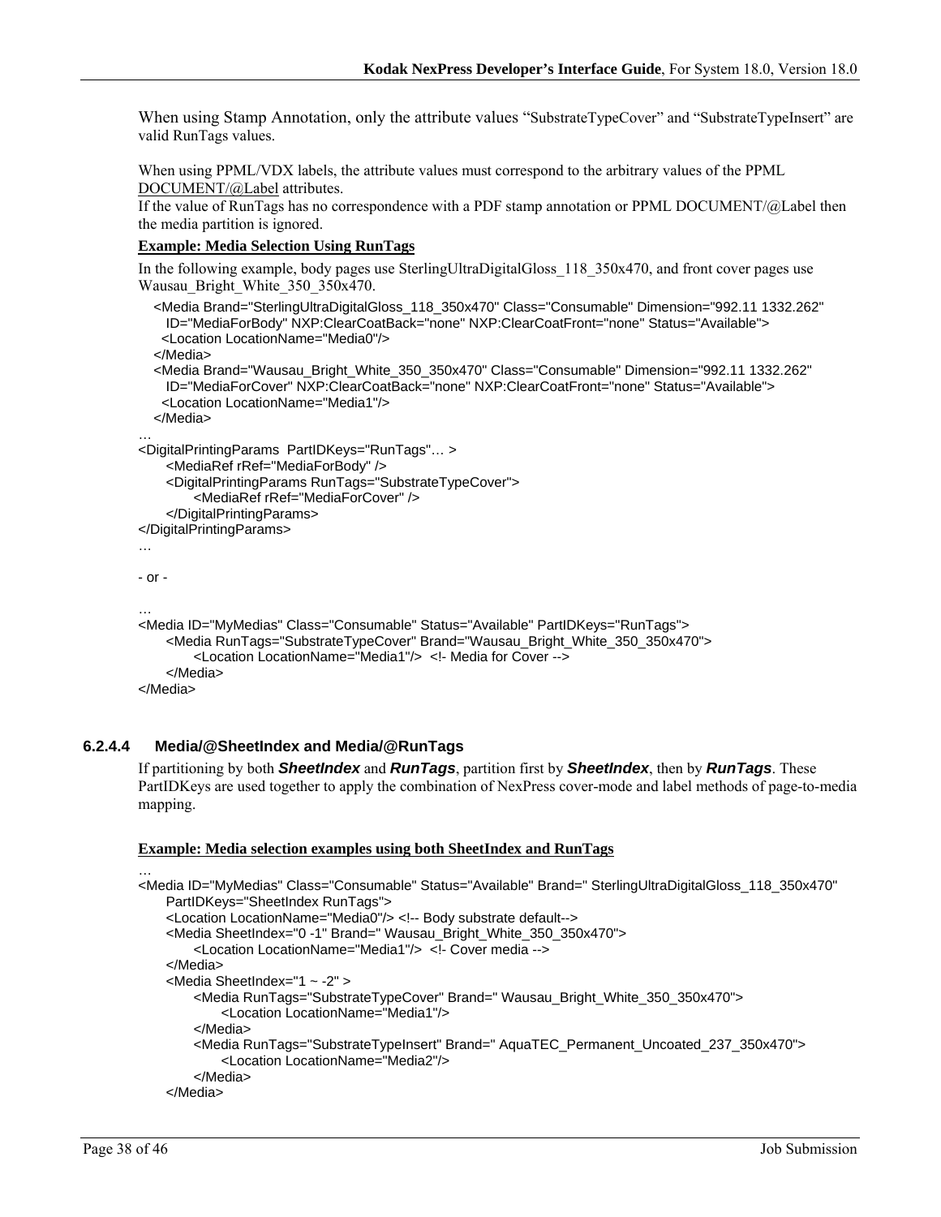When using Stamp Annotation, only the attribute values "SubstrateTypeCover" and "SubstrateTypeInsert" are valid RunTags values.

When using PPML/VDX labels, the attribute values must correspond to the arbitrary values of the PPML DOCUMENT/@Label attributes.
If the value of RunTags has no correspondence with a PDF stamp annotation or PPML DOCUMENT/@Label then the media partition is ignored.

**Example: Media Selection Using RunTags**

In the following example, body pages use SterlingUltraDigitalGloss_118_350x470, and front cover pages use Wausau_Bright_White_350_350x470.

```
   <Media Brand="SterlingUltraDigitalGloss_118_350x470" Class="Consumable" Dimension="992.11 1332.262"
     ID="MediaForBody" NXP:ClearCoatBack="none" NXP:ClearCoatFront="none" Status="Available">
    <Location LocationName="Media0"/>
   </Media>
   <Media Brand="Wausau_Bright_White_350_350x470" Class="Consumable" Dimension="992.11 1332.262"
     ID="MediaForCover" NXP:ClearCoatBack="none" NXP:ClearCoatFront="none" Status="Available">
    <Location LocationName="Media1"/>
   </Media>
…
<DigitalPrintingParams  PartIDKeys="RunTags"… >
      <MediaRef rRef="MediaForBody" />
      <DigitalPrintingParams RunTags="SubstrateTypeCover">
            <MediaRef rRef="MediaForCover" />
      </DigitalPrintingParams>
</DigitalPrintingParams>
…

- or -

…
<Media ID="MyMedias" Class="Consumable" Status="Available" PartIDKeys="RunTags">
      <Media RunTags="SubstrateTypeCover" Brand="Wausau_Bright_White_350_350x470">
            <Location LocationName="Media1"/>  <!- Media for Cover -->
      </Media>
</Media>
```

### 6.2.4.4 Media/@SheetIndex and Media/@RunTags

If partitioning by both ***SheetIndex*** and ***RunTags***, partition first by ***SheetIndex***, then by ***RunTags***. These PartIDKeys are used together to apply the combination of NexPress cover-mode and label methods of page-to-media mapping.

**Example: Media selection examples using both SheetIndex and RunTags**

```
…
<Media ID="MyMedias" Class="Consumable" Status="Available" Brand=" SterlingUltraDigitalGloss_118_350x470"
      PartIDKeys="SheetIndex RunTags">
      <Location LocationName="Media0"/> <!-- Body substrate default-->
      <Media SheetIndex="0 -1" Brand=" Wausau_Bright_White_350_350x470">
            <Location LocationName="Media1"/>  <!- Cover media -->
      </Media>
      <Media SheetIndex="1 ~ -2" >
            <Media RunTags="SubstrateTypeCover" Brand=" Wausau_Bright_White_350_350x470">
                  <Location LocationName="Media1"/>
            </Media>
            <Media RunTags="SubstrateTypeInsert" Brand=" AquaTEC_Permanent_Uncoated_237_350x470">
                  <Location LocationName="Media2"/>
            </Media>
      </Media>
```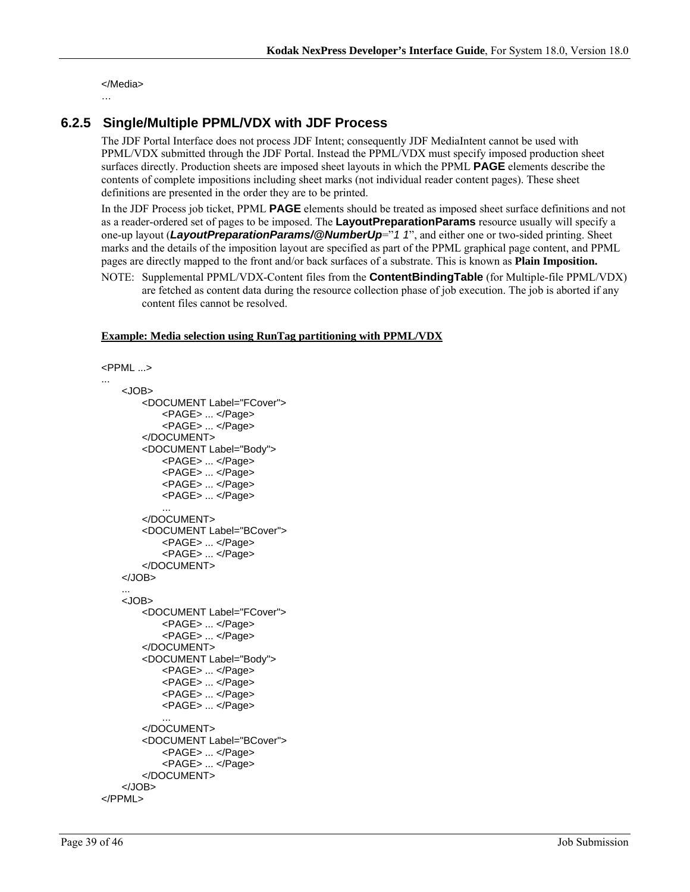```
</Media>
…
```

### 6.2.5 Single/Multiple PPML/VDX with JDF Process

The JDF Portal Interface does not process JDF Intent; consequently JDF MediaIntent cannot be used with PPML/VDX submitted through the JDF Portal. Instead the PPML/VDX must specify imposed production sheet surfaces directly. Production sheets are imposed sheet layouts in which the PPML **PAGE** elements describe the contents of complete impositions including sheet marks (not individual reader content pages). These sheet definitions are presented in the order they are to be printed.

In the JDF Process job ticket, PPML **PAGE** elements should be treated as imposed sheet surface definitions and not as a reader-ordered set of pages to be imposed. The **LayoutPreparationParams** resource usually will specify a one-up layout (***LayoutPreparationParams/@NumberUp***="*1 1*", and either one or two-sided printing. Sheet marks and the details of the imposition layout are specified as part of the PPML graphical page content, and PPML pages are directly mapped to the front and/or back surfaces of a substrate. This is known as **Plain Imposition.**

NOTE: Supplemental PPML/VDX-Content files from the **ContentBindingTable** (for Multiple-file PPML/VDX) are fetched as content data during the resource collection phase of job execution. The job is aborted if any content files cannot be resolved.

**Example: Media selection using RunTag partitioning with PPML/VDX**

```
<PPML ...>
...
    <JOB>
        <DOCUMENT Label="FCover">
            <PAGE> ... </Page>
            <PAGE> ... </Page>
        </DOCUMENT>
        <DOCUMENT Label="Body">
            <PAGE> ... </Page>
            <PAGE> ... </Page>
            <PAGE> ... </Page>
            <PAGE> ... </Page>
            ...
        </DOCUMENT>
        <DOCUMENT Label="BCover">
            <PAGE> ... </Page>
            <PAGE> ... </Page>
        </DOCUMENT>
    </JOB>
    ...
    <JOB>
        <DOCUMENT Label="FCover">
            <PAGE> ... </Page>
            <PAGE> ... </Page>
        </DOCUMENT>
        <DOCUMENT Label="Body">
            <PAGE> ... </Page>
            <PAGE> ... </Page>
            <PAGE> ... </Page>
            <PAGE> ... </Page>
            ...
        </DOCUMENT>
        <DOCUMENT Label="BCover">
            <PAGE> ... </Page>
            <PAGE> ... </Page>
        </DOCUMENT>
    </JOB>
</PPML>
```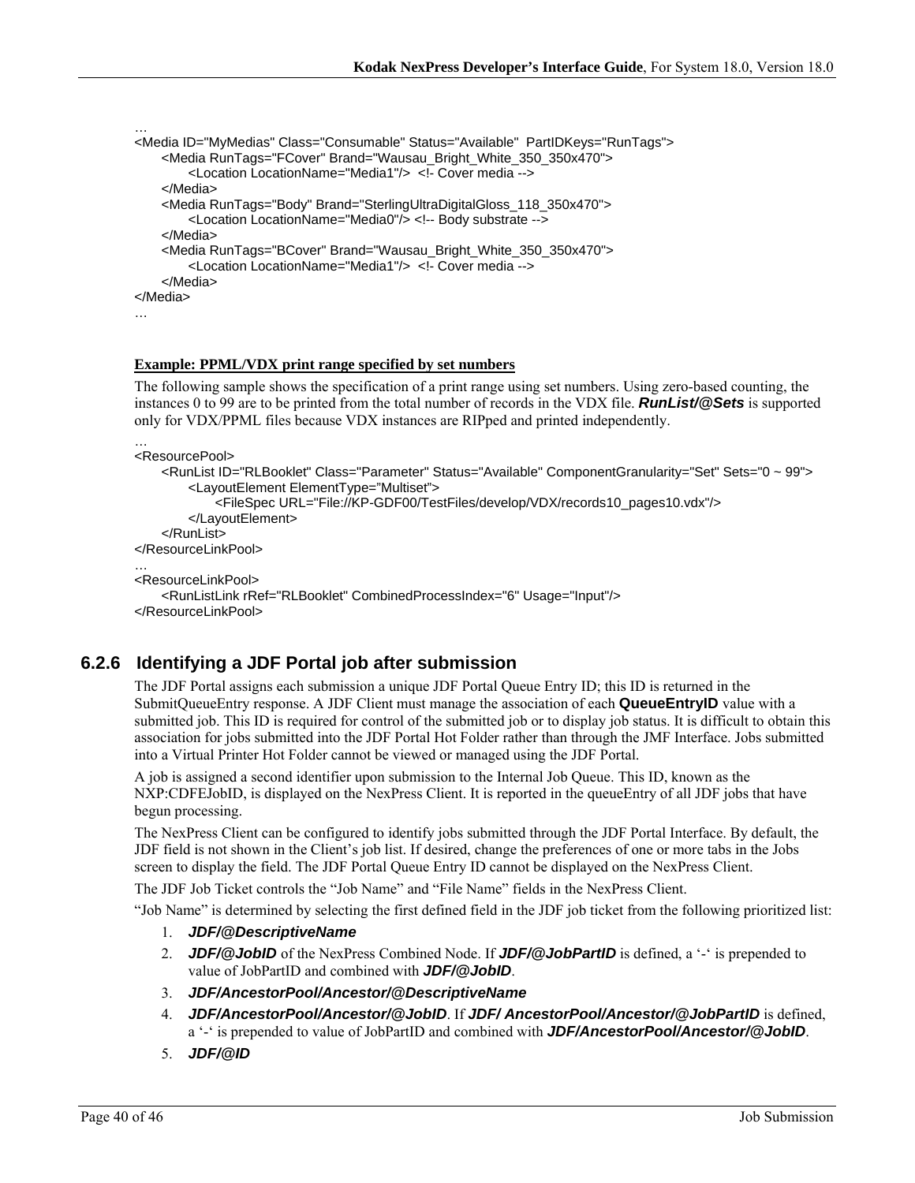```
…
<Media ID="MyMedias" Class="Consumable" Status="Available"  PartIDKeys="RunTags">
    <Media RunTags="FCover" Brand="Wausau_Bright_White_350_350x470">
        <Location LocationName="Media1"/>  <!- Cover media -->
    </Media>
    <Media RunTags="Body" Brand="SterlingUltraDigitalGloss_118_350x470">
        <Location LocationName="Media0"/> <!-- Body substrate -->
    </Media>
    <Media RunTags="BCover" Brand="Wausau_Bright_White_350_350x470">
        <Location LocationName="Media1"/>  <!- Cover media -->
    </Media>
</Media>
…
```

**Example: PPML/VDX print range specified by set numbers**

The following sample shows the specification of a print range using set numbers. Using zero-based counting, the instances 0 to 99 are to be printed from the total number of records in the VDX file. ***RunList/@Sets*** is supported only for VDX/PPML files because VDX instances are RIPped and printed independently.

```
…
<ResourcePool>
    <RunList ID="RLBooklet" Class="Parameter" Status="Available" ComponentGranularity="Set" Sets="0 ~ 99">
        <LayoutElement ElementType="Multiset">
            <FileSpec URL="File://KP-GDF00/TestFiles/develop/VDX/records10_pages10.vdx"/>
        </LayoutElement>
    </RunList>
</ResourceLinkPool>
…
<ResourceLinkPool>
    <RunListLink rRef="RLBooklet" CombinedProcessIndex="6" Usage="Input"/>
</ResourceLinkPool>
```

### 6.2.6 Identifying a JDF Portal job after submission

The JDF Portal assigns each submission a unique JDF Portal Queue Entry ID; this ID is returned in the SubmitQueueEntry response. A JDF Client must manage the association of each **QueueEntryID** value with a submitted job. This ID is required for control of the submitted job or to display job status. It is difficult to obtain this association for jobs submitted into the JDF Portal Hot Folder rather than through the JMF Interface. Jobs submitted into a Virtual Printer Hot Folder cannot be viewed or managed using the JDF Portal.

A job is assigned a second identifier upon submission to the Internal Job Queue. This ID, known as the NXP:CDFEJobID, is displayed on the NexPress Client. It is reported in the queueEntry of all JDF jobs that have begun processing.

The NexPress Client can be configured to identify jobs submitted through the JDF Portal Interface. By default, the JDF field is not shown in the Client's job list. If desired, change the preferences of one or more tabs in the Jobs screen to display the field. The JDF Portal Queue Entry ID cannot be displayed on the NexPress Client.

The JDF Job Ticket controls the "Job Name" and "File Name" fields in the NexPress Client.

"Job Name" is determined by selecting the first defined field in the JDF job ticket from the following prioritized list:

1. ***JDF/@DescriptiveName***
2. ***JDF/@JobID*** of the NexPress Combined Node. If ***JDF/@JobPartID*** is defined, a '-' is prepended to value of JobPartID and combined with ***JDF/@JobID***.
3. ***JDF/AncestorPool/Ancestor/@DescriptiveName***
4. ***JDF/AncestorPool/Ancestor/@JobID***. If ***JDF/ AncestorPool/Ancestor/@JobPartID*** is defined, a '-' is prepended to value of JobPartID and combined with ***JDF/AncestorPool/Ancestor/@JobID***.
5. ***JDF/@ID***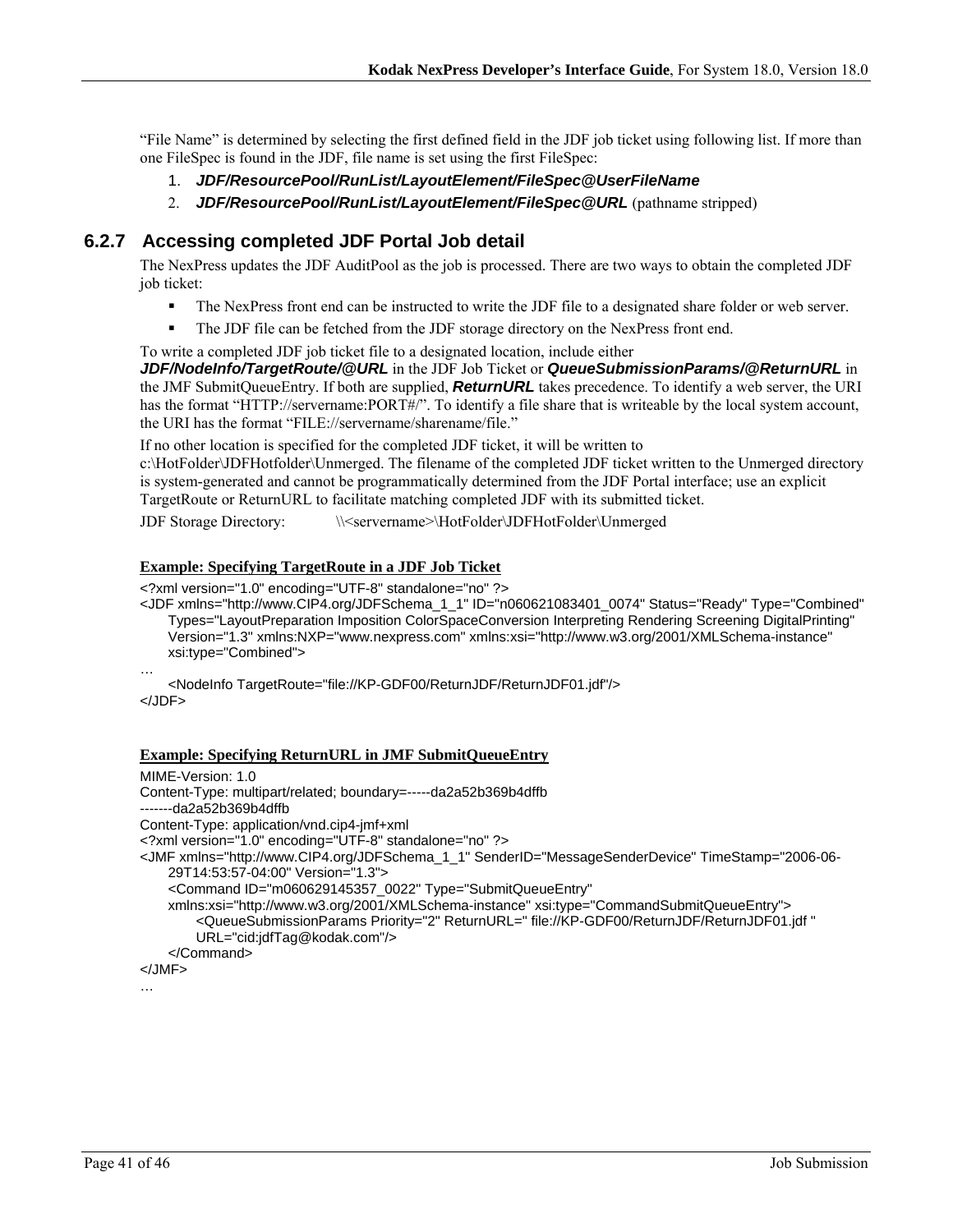“File Name” is determined by selecting the first defined field in the JDF job ticket using following list. If more than one FileSpec is found in the JDF, file name is set using the first FileSpec:

1. ***JDF/ResourcePool/RunList/LayoutElement/FileSpec@UserFileName***
2. ***JDF/ResourcePool/RunList/LayoutElement/FileSpec@URL*** (pathname stripped)

### 6.2.7 Accessing completed JDF Portal Job detail

The NexPress updates the JDF AuditPool as the job is processed. There are two ways to obtain the completed JDF job ticket:

- The NexPress front end can be instructed to write the JDF file to a designated share folder or web server.
- The JDF file can be fetched from the JDF storage directory on the NexPress front end.

To write a completed JDF job ticket file to a designated location, include either ***JDF/NodeInfo/TargetRoute/@URL*** in the JDF Job Ticket or ***QueueSubmissionParams/@ReturnURL*** in the JMF SubmitQueueEntry. If both are supplied, ***ReturnURL*** takes precedence. To identify a web server, the URI has the format “HTTP://servername:PORT#/”. To identify a file share that is writeable by the local system account, the URI has the format “FILE://servername/sharename/file.”

If no other location is specified for the completed JDF ticket, it will be written to c:\HotFolder\JDFHotfolder\Unmerged. The filename of the completed JDF ticket written to the Unmerged directory is system-generated and cannot be programmatically determined from the JDF Portal interface; use an explicit TargetRoute or ReturnURL to facilitate matching completed JDF with its submitted ticket.

JDF Storage Directory: \\<servername>\HotFolder\JDFHotFolder\Unmerged

**Example: Specifying TargetRoute in a JDF Job Ticket**

```
<?xml version="1.0" encoding="UTF-8" standalone="no" ?>
<JDF xmlns="http://www.CIP4.org/JDFSchema_1_1" ID="n060621083401_0074" Status="Ready" Type="Combined"
    Types="LayoutPreparation Imposition ColorSpaceConversion Interpreting Rendering Screening DigitalPrinting"
    Version="1.3" xmlns:NXP="www.nexpress.com" xmlns:xsi="http://www.w3.org/2001/XMLSchema-instance"
    xsi:type="Combined">
…
    <NodeInfo TargetRoute="file://KP-GDF00/ReturnJDF/ReturnJDF01.jdf"/>
</JDF>
```

**Example: Specifying ReturnURL in JMF SubmitQueueEntry**

```
MIME-Version: 1.0
Content-Type: multipart/related; boundary=-----da2a52b369b4dffb
-------da2a52b369b4dffb
Content-Type: application/vnd.cip4-jmf+xml
<?xml version="1.0" encoding="UTF-8" standalone="no" ?>
<JMF xmlns="http://www.CIP4.org/JDFSchema_1_1" SenderID="MessageSenderDevice" TimeStamp="2006-06-
    29T14:53:57-04:00" Version="1.3">
    <Command ID="m060629145357_0022" Type="SubmitQueueEntry"
    xmlns:xsi="http://www.w3.org/2001/XMLSchema-instance" xsi:type="CommandSubmitQueueEntry">
        <QueueSubmissionParams Priority="2" ReturnURL=" file://KP-GDF00/ReturnJDF/ReturnJDF01.jdf "
        URL="cid:jdfTag@kodak.com"/>
    </Command>
</JMF>
…
```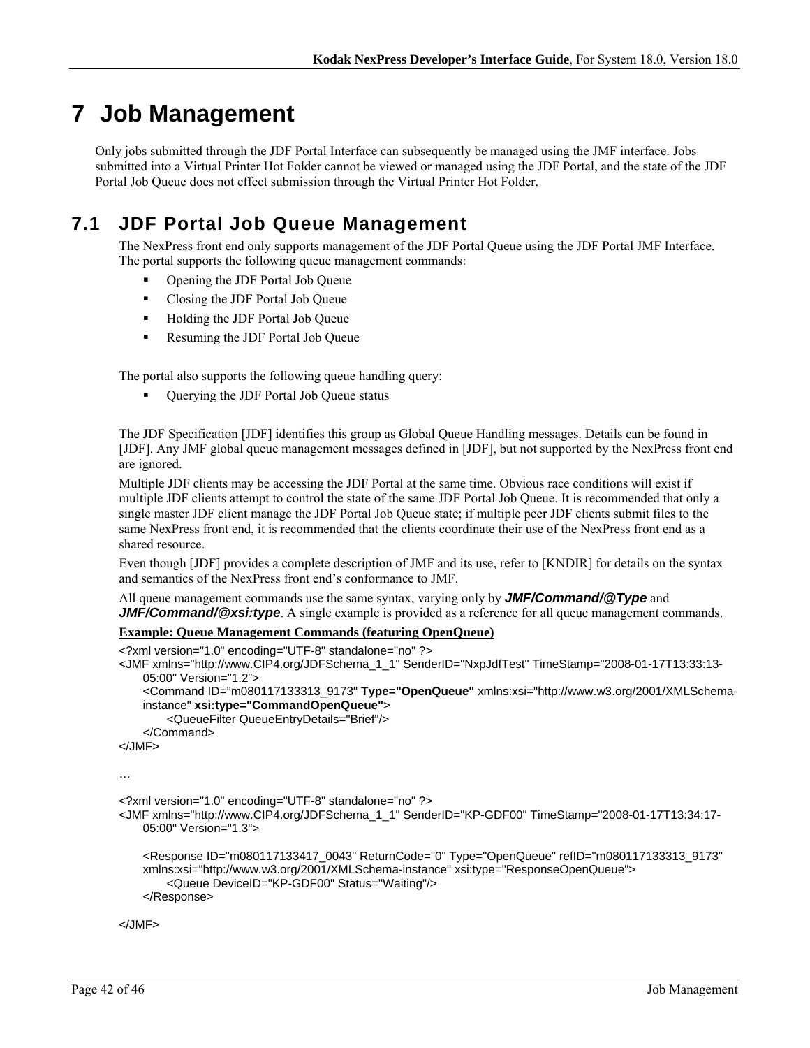# 7 Job Management

Only jobs submitted through the JDF Portal Interface can subsequently be managed using the JMF interface. Jobs submitted into a Virtual Printer Hot Folder cannot be viewed or managed using the JDF Portal, and the state of the JDF Portal Job Queue does not effect submission through the Virtual Printer Hot Folder.

## 7.1 JDF Portal Job Queue Management

The NexPress front end only supports management of the JDF Portal Queue using the JDF Portal JMF Interface. The portal supports the following queue management commands:

- Opening the JDF Portal Job Queue
- Closing the JDF Portal Job Queue
- Holding the JDF Portal Job Queue
- Resuming the JDF Portal Job Queue

The portal also supports the following queue handling query:

- Querying the JDF Portal Job Queue status

The JDF Specification [JDF] identifies this group as Global Queue Handling messages. Details can be found in [JDF]. Any JMF global queue management messages defined in [JDF], but not supported by the NexPress front end are ignored.

Multiple JDF clients may be accessing the JDF Portal at the same time. Obvious race conditions will exist if multiple JDF clients attempt to control the state of the same JDF Portal Job Queue. It is recommended that only a single master JDF client manage the JDF Portal Job Queue state; if multiple peer JDF clients submit files to the same NexPress front end, it is recommended that the clients coordinate their use of the NexPress front end as a shared resource.

Even though [JDF] provides a complete description of JMF and its use, refer to [KNDIR] for details on the syntax and semantics of the NexPress front end's conformance to JMF.

All queue management commands use the same syntax, varying only by ***JMF/Command/@Type*** and ***JMF/Command/@xsi:type***. A single example is provided as a reference for all queue management commands.

**Example: Queue Management Commands (featuring OpenQueue)**

```
<?xml version="1.0" encoding="UTF-8" standalone="no" ?>
<JMF xmlns="http://www.CIP4.org/JDFSchema_1_1" SenderID="NxpJdfTest" TimeStamp="2008-01-17T13:33:13-
    05:00" Version="1.2">
    <Command ID="m080117133313_9173" Type="OpenQueue" xmlns:xsi="http://www.w3.org/2001/XMLSchema-
    instance" xsi:type="CommandOpenQueue">
        <QueueFilter QueueEntryDetails="Brief"/>
    </Command>
</JMF>

…

<?xml version="1.0" encoding="UTF-8" standalone="no" ?>
<JMF xmlns="http://www.CIP4.org/JDFSchema_1_1" SenderID="KP-GDF00" TimeStamp="2008-01-17T13:34:17-
    05:00" Version="1.3">

    <Response ID="m080117133417_0043" ReturnCode="0" Type="OpenQueue" refID="m080117133313_9173"
    xmlns:xsi="http://www.w3.org/2001/XMLSchema-instance" xsi:type="ResponseOpenQueue">
        <Queue DeviceID="KP-GDF00" Status="Waiting"/>
    </Response>

</JMF>
```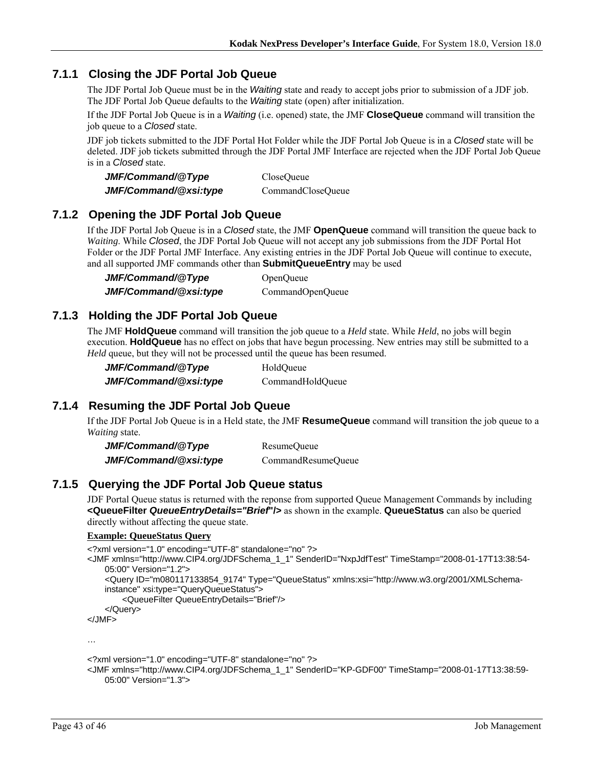### 7.1.1 Closing the JDF Portal Job Queue

The JDF Portal Job Queue must be in the *Waiting* state and ready to accept jobs prior to submission of a JDF job. The JDF Portal Job Queue defaults to the *Waiting* state (open) after initialization.

If the JDF Portal Job Queue is in a *Waiting* (i.e. opened) state, the JMF **CloseQueue** command will transition the job queue to a *Closed* state.

JDF job tickets submitted to the JDF Portal Hot Folder while the JDF Portal Job Queue is in a *Closed* state will be deleted. JDF job tickets submitted through the JDF Portal JMF Interface are rejected when the JDF Portal Job Queue is in a *Closed* state.

| | |
|---|---|
| ***JMF/Command/@Type*** | CloseQueue |
| ***JMF/Command/@xsi:type*** | CommandCloseQueue |

### 7.1.2 Opening the JDF Portal Job Queue

If the JDF Portal Job Queue is in a *Closed* state, the JMF **OpenQueue** command will transition the queue back to *Waiting*. While *Closed*, the JDF Portal Job Queue will not accept any job submissions from the JDF Portal Hot Folder or the JDF Portal JMF Interface. Any existing entries in the JDF Portal Job Queue will continue to execute, and all supported JMF commands other than **SubmitQueueEntry** may be used

| | |
|---|---|
| ***JMF/Command/@Type*** | OpenQueue |
| ***JMF/Command/@xsi:type*** | CommandOpenQueue |

### 7.1.3 Holding the JDF Portal Job Queue

The JMF **HoldQueue** command will transition the job queue to a *Held* state. While *Held*, no jobs will begin execution. **HoldQueue** has no effect on jobs that have begun processing. New entries may still be submitted to a *Held* queue, but they will not be processed until the queue has been resumed.

| | |
|---|---|
| ***JMF/Command/@Type*** | HoldQueue |
| ***JMF/Command/@xsi:type*** | CommandHoldQueue |

### 7.1.4 Resuming the JDF Portal Job Queue

If the JDF Portal Job Queue is in a Held state, the JMF **ResumeQueue** command will transition the job queue to a *Waiting* state.

| | |
|---|---|
| ***JMF/Command/@Type*** | ResumeQueue |
| ***JMF/Command/@xsi:type*** | CommandResumeQueue |

### 7.1.5 Querying the JDF Portal Job Queue status

JDF Portal Queue status is returned with the reponse from supported Queue Management Commands by including **<QueueFilter *QueueEntryDetails="Brief"*/>** as shown in the example. **QueueStatus** can also be queried directly without affecting the queue state.

**Example: QueueStatus Query**

```
<?xml version="1.0" encoding="UTF-8" standalone="no" ?>
<JMF xmlns="http://www.CIP4.org/JDFSchema_1_1" SenderID="NxpJdfTest" TimeStamp="2008-01-17T13:38:54-
    05:00" Version="1.2">
    <Query ID="m080117133854_9174" Type="QueueStatus" xmlns:xsi="http://www.w3.org/2001/XMLSchema-
    instance" xsi:type="QueryQueueStatus">
        <QueueFilter QueueEntryDetails="Brief"/>
    </Query>
</JMF>

…

<?xml version="1.0" encoding="UTF-8" standalone="no" ?>
<JMF xmlns="http://www.CIP4.org/JDFSchema_1_1" SenderID="KP-GDF00" TimeStamp="2008-01-17T13:38:59-
    05:00" Version="1.3">
```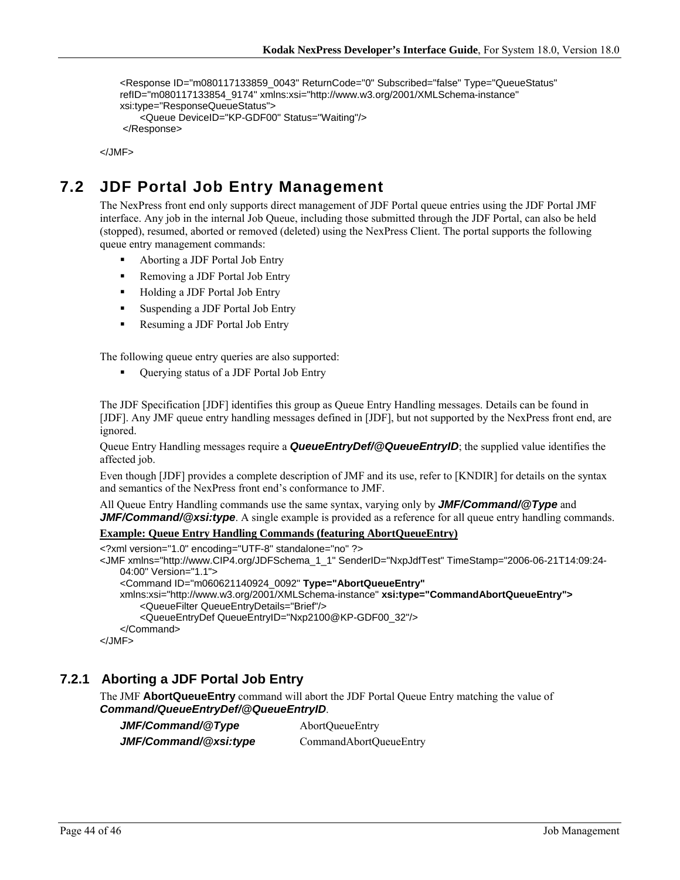```
<Response ID="m080117133859_0043" ReturnCode="0" Subscribed="false" Type="QueueStatus"
refID="m080117133854_9174" xmlns:xsi="http://www.w3.org/2001/XMLSchema-instance"
xsi:type="ResponseQueueStatus">
    <Queue DeviceID="KP-GDF00" Status="Waiting"/>
 </Response>

</JMF>
```

## 7.2 JDF Portal Job Entry Management

The NexPress front end only supports direct management of JDF Portal queue entries using the JDF Portal JMF interface. Any job in the internal Job Queue, including those submitted through the JDF Portal, can also be held (stopped), resumed, aborted or removed (deleted) using the NexPress Client. The portal supports the following queue entry management commands:

- Aborting a JDF Portal Job Entry
- Removing a JDF Portal Job Entry
- Holding a JDF Portal Job Entry
- Suspending a JDF Portal Job Entry
- Resuming a JDF Portal Job Entry

The following queue entry queries are also supported:

- Querying status of a JDF Portal Job Entry

The JDF Specification [JDF] identifies this group as Queue Entry Handling messages. Details can be found in [JDF]. Any JMF queue entry handling messages defined in [JDF], but not supported by the NexPress front end, are ignored.

Queue Entry Handling messages require a ***QueueEntryDef/@QueueEntryID***; the supplied value identifies the affected job.

Even though [JDF] provides a complete description of JMF and its use, refer to [KNDIR] for details on the syntax and semantics of the NexPress front end's conformance to JMF.

All Queue Entry Handling commands use the same syntax, varying only by ***JMF/Command/@Type*** and ***JMF/Command/@xsi:type***. A single example is provided as a reference for all queue entry handling commands.

**Example: Queue Entry Handling Commands (featuring AbortQueueEntry)**

```
<?xml version="1.0" encoding="UTF-8" standalone="no" ?>
<JMF xmlns="http://www.CIP4.org/JDFSchema_1_1" SenderID="NxpJdfTest" TimeStamp="2006-06-21T14:09:24-
    04:00" Version="1.1">
    <Command ID="m060621140924_0092" Type="AbortQueueEntry"
    xmlns:xsi="http://www.w3.org/2001/XMLSchema-instance" xsi:type="CommandAbortQueueEntry">
        <QueueFilter QueueEntryDetails="Brief"/>
        <QueueEntryDef QueueEntryID="Nxp2100@KP-GDF00_32"/>
    </Command>
</JMF>
```

### 7.2.1 Aborting a JDF Portal Job Entry

The JMF **AbortQueueEntry** command will abort the JDF Portal Queue Entry matching the value of ***Command/QueueEntryDef/@QueueEntryID***.

| | |
|---|---|
| ***JMF/Command/@Type*** | AbortQueueEntry |
| ***JMF/Command/@xsi:type*** | CommandAbortQueueEntry |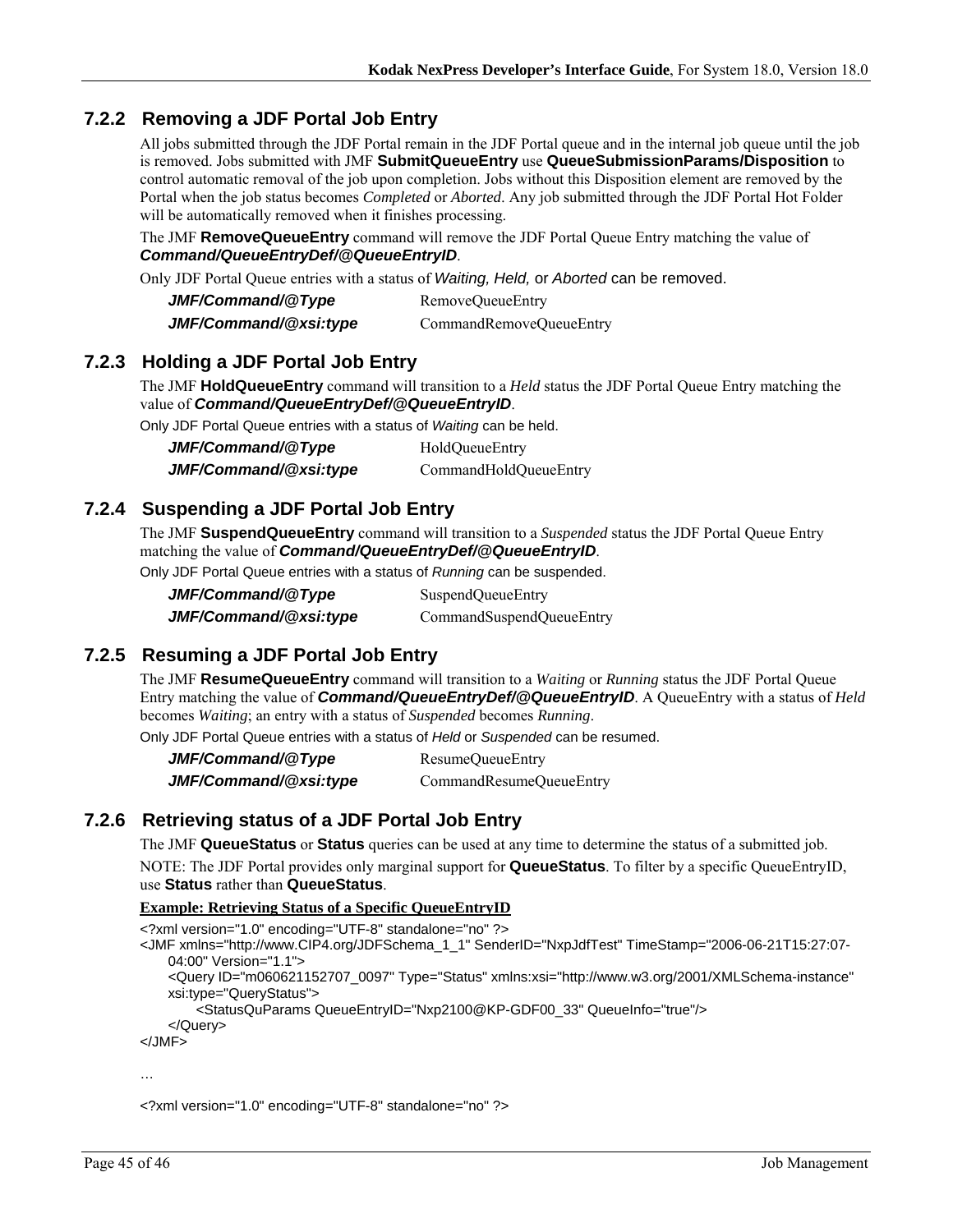### 7.2.2 Removing a JDF Portal Job Entry

All jobs submitted through the JDF Portal remain in the JDF Portal queue and in the internal job queue until the job is removed. Jobs submitted with JMF **SubmitQueueEntry** use **QueueSubmissionParams/Disposition** to control automatic removal of the job upon completion. Jobs without this Disposition element are removed by the Portal when the job status becomes *Completed* or *Aborted*. Any job submitted through the JDF Portal Hot Folder will be automatically removed when it finishes processing.

The JMF **RemoveQueueEntry** command will remove the JDF Portal Queue Entry matching the value of ***Command/QueueEntryDef/@QueueEntryID***.

Only JDF Portal Queue entries with a status of *Waiting, Held,* or *Aborted* can be removed.

| | |
|---|---|
| ***JMF/Command/@Type*** | RemoveQueueEntry |
| ***JMF/Command/@xsi:type*** | CommandRemoveQueueEntry |

### 7.2.3 Holding a JDF Portal Job Entry

The JMF **HoldQueueEntry** command will transition to a *Held* status the JDF Portal Queue Entry matching the value of ***Command/QueueEntryDef/@QueueEntryID***.

Only JDF Portal Queue entries with a status of *Waiting* can be held.

| | |
|---|---|
| ***JMF/Command/@Type*** | HoldQueueEntry |
| ***JMF/Command/@xsi:type*** | CommandHoldQueueEntry |

### 7.2.4 Suspending a JDF Portal Job Entry

The JMF **SuspendQueueEntry** command will transition to a *Suspended* status the JDF Portal Queue Entry matching the value of ***Command/QueueEntryDef/@QueueEntryID***.

Only JDF Portal Queue entries with a status of *Running* can be suspended.

| | |
|---|---|
| ***JMF/Command/@Type*** | SuspendQueueEntry |
| ***JMF/Command/@xsi:type*** | CommandSuspendQueueEntry |

### 7.2.5 Resuming a JDF Portal Job Entry

The JMF **ResumeQueueEntry** command will transition to a *Waiting* or *Running* status the JDF Portal Queue Entry matching the value of ***Command/QueueEntryDef/@QueueEntryID***. A QueueEntry with a status of *Held* becomes *Waiting*; an entry with a status of *Suspended* becomes *Running*.

Only JDF Portal Queue entries with a status of *Held* or *Suspended* can be resumed.

| | |
|---|---|
| ***JMF/Command/@Type*** | ResumeQueueEntry |
| ***JMF/Command/@xsi:type*** | CommandResumeQueueEntry |

### 7.2.6 Retrieving status of a JDF Portal Job Entry

The JMF **QueueStatus** or **Status** queries can be used at any time to determine the status of a submitted job.

NOTE: The JDF Portal provides only marginal support for **QueueStatus**. To filter by a specific QueueEntryID, use **Status** rather than **QueueStatus**.

**Example: Retrieving Status of a Specific QueueEntryID**

```
<?xml version="1.0" encoding="UTF-8" standalone="no" ?>
<JMF xmlns="http://www.CIP4.org/JDFSchema_1_1" SenderID="NxpJdfTest" TimeStamp="2006-06-21T15:27:07-
    04:00" Version="1.1">
    <Query ID="m060621152707_0097" Type="Status" xmlns:xsi="http://www.w3.org/2001/XMLSchema-instance"
    xsi:type="QueryStatus">
        <StatusQuParams QueueEntryID="Nxp2100@KP-GDF00_33" QueueInfo="true"/>
    </Query>
</JMF>

…

<?xml version="1.0" encoding="UTF-8" standalone="no" ?>
```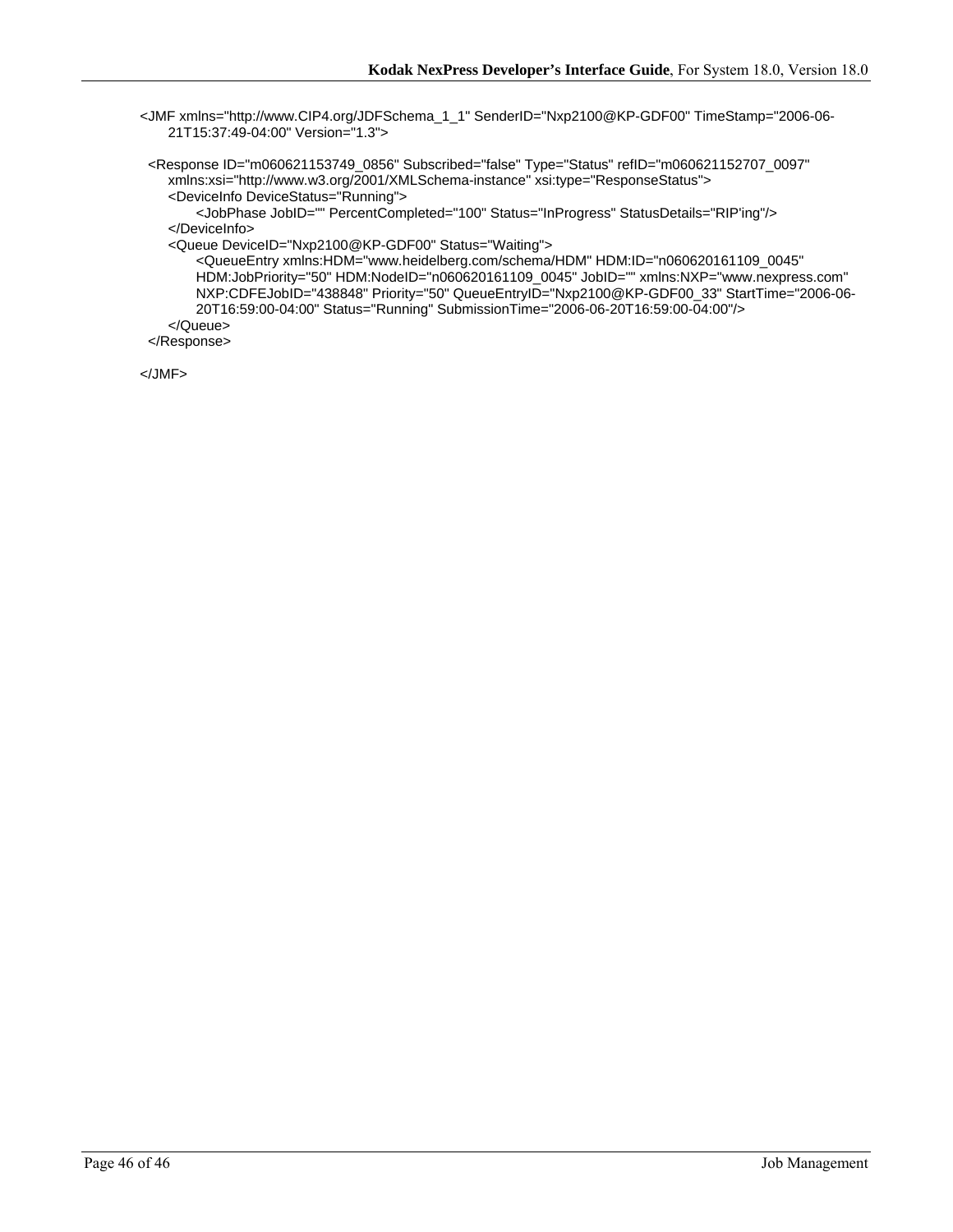```
<JMF xmlns="http://www.CIP4.org/JDFSchema_1_1" SenderID="Nxp2100@KP-GDF00" TimeStamp="2006-06-
    21T15:37:49-04:00" Version="1.3">

  <Response ID="m060621153749_0856" Subscribed="false" Type="Status" refID="m060621152707_0097"
      xmlns:xsi="http://www.w3.org/2001/XMLSchema-instance" xsi:type="ResponseStatus">
      <DeviceInfo DeviceStatus="Running">
          <JobPhase JobID="" PercentCompleted="100" Status="InProgress" StatusDetails="RIP'ing"/>
      </DeviceInfo>
      <Queue DeviceID="Nxp2100@KP-GDF00" Status="Waiting">
          <QueueEntry xmlns:HDM="www.heidelberg.com/schema/HDM" HDM:ID="n060620161109_0045"
          HDM:JobPriority="50" HDM:NodeID="n060620161109_0045" JobID="" xmlns:NXP="www.nexpress.com"
          NXP:CDFEJobID="438848" Priority="50" QueueEntryID="Nxp2100@KP-GDF00_33" StartTime="2006-06-
          20T16:59:00-04:00" Status="Running" SubmissionTime="2006-06-20T16:59:00-04:00"/>
      </Queue>
  </Response>

</JMF>
```